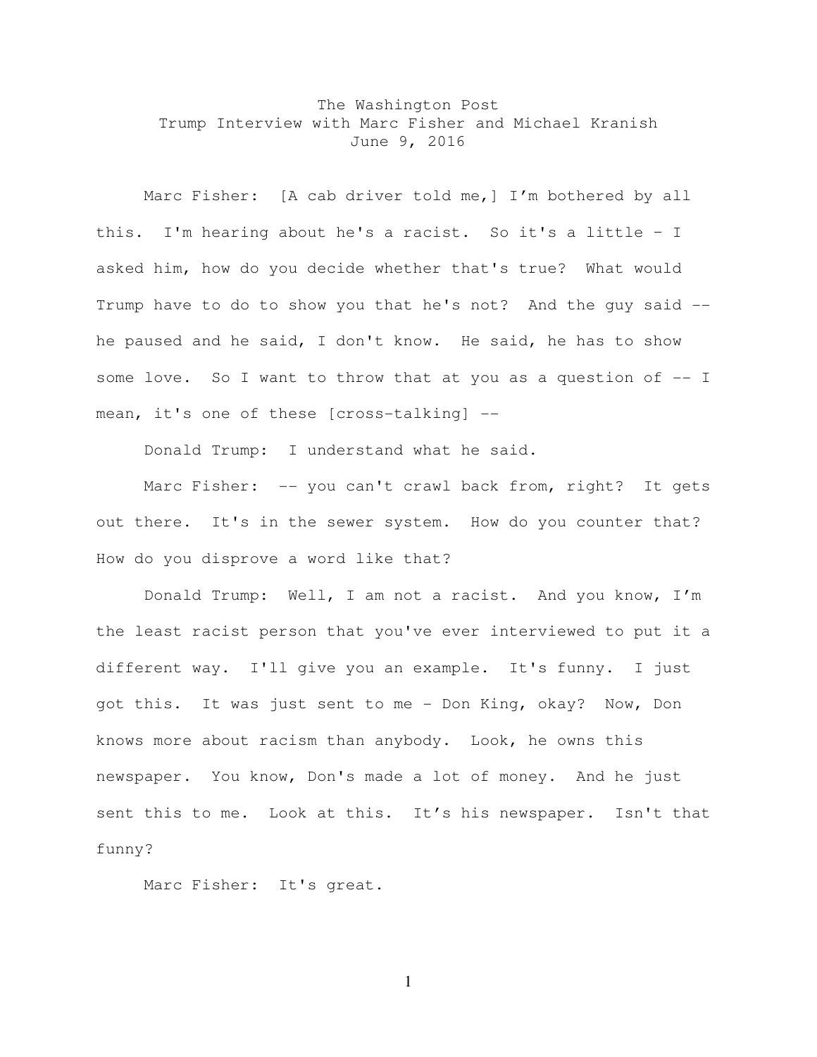The Washington Post
Trump Interview with Marc Fisher and Michael Kranish
June 9, 2016

Marc Fisher: [A cab driver told me,] I'm bothered by all this. I'm hearing about he's a racist. So it's a little – I asked him, how do you decide whether that's true? What would Trump have to do to show you that he's not? And the guy said -- he paused and he said, I don't know. He said, he has to show some love. So I want to throw that at you as a question of -- I mean, it's one of these [cross-talking] --

Donald Trump: I understand what he said.

Marc Fisher: -- you can't crawl back from, right? It gets out there. It's in the sewer system. How do you counter that? How do you disprove a word like that?

Donald Trump: Well, I am not a racist. And you know, I'm the least racist person that you've ever interviewed to put it a different way. I'll give you an example. It's funny. I just got this. It was just sent to me – Don King, okay? Now, Don knows more about racism than anybody. Look, he owns this newspaper. You know, Don's made a lot of money. And he just sent this to me. Look at this. It's his newspaper. Isn't that funny?

Marc Fisher: It's great.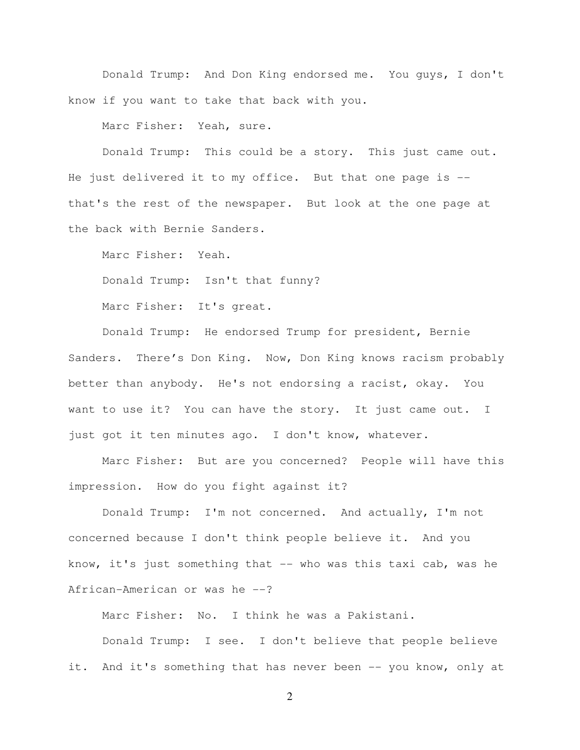Donald Trump: And Don King endorsed me. You guys, I don't know if you want to take that back with you.

Marc Fisher: Yeah, sure.

Donald Trump: This could be a story. This just came out. He just delivered it to my office. But that one page is -- that's the rest of the newspaper. But look at the one page at the back with Bernie Sanders.

Marc Fisher: Yeah.

Donald Trump: Isn't that funny?

Marc Fisher: It's great.

Donald Trump: He endorsed Trump for president, Bernie Sanders. There's Don King. Now, Don King knows racism probably better than anybody. He's not endorsing a racist, okay. You want to use it? You can have the story. It just came out. I just got it ten minutes ago. I don't know, whatever.

Marc Fisher: But are you concerned? People will have this impression. How do you fight against it?

Donald Trump: I'm not concerned. And actually, I'm not concerned because I don't think people believe it. And you know, it's just something that -- who was this taxi cab, was he African-American or was he --?

Marc Fisher: No. I think he was a Pakistani.

Donald Trump: I see. I don't believe that people believe it. And it's something that has never been -- you know, only at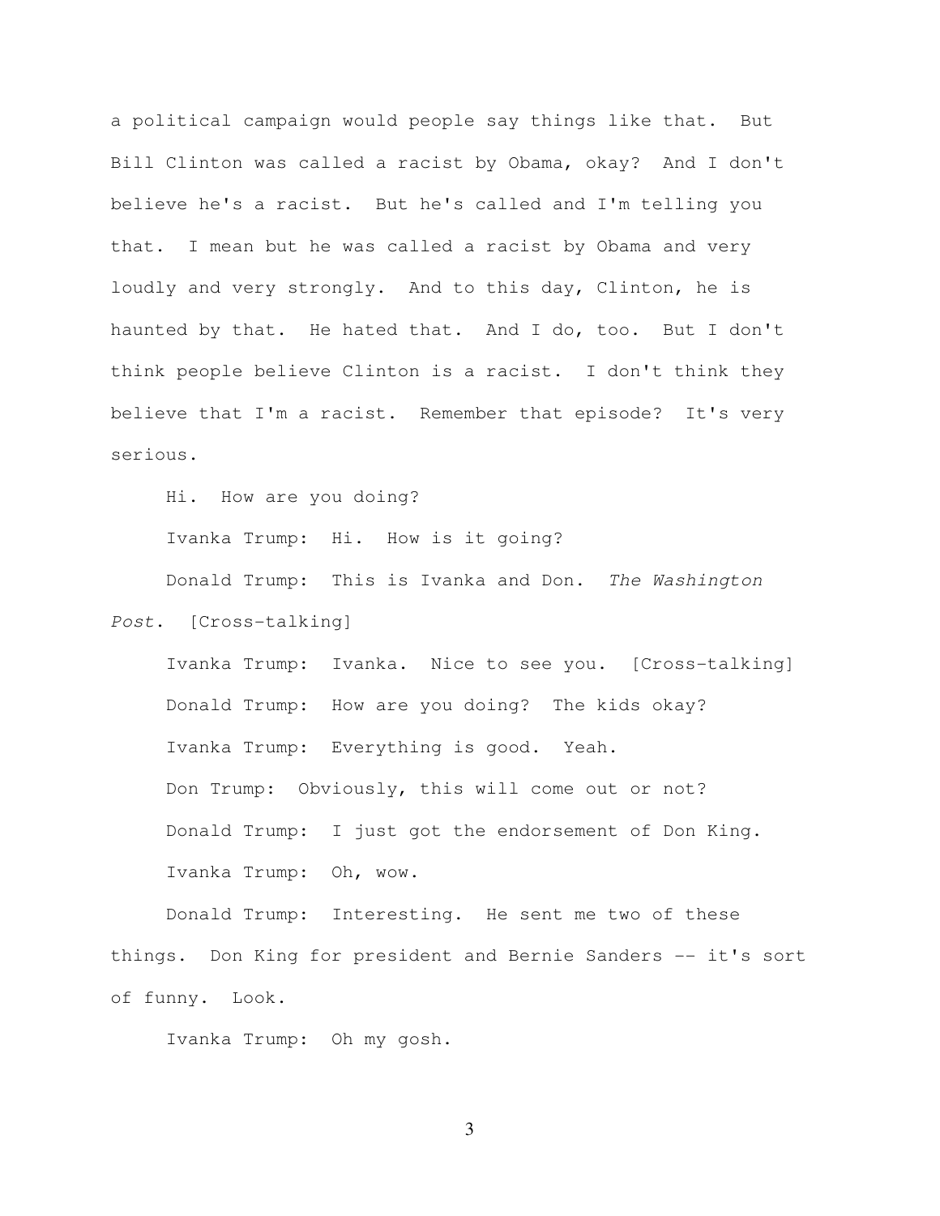a political campaign would people say things like that. But Bill Clinton was called a racist by Obama, okay? And I don't believe he's a racist. But he's called and I'm telling you that. I mean but he was called a racist by Obama and very loudly and very strongly. And to this day, Clinton, he is haunted by that. He hated that. And I do, too. But I don't think people believe Clinton is a racist. I don't think they believe that I'm a racist. Remember that episode? It's very serious.

Hi. How are you doing?

Ivanka Trump: Hi. How is it going?

Donald Trump: This is Ivanka and Don. *The Washington Post*. [Cross-talking]

Ivanka Trump: Ivanka. Nice to see you. [Cross-talking]

Donald Trump: How are you doing? The kids okay?

Ivanka Trump: Everything is good. Yeah.

Don Trump: Obviously, this will come out or not?

Donald Trump: I just got the endorsement of Don King.

Ivanka Trump: Oh, wow.

Donald Trump: Interesting. He sent me two of these things. Don King for president and Bernie Sanders -- it's sort of funny. Look.

Ivanka Trump: Oh my gosh.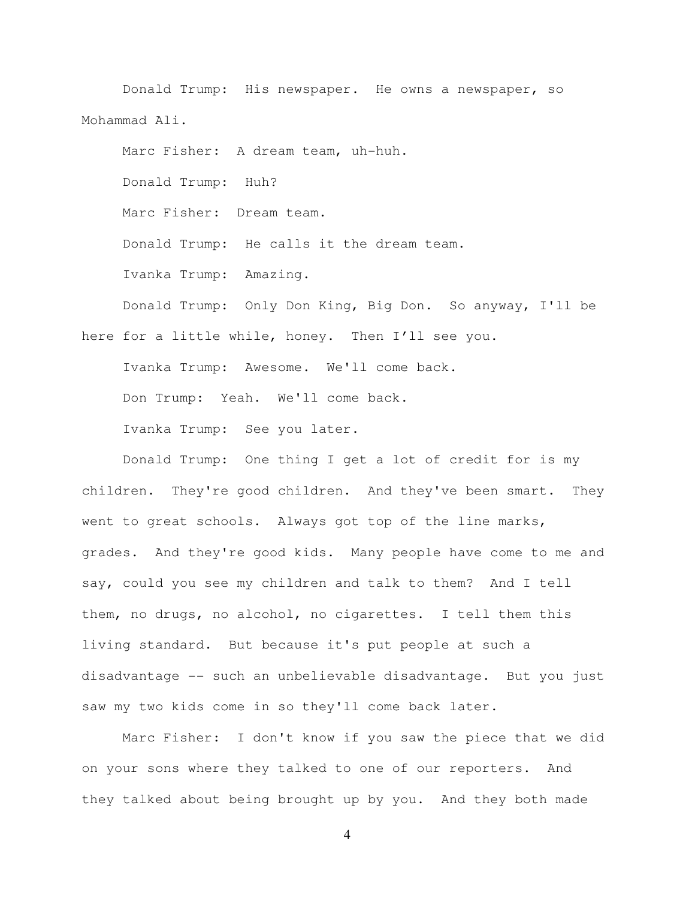Donald Trump: His newspaper. He owns a newspaper, so Mohammad Ali.

Marc Fisher: A dream team, uh-huh.

Donald Trump: Huh?

Marc Fisher: Dream team.

Donald Trump: He calls it the dream team.

Ivanka Trump: Amazing.

Donald Trump: Only Don King, Big Don. So anyway, I'll be here for a little while, honey. Then I'll see you.

Ivanka Trump: Awesome. We'll come back.

Don Trump: Yeah. We'll come back.

Ivanka Trump: See you later.

Donald Trump: One thing I get a lot of credit for is my children. They're good children. And they've been smart. They went to great schools. Always got top of the line marks, grades. And they're good kids. Many people have come to me and say, could you see my children and talk to them? And I tell them, no drugs, no alcohol, no cigarettes. I tell them this living standard. But because it's put people at such a disadvantage -- such an unbelievable disadvantage. But you just saw my two kids come in so they'll come back later.

Marc Fisher: I don't know if you saw the piece that we did on your sons where they talked to one of our reporters. And they talked about being brought up by you. And they both made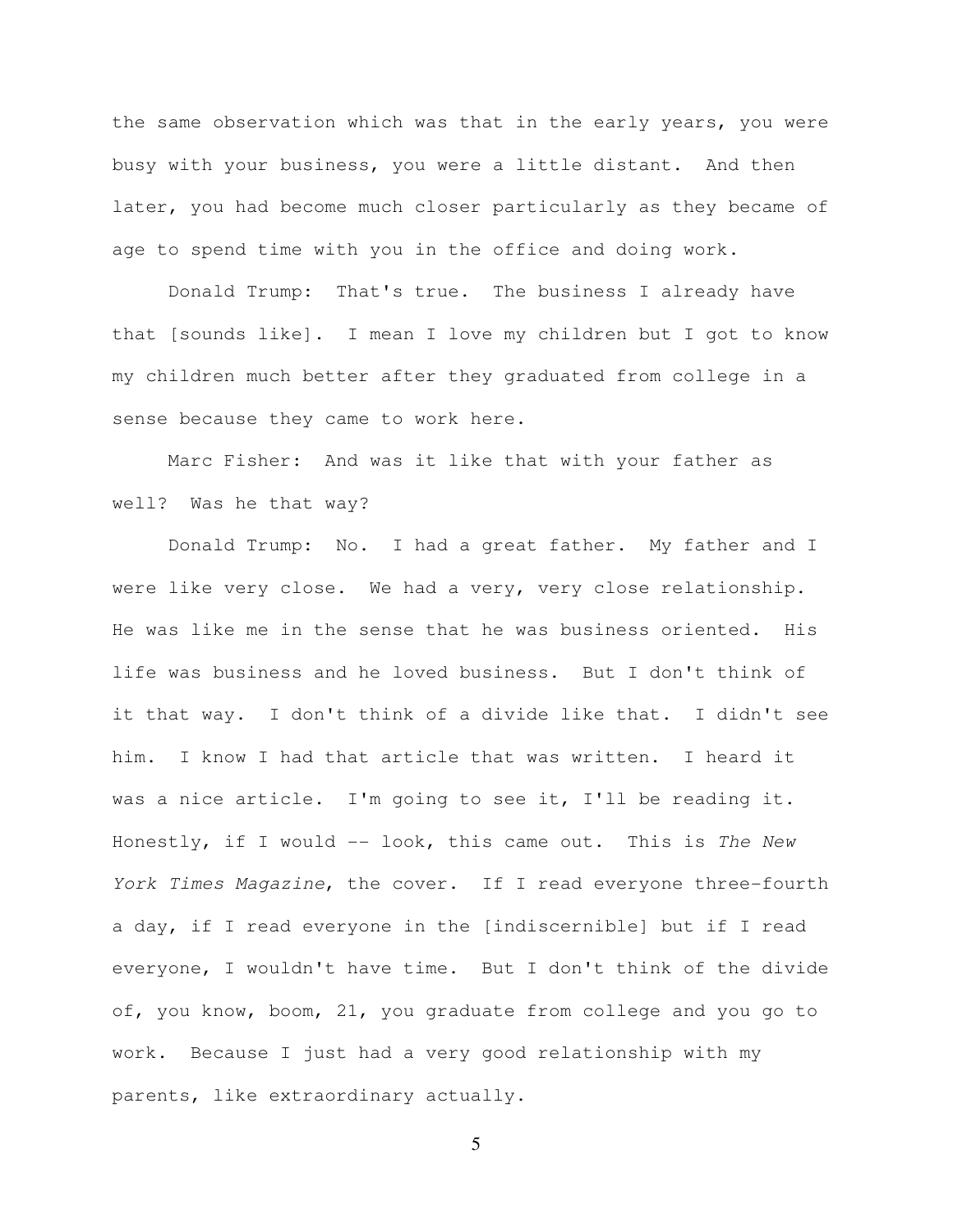the same observation which was that in the early years, you were busy with your business, you were a little distant. And then later, you had become much closer particularly as they became of age to spend time with you in the office and doing work.

Donald Trump: That's true. The business I already have that [sounds like]. I mean I love my children but I got to know my children much better after they graduated from college in a sense because they came to work here.

Marc Fisher: And was it like that with your father as well? Was he that way?

Donald Trump: No. I had a great father. My father and I were like very close. We had a very, very close relationship. He was like me in the sense that he was business oriented. His life was business and he loved business. But I don't think of it that way. I don't think of a divide like that. I didn't see him. I know I had that article that was written. I heard it was a nice article. I'm going to see it, I'll be reading it. Honestly, if I would -- look, this came out. This is *The New York Times Magazine*, the cover. If I read everyone three-fourth a day, if I read everyone in the [indiscernible] but if I read everyone, I wouldn't have time. But I don't think of the divide of, you know, boom, 21, you graduate from college and you go to work. Because I just had a very good relationship with my parents, like extraordinary actually.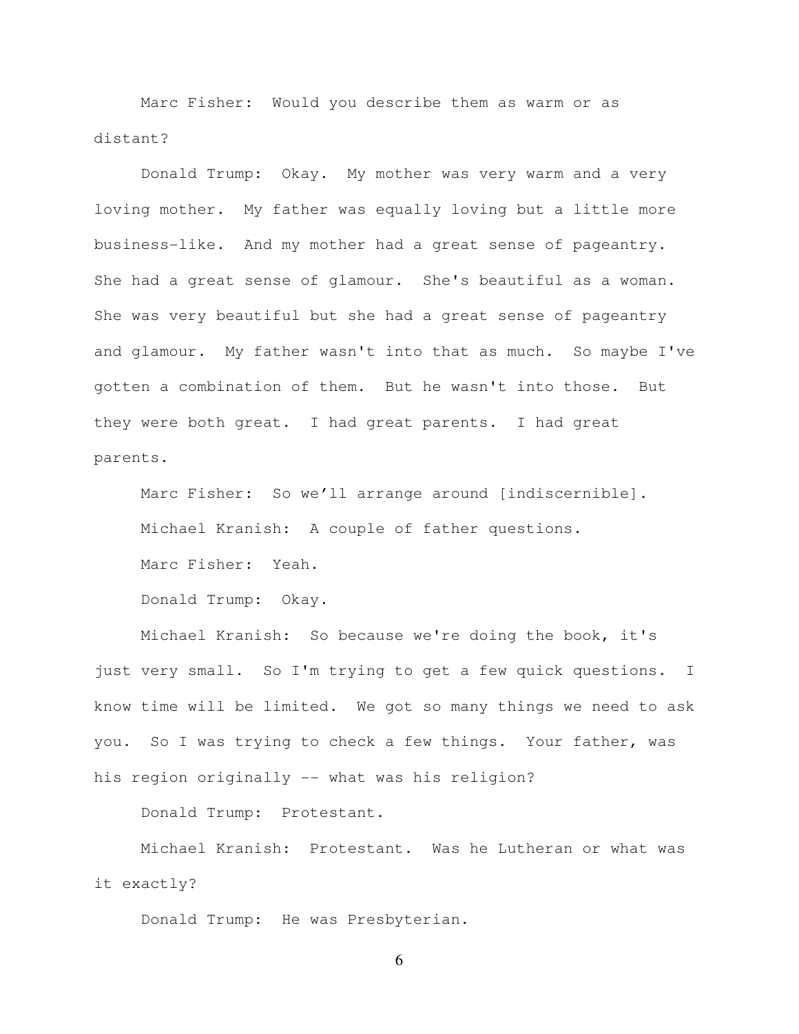Marc Fisher: Would you describe them as warm or as distant?

Donald Trump: Okay. My mother was very warm and a very loving mother. My father was equally loving but a little more business-like. And my mother had a great sense of pageantry. She had a great sense of glamour. She's beautiful as a woman. She was very beautiful but she had a great sense of pageantry and glamour. My father wasn't into that as much. So maybe I've gotten a combination of them. But he wasn't into those. But they were both great. I had great parents. I had great parents.

Marc Fisher: So we'll arrange around [indiscernible].

Michael Kranish: A couple of father questions.

Marc Fisher: Yeah.

Donald Trump: Okay.

Michael Kranish: So because we're doing the book, it's just very small. So I'm trying to get a few quick questions. I know time will be limited. We got so many things we need to ask you. So I was trying to check a few things. Your father, was his region originally -- what was his religion?

Donald Trump: Protestant.

Michael Kranish: Protestant. Was he Lutheran or what was it exactly?

Donald Trump: He was Presbyterian.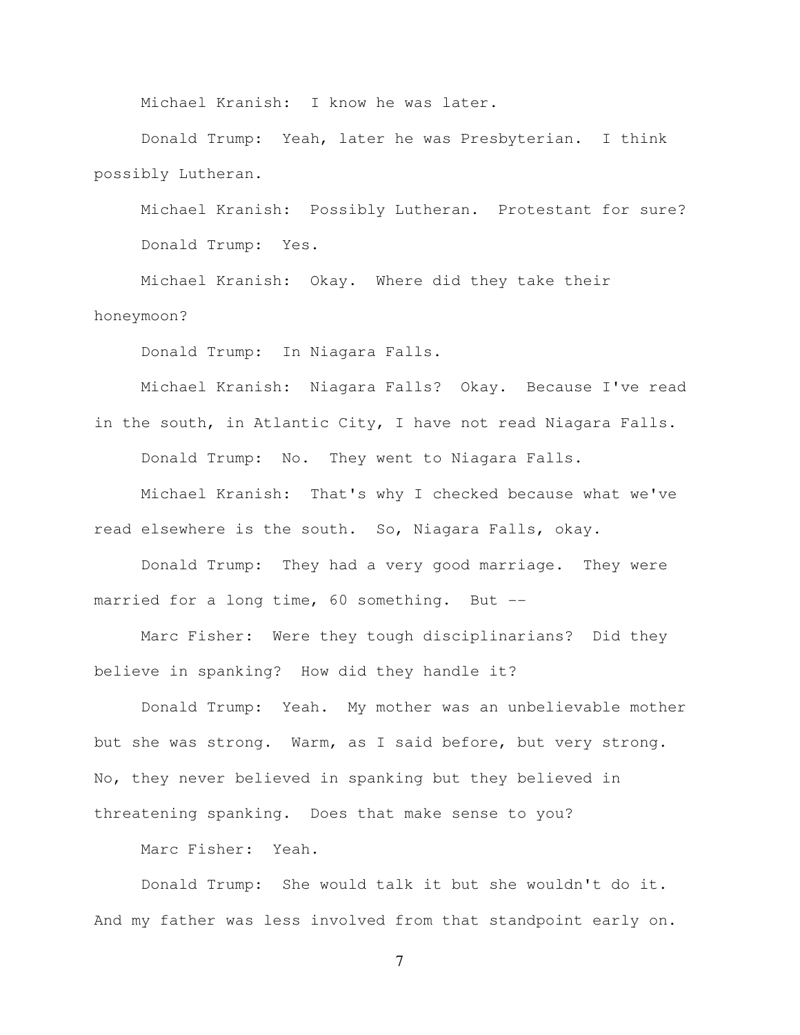Michael Kranish: I know he was later.

Donald Trump: Yeah, later he was Presbyterian. I think possibly Lutheran.

Michael Kranish: Possibly Lutheran. Protestant for sure?

Donald Trump: Yes.

Michael Kranish: Okay. Where did they take their honeymoon?

Donald Trump: In Niagara Falls.

Michael Kranish: Niagara Falls? Okay. Because I've read in the south, in Atlantic City, I have not read Niagara Falls.

Donald Trump: No. They went to Niagara Falls.

Michael Kranish: That's why I checked because what we've read elsewhere is the south. So, Niagara Falls, okay.

Donald Trump: They had a very good marriage. They were married for a long time, 60 something. But --

Marc Fisher: Were they tough disciplinarians? Did they believe in spanking? How did they handle it?

Donald Trump: Yeah. My mother was an unbelievable mother but she was strong. Warm, as I said before, but very strong. No, they never believed in spanking but they believed in threatening spanking. Does that make sense to you?

Marc Fisher: Yeah.

Donald Trump: She would talk it but she wouldn't do it. And my father was less involved from that standpoint early on.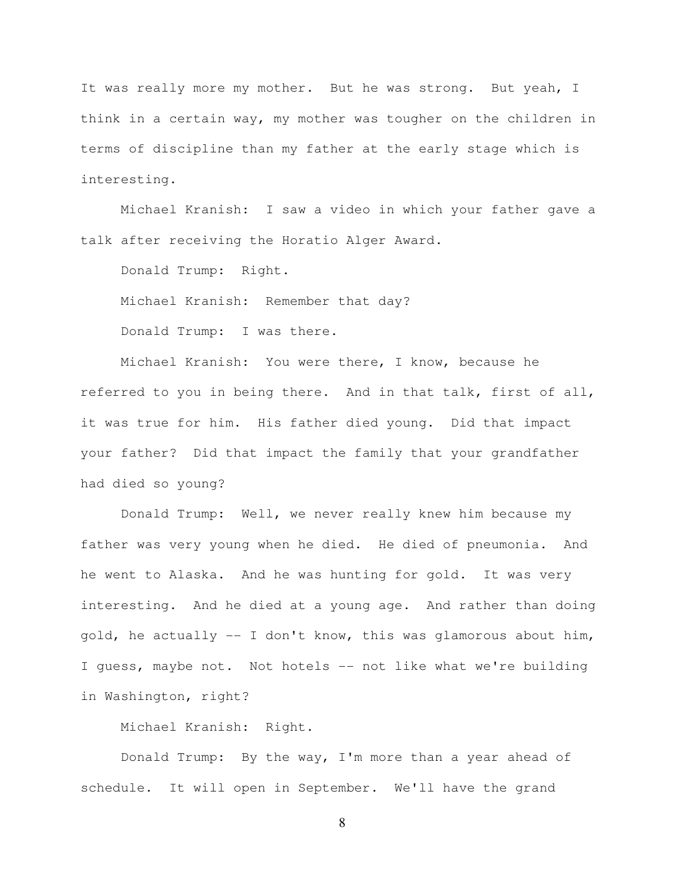It was really more my mother. But he was strong. But yeah, I think in a certain way, my mother was tougher on the children in terms of discipline than my father at the early stage which is interesting.

Michael Kranish: I saw a video in which your father gave a talk after receiving the Horatio Alger Award.

Donald Trump: Right.

Michael Kranish: Remember that day?

Donald Trump: I was there.

Michael Kranish: You were there, I know, because he referred to you in being there. And in that talk, first of all, it was true for him. His father died young. Did that impact your father? Did that impact the family that your grandfather had died so young?

Donald Trump: Well, we never really knew him because my father was very young when he died. He died of pneumonia. And he went to Alaska. And he was hunting for gold. It was very interesting. And he died at a young age. And rather than doing gold, he actually -- I don't know, this was glamorous about him, I guess, maybe not. Not hotels -- not like what we're building in Washington, right?

Michael Kranish: Right.

Donald Trump: By the way, I'm more than a year ahead of schedule. It will open in September. We'll have the grand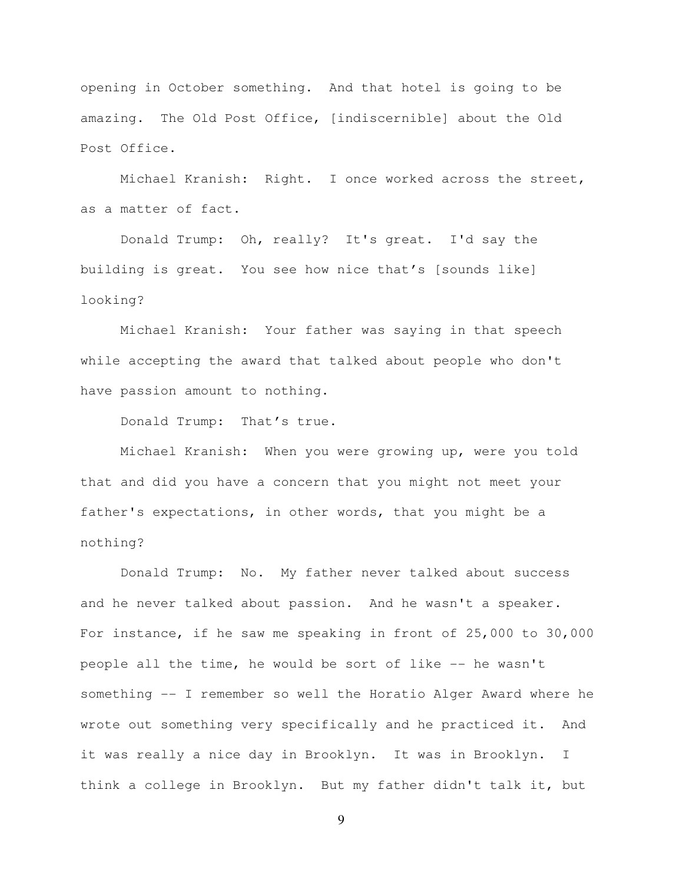opening in October something. And that hotel is going to be amazing. The Old Post Office, [indiscernible] about the Old Post Office.

Michael Kranish: Right. I once worked across the street, as a matter of fact.

Donald Trump: Oh, really? It's great. I'd say the building is great. You see how nice that's [sounds like] looking?

Michael Kranish: Your father was saying in that speech while accepting the award that talked about people who don't have passion amount to nothing.

Donald Trump: That's true.

Michael Kranish: When you were growing up, were you told that and did you have a concern that you might not meet your father's expectations, in other words, that you might be a nothing?

Donald Trump: No. My father never talked about success and he never talked about passion. And he wasn't a speaker. For instance, if he saw me speaking in front of 25,000 to 30,000 people all the time, he would be sort of like -- he wasn't something -- I remember so well the Horatio Alger Award where he wrote out something very specifically and he practiced it. And it was really a nice day in Brooklyn. It was in Brooklyn. I think a college in Brooklyn. But my father didn't talk it, but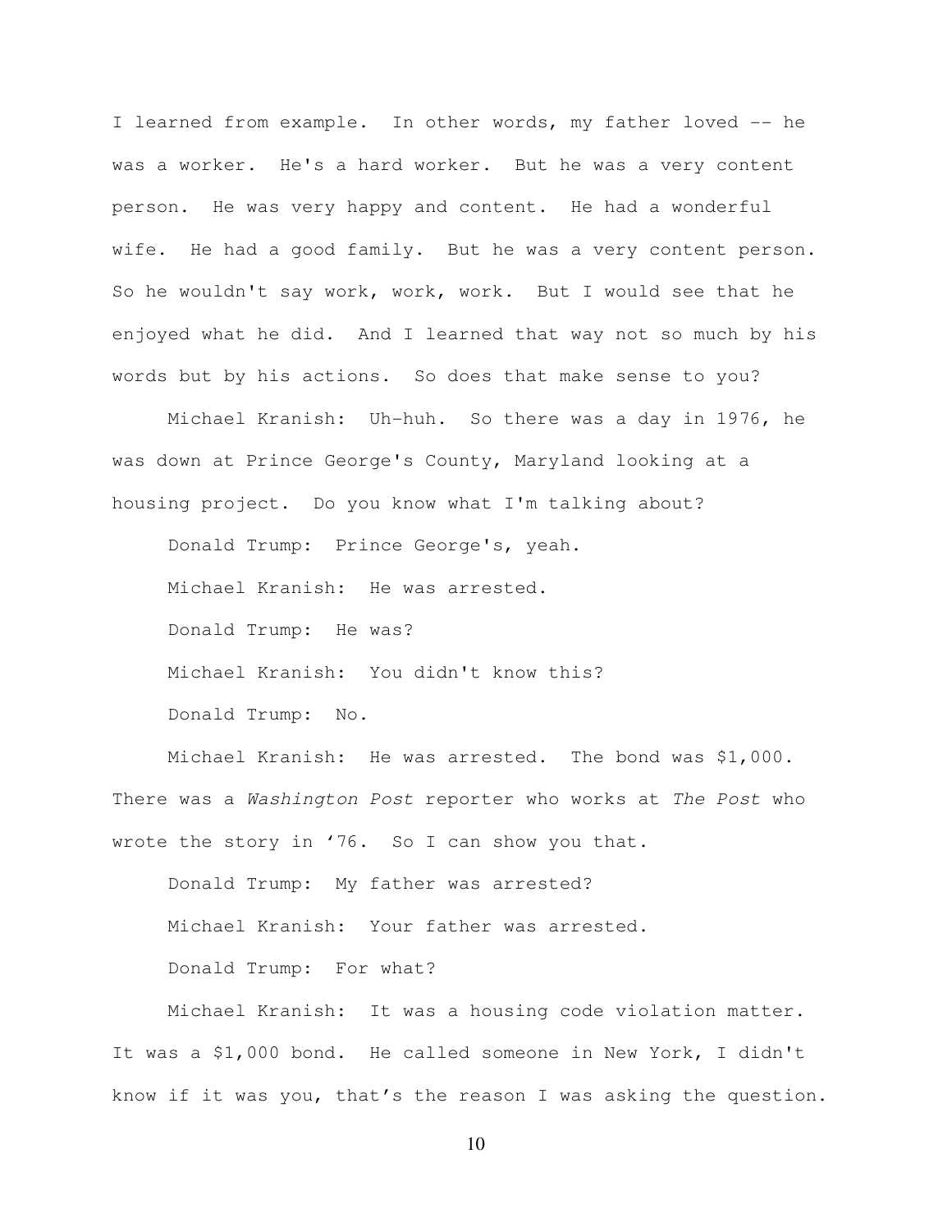I learned from example. In other words, my father loved -- he was a worker. He's a hard worker. But he was a very content person. He was very happy and content. He had a wonderful wife. He had a good family. But he was a very content person. So he wouldn't say work, work, work. But I would see that he enjoyed what he did. And I learned that way not so much by his words but by his actions. So does that make sense to you?

Michael Kranish: Uh-huh. So there was a day in 1976, he was down at Prince George's County, Maryland looking at a housing project. Do you know what I'm talking about?

Donald Trump: Prince George's, yeah.

Michael Kranish: He was arrested.

Donald Trump: He was?

Michael Kranish: You didn't know this?

Donald Trump: No.

Michael Kranish: He was arrested. The bond was $1,000. There was a *Washington Post* reporter who works at *The Post* who wrote the story in '76. So I can show you that.

Donald Trump: My father was arrested?

Michael Kranish: Your father was arrested.

Donald Trump: For what?

Michael Kranish: It was a housing code violation matter. It was a $1,000 bond. He called someone in New York, I didn't know if it was you, that's the reason I was asking the question.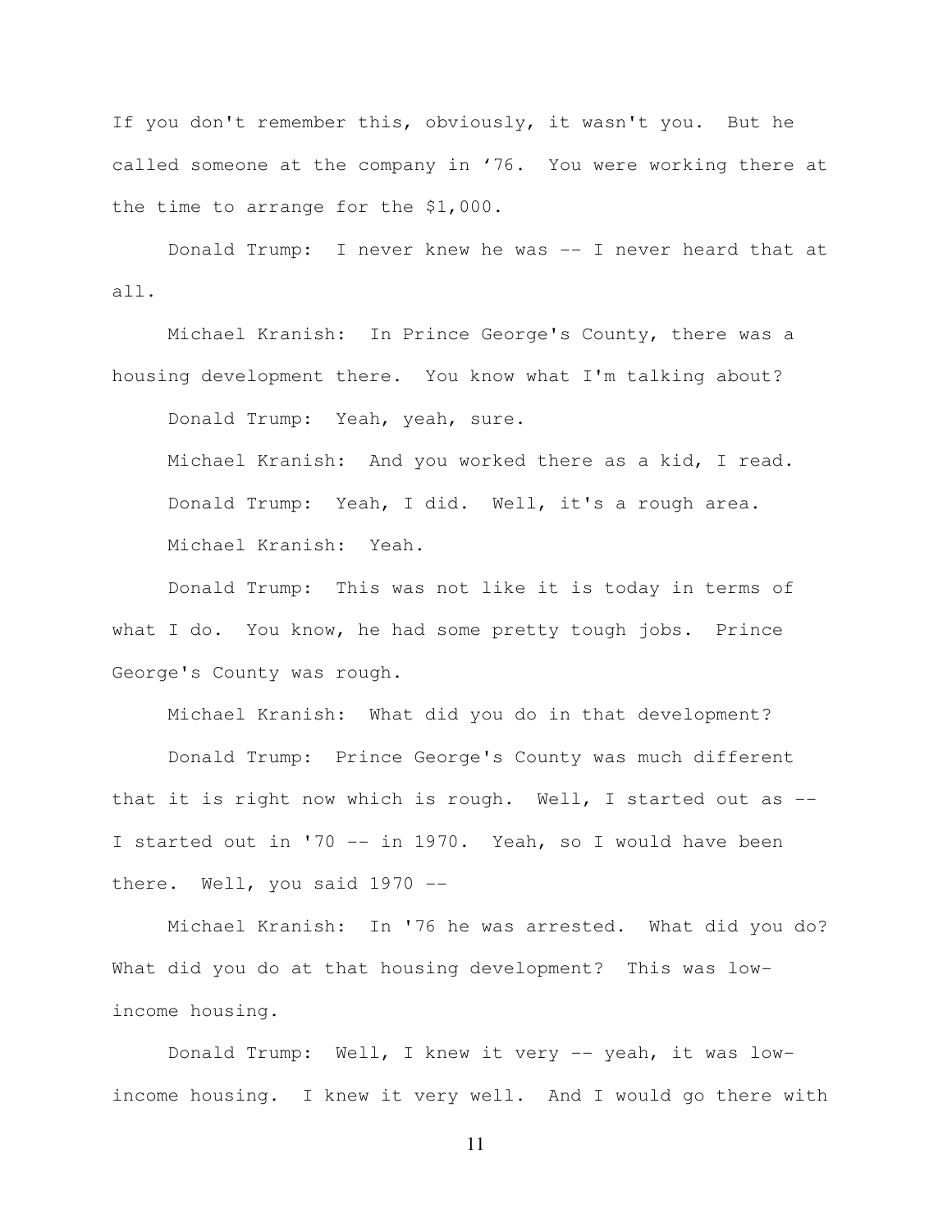If you don't remember this, obviously, it wasn't you. But he called someone at the company in '76. You were working there at the time to arrange for the $1,000.

Donald Trump: I never knew he was -- I never heard that at all.

Michael Kranish: In Prince George's County, there was a housing development there. You know what I'm talking about?

Donald Trump: Yeah, yeah, sure.

Michael Kranish: And you worked there as a kid, I read.

Donald Trump: Yeah, I did. Well, it's a rough area.

Michael Kranish: Yeah.

Donald Trump: This was not like it is today in terms of what I do. You know, he had some pretty tough jobs. Prince George's County was rough.

Michael Kranish: What did you do in that development?

Donald Trump: Prince George's County was much different that it is right now which is rough. Well, I started out as -- I started out in '70 -- in 1970. Yeah, so I would have been there. Well, you said 1970 --

Michael Kranish: In '76 he was arrested. What did you do? What did you do at that housing development? This was low-income housing.

Donald Trump: Well, I knew it very -- yeah, it was low-income housing. I knew it very well. And I would go there with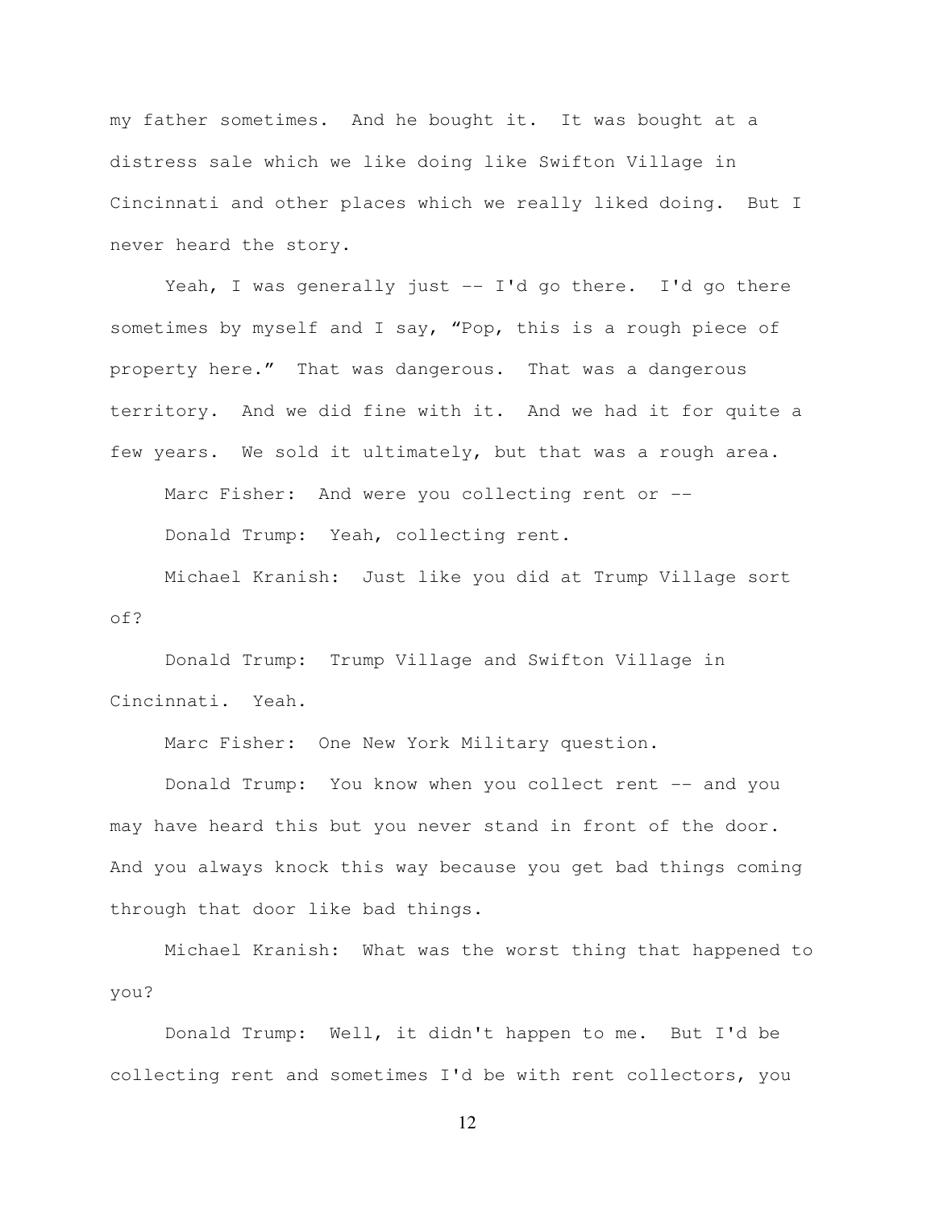my father sometimes. And he bought it. It was bought at a distress sale which we like doing like Swifton Village in Cincinnati and other places which we really liked doing. But I never heard the story.

Yeah, I was generally just -- I'd go there. I'd go there sometimes by myself and I say, "Pop, this is a rough piece of property here." That was dangerous. That was a dangerous territory. And we did fine with it. And we had it for quite a few years. We sold it ultimately, but that was a rough area.

Marc Fisher: And were you collecting rent or --

Donald Trump: Yeah, collecting rent.

Michael Kranish: Just like you did at Trump Village sort of?

Donald Trump: Trump Village and Swifton Village in Cincinnati. Yeah.

Marc Fisher: One New York Military question.

Donald Trump: You know when you collect rent -- and you may have heard this but you never stand in front of the door. And you always knock this way because you get bad things coming through that door like bad things.

Michael Kranish: What was the worst thing that happened to you?

Donald Trump: Well, it didn't happen to me. But I'd be collecting rent and sometimes I'd be with rent collectors, you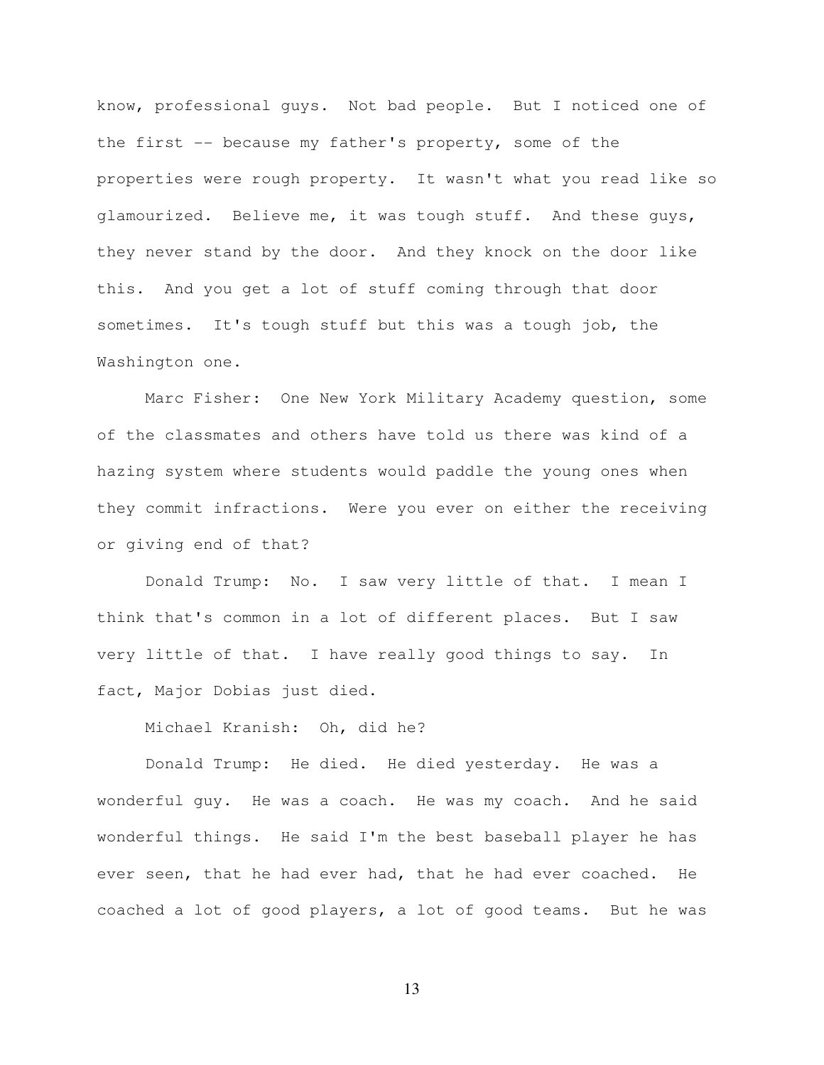know, professional guys. Not bad people. But I noticed one of the first -- because my father's property, some of the properties were rough property. It wasn't what you read like so glamourized. Believe me, it was tough stuff. And these guys, they never stand by the door. And they knock on the door like this. And you get a lot of stuff coming through that door sometimes. It's tough stuff but this was a tough job, the Washington one.

Marc Fisher: One New York Military Academy question, some of the classmates and others have told us there was kind of a hazing system where students would paddle the young ones when they commit infractions. Were you ever on either the receiving or giving end of that?

Donald Trump: No. I saw very little of that. I mean I think that's common in a lot of different places. But I saw very little of that. I have really good things to say. In fact, Major Dobias just died.

Michael Kranish: Oh, did he?

Donald Trump: He died. He died yesterday. He was a wonderful guy. He was a coach. He was my coach. And he said wonderful things. He said I'm the best baseball player he has ever seen, that he had ever had, that he had ever coached. He coached a lot of good players, a lot of good teams. But he was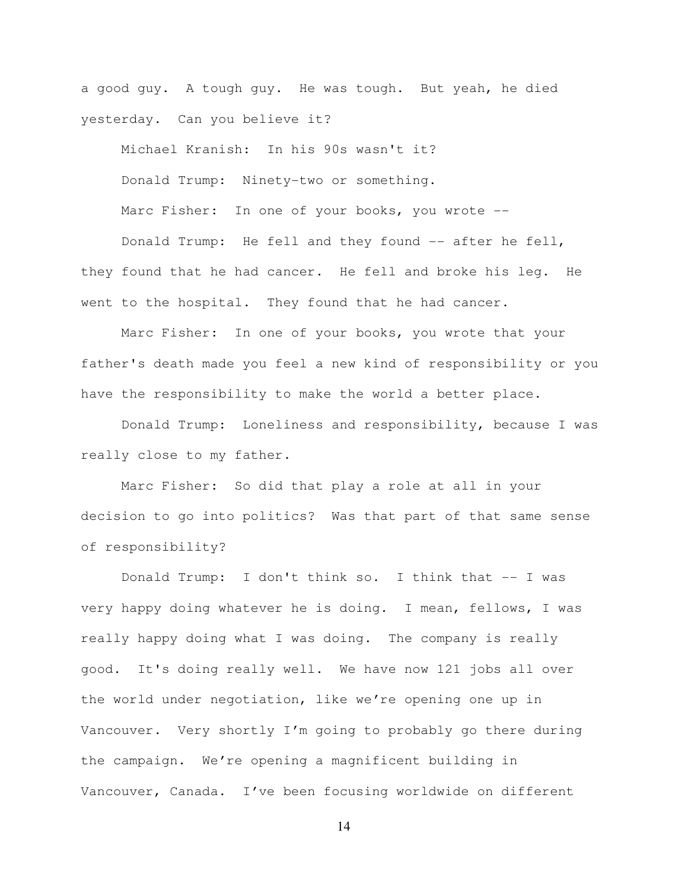a good guy. A tough guy. He was tough. But yeah, he died yesterday. Can you believe it?

Michael Kranish: In his 90s wasn't it?

Donald Trump: Ninety-two or something.

Marc Fisher: In one of your books, you wrote --

Donald Trump: He fell and they found -- after he fell, they found that he had cancer. He fell and broke his leg. He went to the hospital. They found that he had cancer.

Marc Fisher: In one of your books, you wrote that your father's death made you feel a new kind of responsibility or you have the responsibility to make the world a better place.

Donald Trump: Loneliness and responsibility, because I was really close to my father.

Marc Fisher: So did that play a role at all in your decision to go into politics? Was that part of that same sense of responsibility?

Donald Trump: I don't think so. I think that -- I was very happy doing whatever he is doing. I mean, fellows, I was really happy doing what I was doing. The company is really good. It's doing really well. We have now 121 jobs all over the world under negotiation, like we're opening one up in Vancouver. Very shortly I'm going to probably go there during the campaign. We're opening a magnificent building in Vancouver, Canada. I've been focusing worldwide on different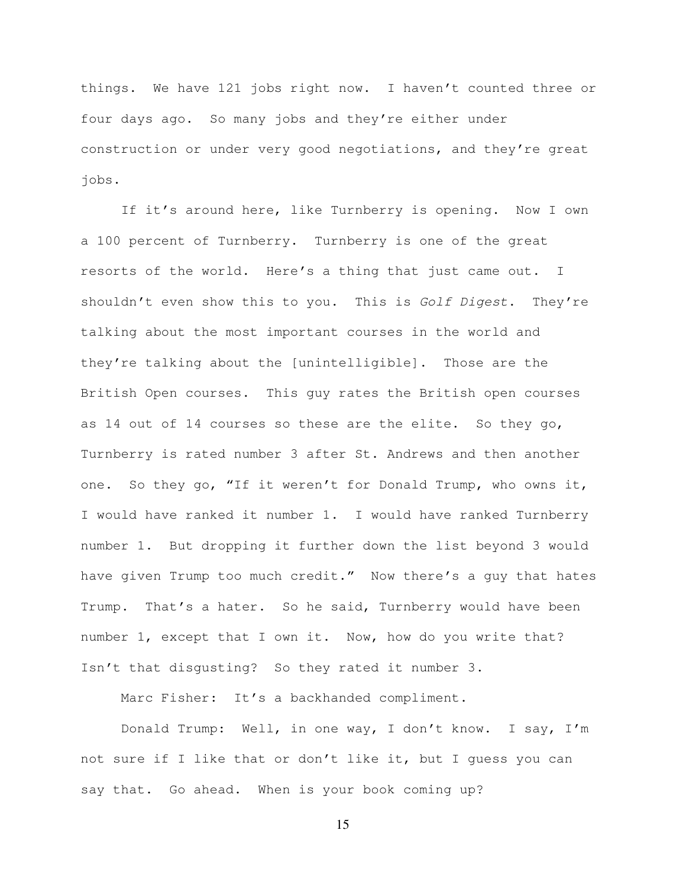things. We have 121 jobs right now. I haven't counted three or four days ago. So many jobs and they're either under construction or under very good negotiations, and they're great jobs.

If it's around here, like Turnberry is opening. Now I own a 100 percent of Turnberry. Turnberry is one of the great resorts of the world. Here's a thing that just came out. I shouldn't even show this to you. This is *Golf Digest*. They're talking about the most important courses in the world and they're talking about the [unintelligible]. Those are the British Open courses. This guy rates the British open courses as 14 out of 14 courses so these are the elite. So they go, Turnberry is rated number 3 after St. Andrews and then another one. So they go, "If it weren't for Donald Trump, who owns it, I would have ranked it number 1. I would have ranked Turnberry number 1. But dropping it further down the list beyond 3 would have given Trump too much credit." Now there's a guy that hates Trump. That's a hater. So he said, Turnberry would have been number 1, except that I own it. Now, how do you write that? Isn't that disgusting? So they rated it number 3.

Marc Fisher: It's a backhanded compliment.

Donald Trump: Well, in one way, I don't know. I say, I'm not sure if I like that or don't like it, but I guess you can say that. Go ahead. When is your book coming up?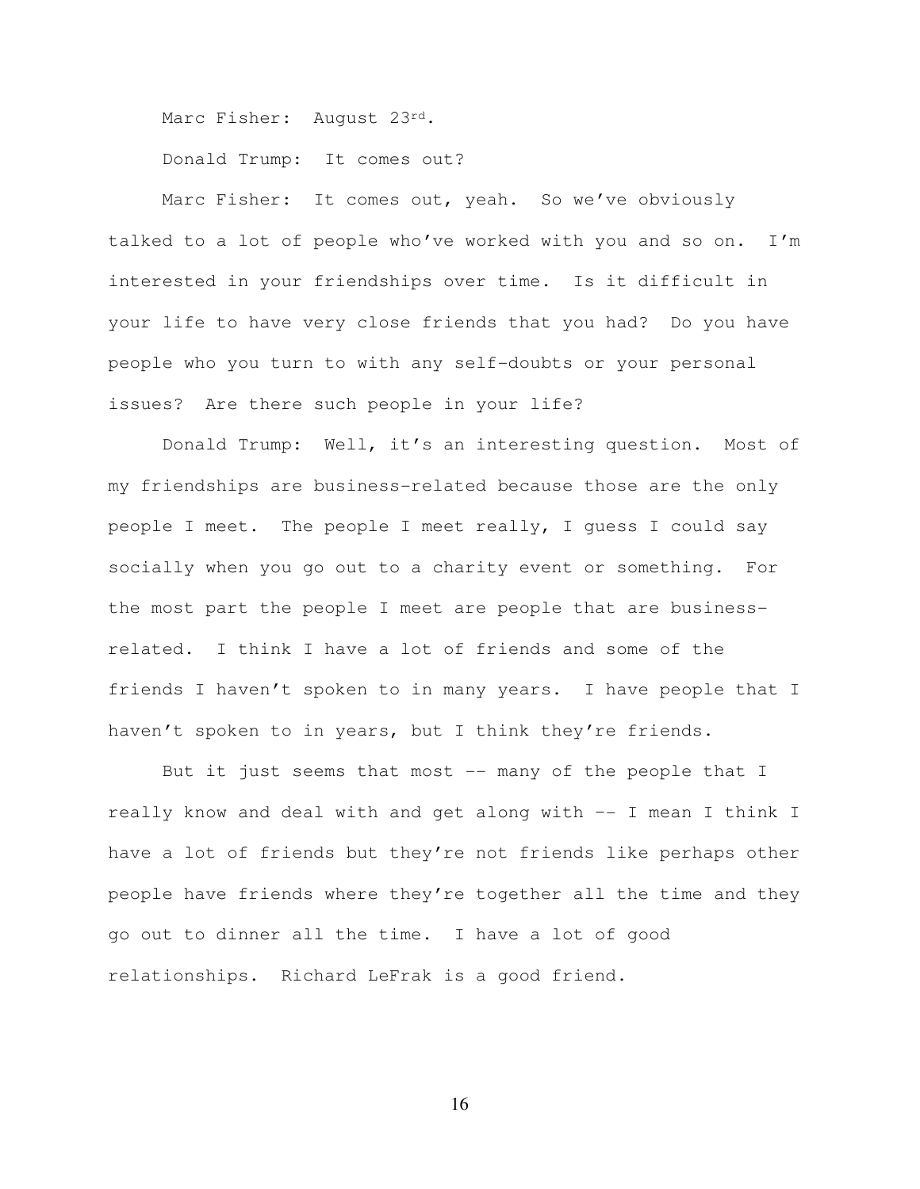Marc Fisher: August 23rd.

Donald Trump: It comes out?

Marc Fisher: It comes out, yeah. So we've obviously talked to a lot of people who've worked with you and so on. I'm interested in your friendships over time. Is it difficult in your life to have very close friends that you had? Do you have people who you turn to with any self-doubts or your personal issues? Are there such people in your life?

Donald Trump: Well, it's an interesting question. Most of my friendships are business-related because those are the only people I meet. The people I meet really, I guess I could say socially when you go out to a charity event or something. For the most part the people I meet are people that are business-related. I think I have a lot of friends and some of the friends I haven't spoken to in many years. I have people that I haven't spoken to in years, but I think they're friends.

But it just seems that most -- many of the people that I really know and deal with and get along with -- I mean I think I have a lot of friends but they're not friends like perhaps other people have friends where they're together all the time and they go out to dinner all the time. I have a lot of good relationships. Richard LeFrak is a good friend.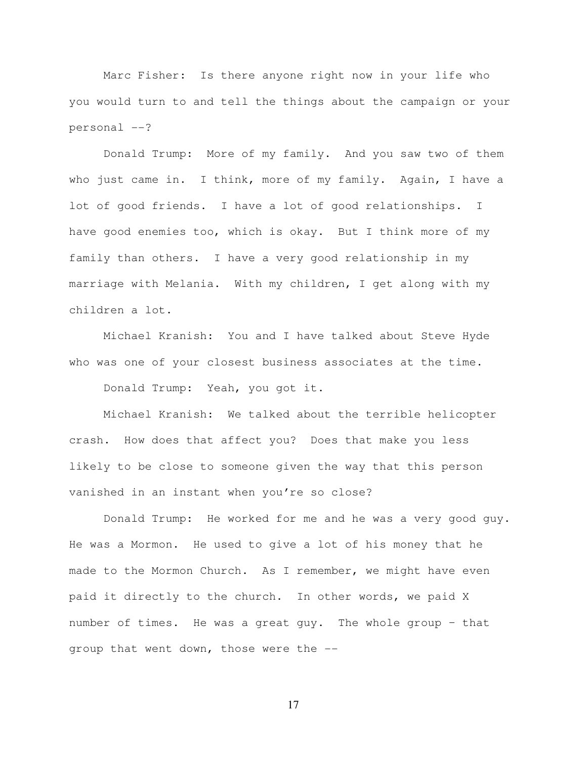Marc Fisher: Is there anyone right now in your life who you would turn to and tell the things about the campaign or your personal --?

Donald Trump: More of my family. And you saw two of them who just came in. I think, more of my family. Again, I have a lot of good friends. I have a lot of good relationships. I have good enemies too, which is okay. But I think more of my family than others. I have a very good relationship in my marriage with Melania. With my children, I get along with my children a lot.

Michael Kranish: You and I have talked about Steve Hyde who was one of your closest business associates at the time.

Donald Trump: Yeah, you got it.

Michael Kranish: We talked about the terrible helicopter crash. How does that affect you? Does that make you less likely to be close to someone given the way that this person vanished in an instant when you're so close?

Donald Trump: He worked for me and he was a very good guy. He was a Mormon. He used to give a lot of his money that he made to the Mormon Church. As I remember, we might have even paid it directly to the church. In other words, we paid X number of times. He was a great guy. The whole group – that group that went down, those were the --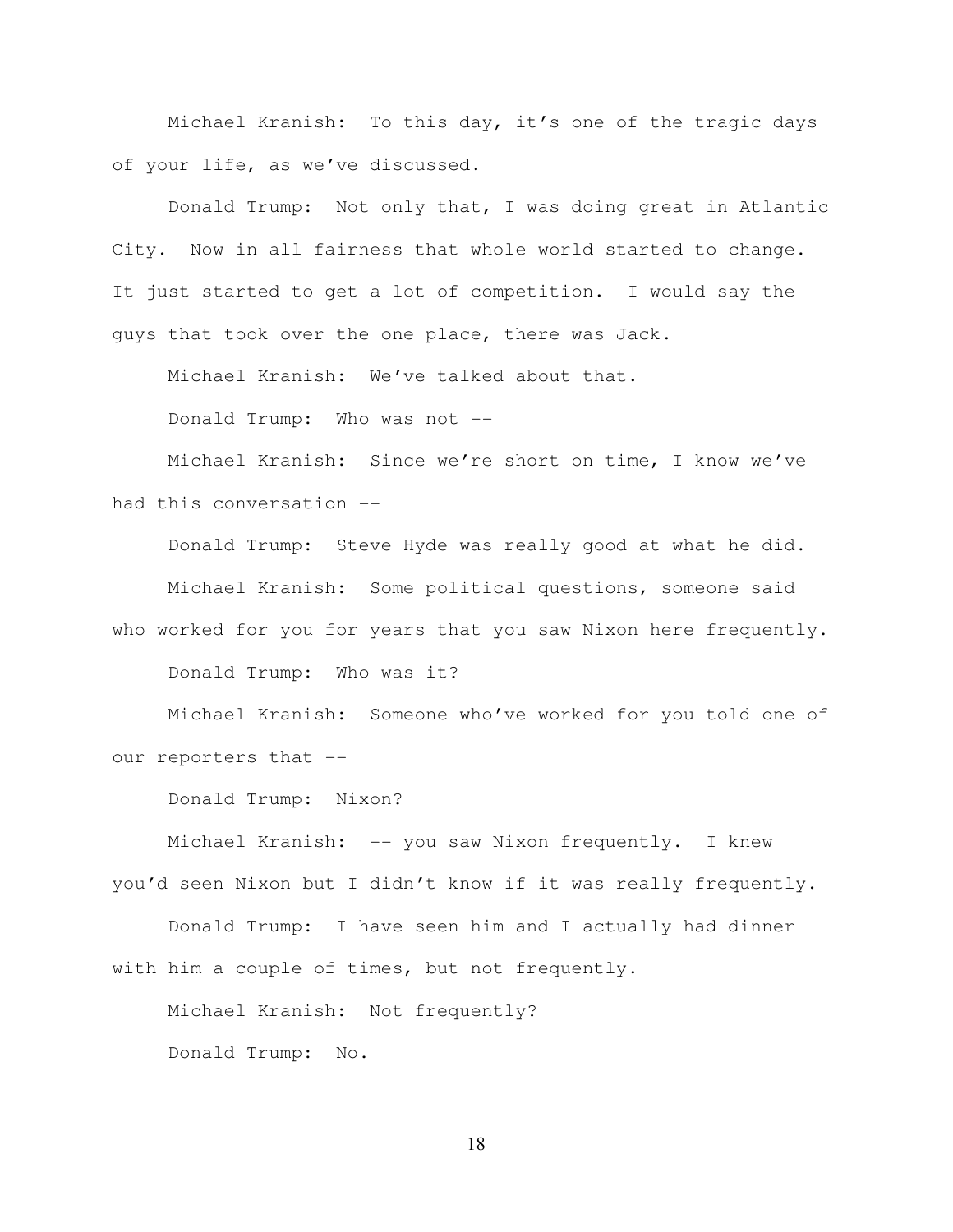Michael Kranish: To this day, it's one of the tragic days of your life, as we've discussed.

Donald Trump: Not only that, I was doing great in Atlantic City. Now in all fairness that whole world started to change. It just started to get a lot of competition. I would say the guys that took over the one place, there was Jack.

Michael Kranish: We've talked about that.

Donald Trump: Who was not --

Michael Kranish: Since we're short on time, I know we've had this conversation --

Donald Trump: Steve Hyde was really good at what he did.

Michael Kranish: Some political questions, someone said who worked for you for years that you saw Nixon here frequently.

Donald Trump: Who was it?

Michael Kranish: Someone who've worked for you told one of our reporters that --

Donald Trump: Nixon?

Michael Kranish: -- you saw Nixon frequently. I knew you'd seen Nixon but I didn't know if it was really frequently.

Donald Trump: I have seen him and I actually had dinner with him a couple of times, but not frequently.

Michael Kranish: Not frequently?

Donald Trump: No.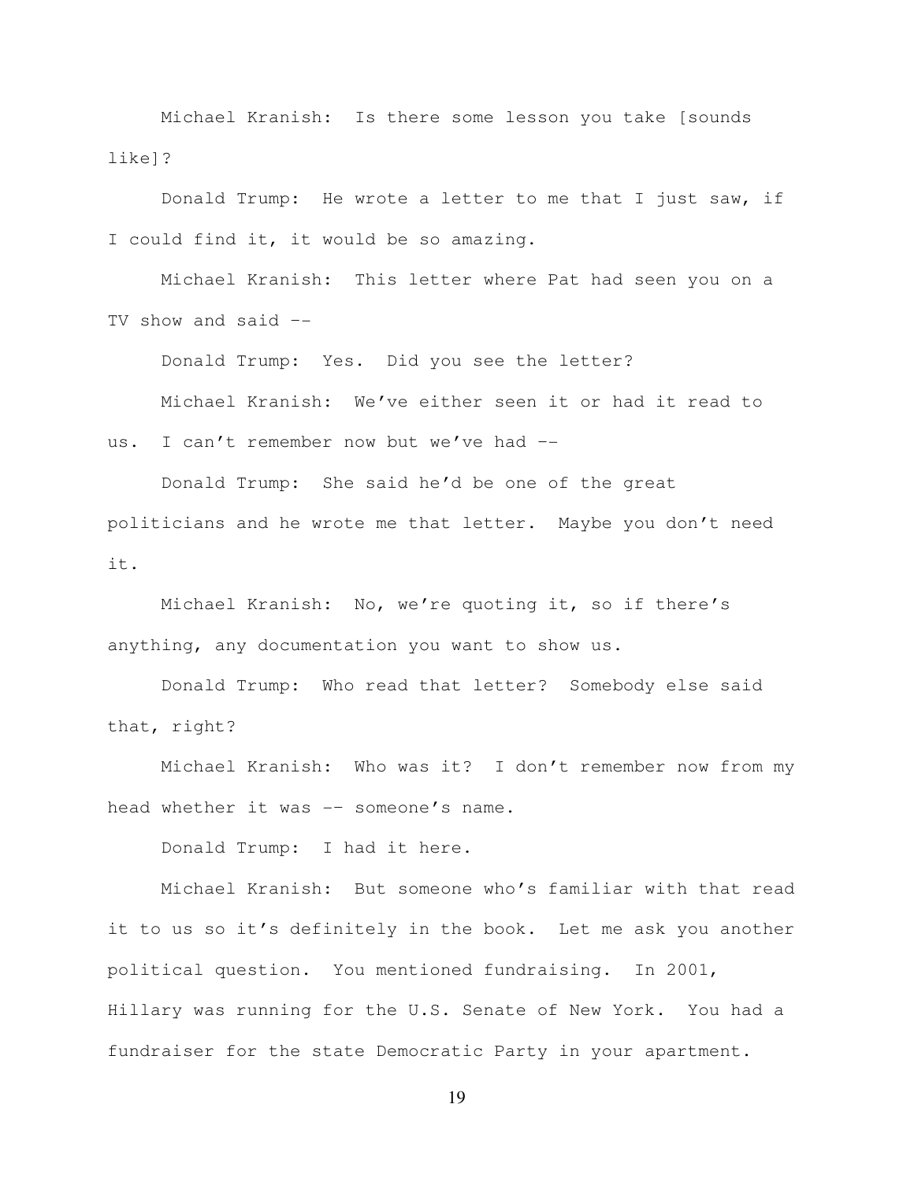Michael Kranish: Is there some lesson you take [sounds like]?

Donald Trump: He wrote a letter to me that I just saw, if I could find it, it would be so amazing.

Michael Kranish: This letter where Pat had seen you on a TV show and said --

Donald Trump: Yes. Did you see the letter?

Michael Kranish: We've either seen it or had it read to us. I can't remember now but we've had --

Donald Trump: She said he'd be one of the great politicians and he wrote me that letter. Maybe you don't need it.

Michael Kranish: No, we're quoting it, so if there's anything, any documentation you want to show us.

Donald Trump: Who read that letter? Somebody else said that, right?

Michael Kranish: Who was it? I don't remember now from my head whether it was -- someone's name.

Donald Trump: I had it here.

Michael Kranish: But someone who's familiar with that read it to us so it's definitely in the book. Let me ask you another political question. You mentioned fundraising. In 2001, Hillary was running for the U.S. Senate of New York. You had a fundraiser for the state Democratic Party in your apartment.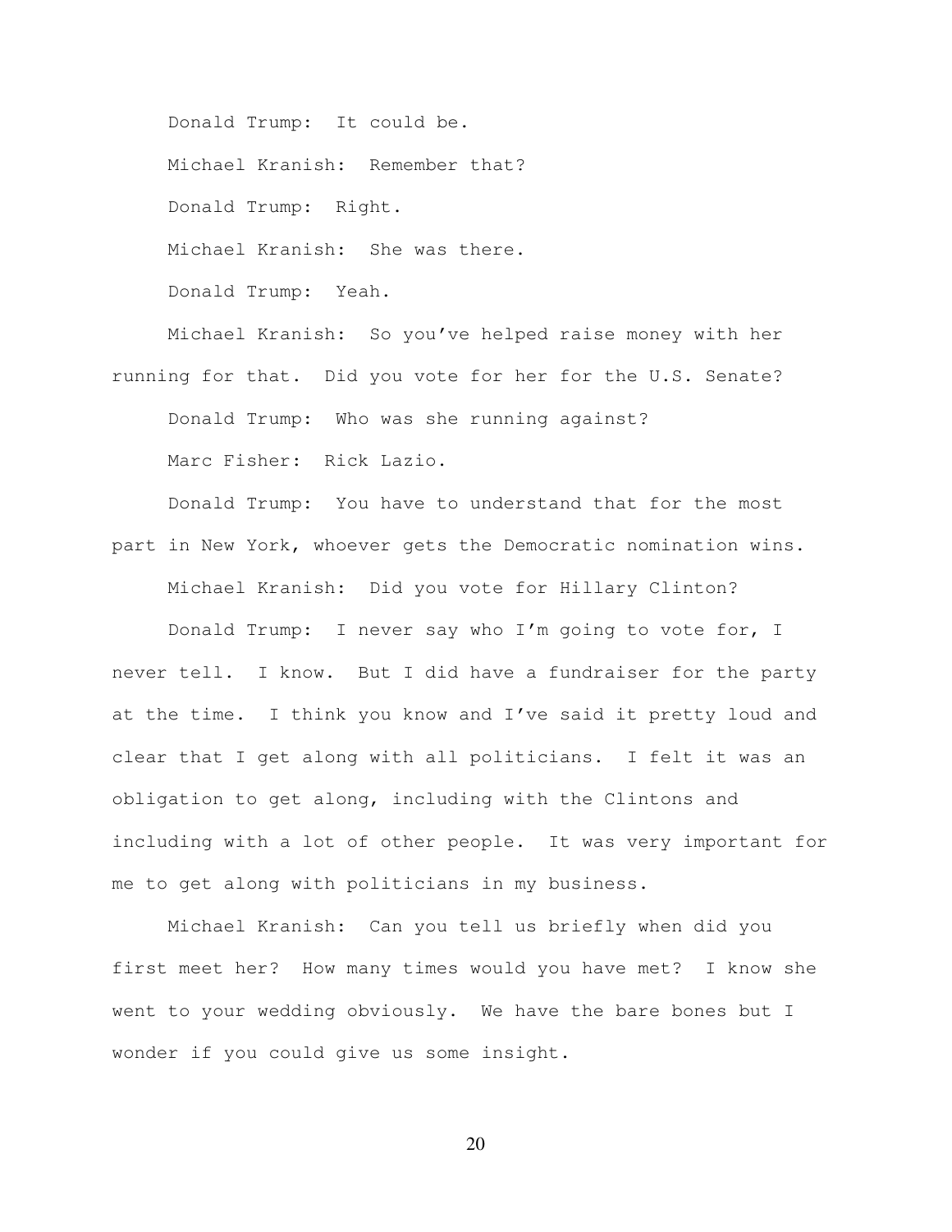Donald Trump: It could be.

Michael Kranish: Remember that?

Donald Trump: Right.

Michael Kranish: She was there.

Donald Trump: Yeah.

Michael Kranish: So you've helped raise money with her running for that. Did you vote for her for the U.S. Senate?

Donald Trump: Who was she running against?

Marc Fisher: Rick Lazio.

Donald Trump: You have to understand that for the most part in New York, whoever gets the Democratic nomination wins.

Michael Kranish: Did you vote for Hillary Clinton?

Donald Trump: I never say who I'm going to vote for, I never tell. I know. But I did have a fundraiser for the party at the time. I think you know and I've said it pretty loud and clear that I get along with all politicians. I felt it was an obligation to get along, including with the Clintons and including with a lot of other people. It was very important for me to get along with politicians in my business.

Michael Kranish: Can you tell us briefly when did you first meet her? How many times would you have met? I know she went to your wedding obviously. We have the bare bones but I wonder if you could give us some insight.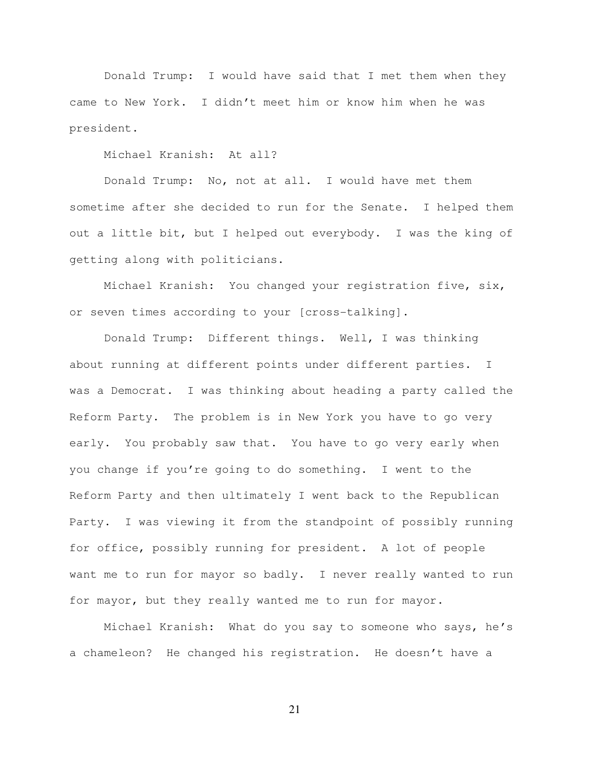Donald Trump: I would have said that I met them when they came to New York. I didn't meet him or know him when he was president.

Michael Kranish: At all?

Donald Trump: No, not at all. I would have met them sometime after she decided to run for the Senate. I helped them out a little bit, but I helped out everybody. I was the king of getting along with politicians.

Michael Kranish: You changed your registration five, six, or seven times according to your [cross-talking].

Donald Trump: Different things. Well, I was thinking about running at different points under different parties. I was a Democrat. I was thinking about heading a party called the Reform Party. The problem is in New York you have to go very early. You probably saw that. You have to go very early when you change if you're going to do something. I went to the Reform Party and then ultimately I went back to the Republican Party. I was viewing it from the standpoint of possibly running for office, possibly running for president. A lot of people want me to run for mayor so badly. I never really wanted to run for mayor, but they really wanted me to run for mayor.

Michael Kranish: What do you say to someone who says, he's a chameleon? He changed his registration. He doesn't have a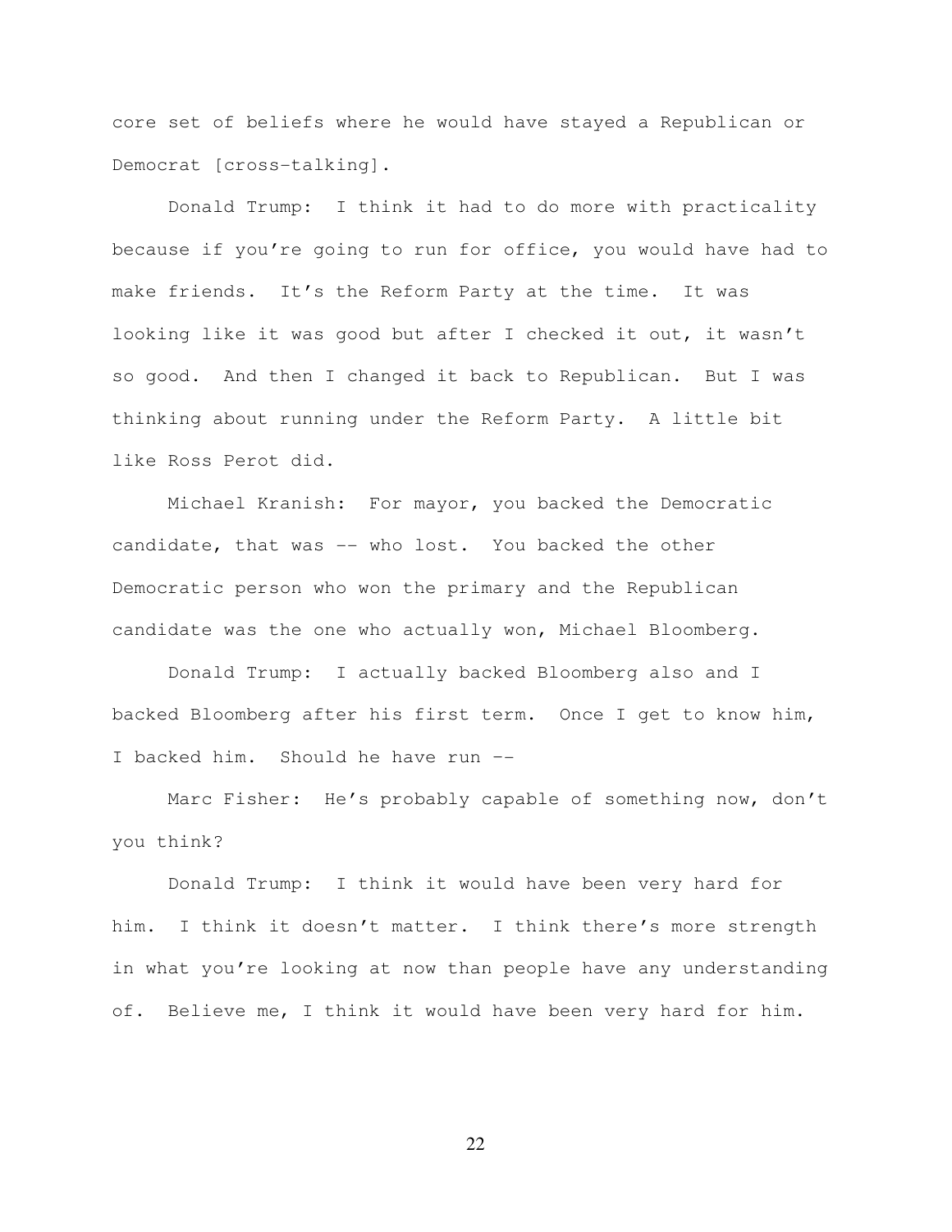core set of beliefs where he would have stayed a Republican or Democrat [cross-talking].

Donald Trump: I think it had to do more with practicality because if you're going to run for office, you would have had to make friends. It's the Reform Party at the time. It was looking like it was good but after I checked it out, it wasn't so good. And then I changed it back to Republican. But I was thinking about running under the Reform Party. A little bit like Ross Perot did.

Michael Kranish: For mayor, you backed the Democratic candidate, that was -- who lost. You backed the other Democratic person who won the primary and the Republican candidate was the one who actually won, Michael Bloomberg.

Donald Trump: I actually backed Bloomberg also and I backed Bloomberg after his first term. Once I get to know him, I backed him. Should he have run --

Marc Fisher: He's probably capable of something now, don't you think?

Donald Trump: I think it would have been very hard for him. I think it doesn't matter. I think there's more strength in what you're looking at now than people have any understanding of. Believe me, I think it would have been very hard for him.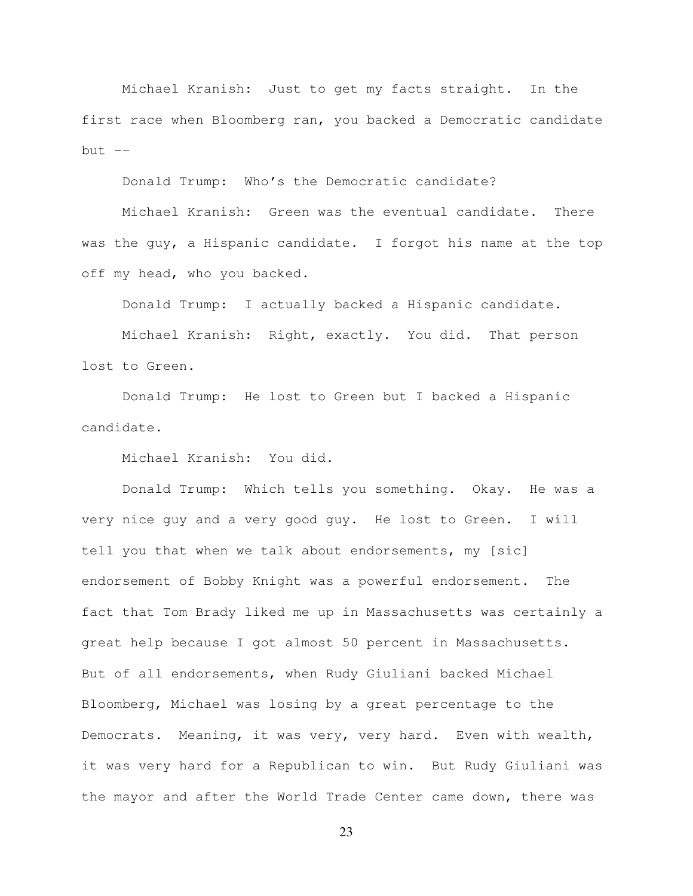Michael Kranish: Just to get my facts straight. In the first race when Bloomberg ran, you backed a Democratic candidate but --

Donald Trump: Who's the Democratic candidate?

Michael Kranish: Green was the eventual candidate. There was the guy, a Hispanic candidate. I forgot his name at the top off my head, who you backed.

Donald Trump: I actually backed a Hispanic candidate.

Michael Kranish: Right, exactly. You did. That person lost to Green.

Donald Trump: He lost to Green but I backed a Hispanic candidate.

Michael Kranish: You did.

Donald Trump: Which tells you something. Okay. He was a very nice guy and a very good guy. He lost to Green. I will tell you that when we talk about endorsements, my [sic] endorsement of Bobby Knight was a powerful endorsement. The fact that Tom Brady liked me up in Massachusetts was certainly a great help because I got almost 50 percent in Massachusetts. But of all endorsements, when Rudy Giuliani backed Michael Bloomberg, Michael was losing by a great percentage to the Democrats. Meaning, it was very, very hard. Even with wealth, it was very hard for a Republican to win. But Rudy Giuliani was the mayor and after the World Trade Center came down, there was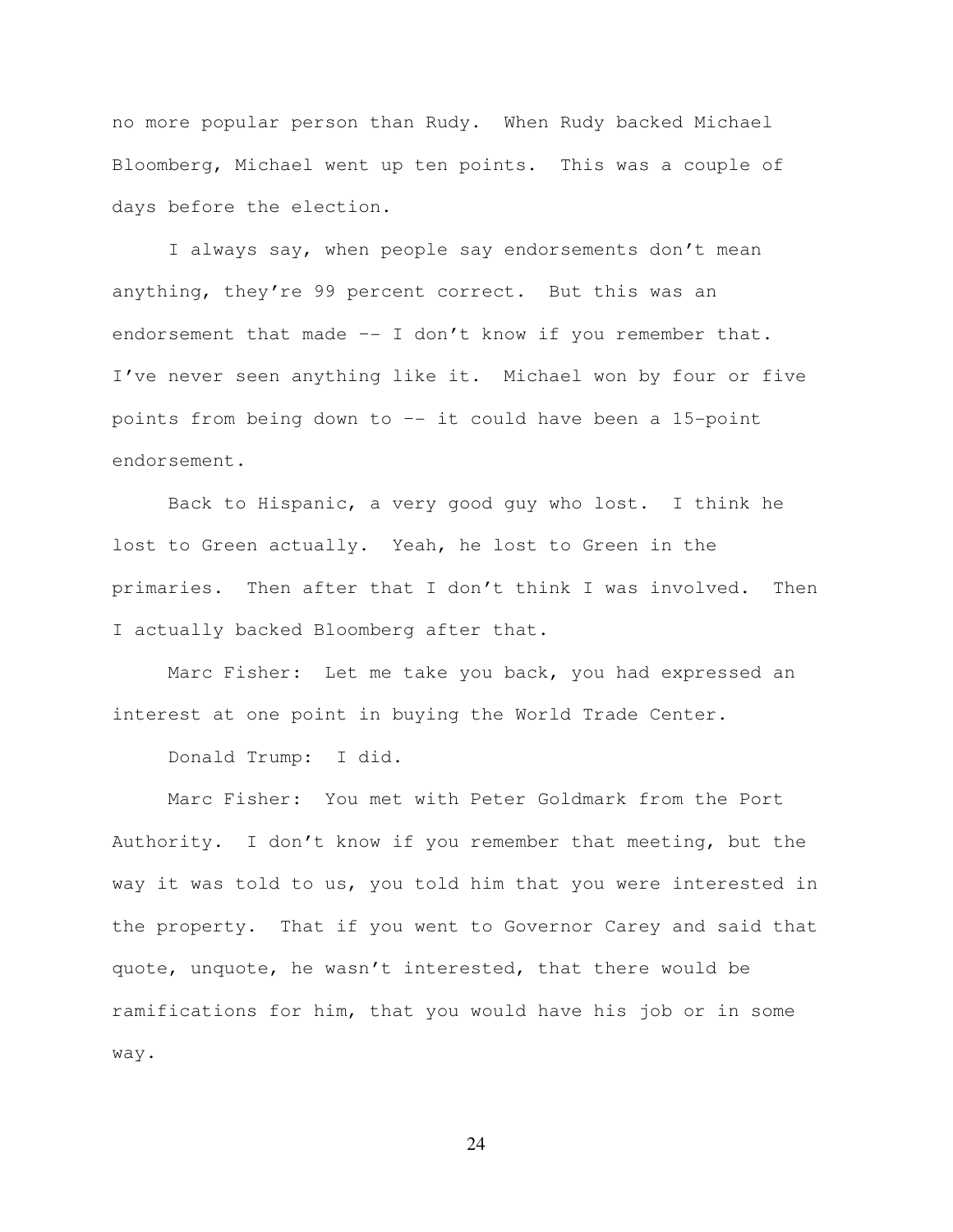no more popular person than Rudy. When Rudy backed Michael Bloomberg, Michael went up ten points. This was a couple of days before the election.

I always say, when people say endorsements don't mean anything, they're 99 percent correct. But this was an endorsement that made -- I don't know if you remember that. I've never seen anything like it. Michael won by four or five points from being down to -- it could have been a 15-point endorsement.

Back to Hispanic, a very good guy who lost. I think he lost to Green actually. Yeah, he lost to Green in the primaries. Then after that I don't think I was involved. Then I actually backed Bloomberg after that.

Marc Fisher: Let me take you back, you had expressed an interest at one point in buying the World Trade Center.

Donald Trump: I did.

Marc Fisher: You met with Peter Goldmark from the Port Authority. I don't know if you remember that meeting, but the way it was told to us, you told him that you were interested in the property. That if you went to Governor Carey and said that quote, unquote, he wasn't interested, that there would be ramifications for him, that you would have his job or in some way.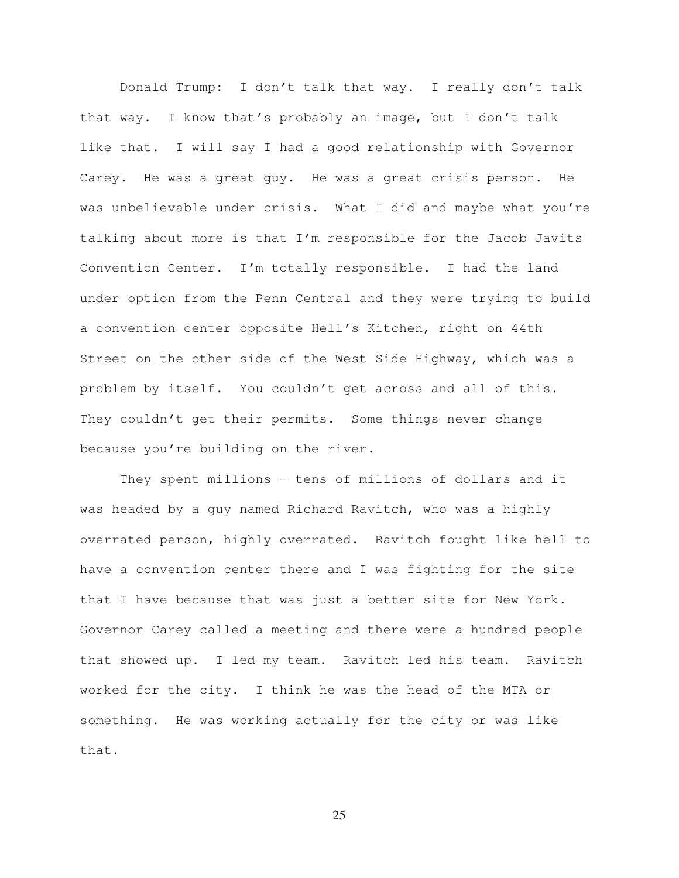Donald Trump: I don't talk that way. I really don't talk that way. I know that's probably an image, but I don't talk like that. I will say I had a good relationship with Governor Carey. He was a great guy. He was a great crisis person. He was unbelievable under crisis. What I did and maybe what you're talking about more is that I'm responsible for the Jacob Javits Convention Center. I'm totally responsible. I had the land under option from the Penn Central and they were trying to build a convention center opposite Hell's Kitchen, right on 44th Street on the other side of the West Side Highway, which was a problem by itself. You couldn't get across and all of this. They couldn't get their permits. Some things never change because you're building on the river.

They spent millions – tens of millions of dollars and it was headed by a guy named Richard Ravitch, who was a highly overrated person, highly overrated. Ravitch fought like hell to have a convention center there and I was fighting for the site that I have because that was just a better site for New York. Governor Carey called a meeting and there were a hundred people that showed up. I led my team. Ravitch led his team. Ravitch worked for the city. I think he was the head of the MTA or something. He was working actually for the city or was like that.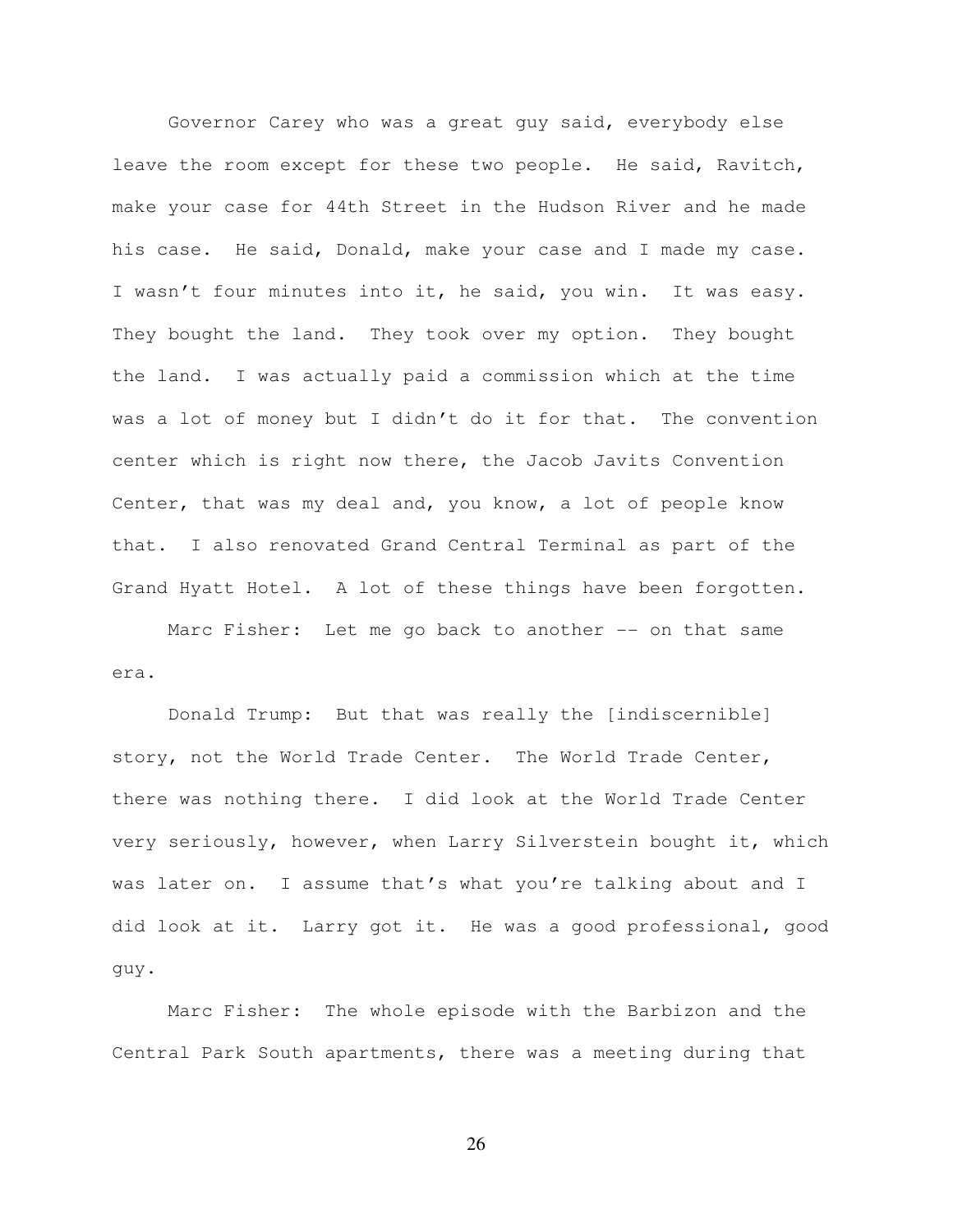Governor Carey who was a great guy said, everybody else leave the room except for these two people. He said, Ravitch, make your case for 44th Street in the Hudson River and he made his case. He said, Donald, make your case and I made my case. I wasn't four minutes into it, he said, you win. It was easy. They bought the land. They took over my option. They bought the land. I was actually paid a commission which at the time was a lot of money but I didn't do it for that. The convention center which is right now there, the Jacob Javits Convention Center, that was my deal and, you know, a lot of people know that. I also renovated Grand Central Terminal as part of the Grand Hyatt Hotel. A lot of these things have been forgotten.

Marc Fisher: Let me go back to another -- on that same era.

Donald Trump: But that was really the [indiscernible] story, not the World Trade Center. The World Trade Center, there was nothing there. I did look at the World Trade Center very seriously, however, when Larry Silverstein bought it, which was later on. I assume that's what you're talking about and I did look at it. Larry got it. He was a good professional, good guy.

Marc Fisher: The whole episode with the Barbizon and the Central Park South apartments, there was a meeting during that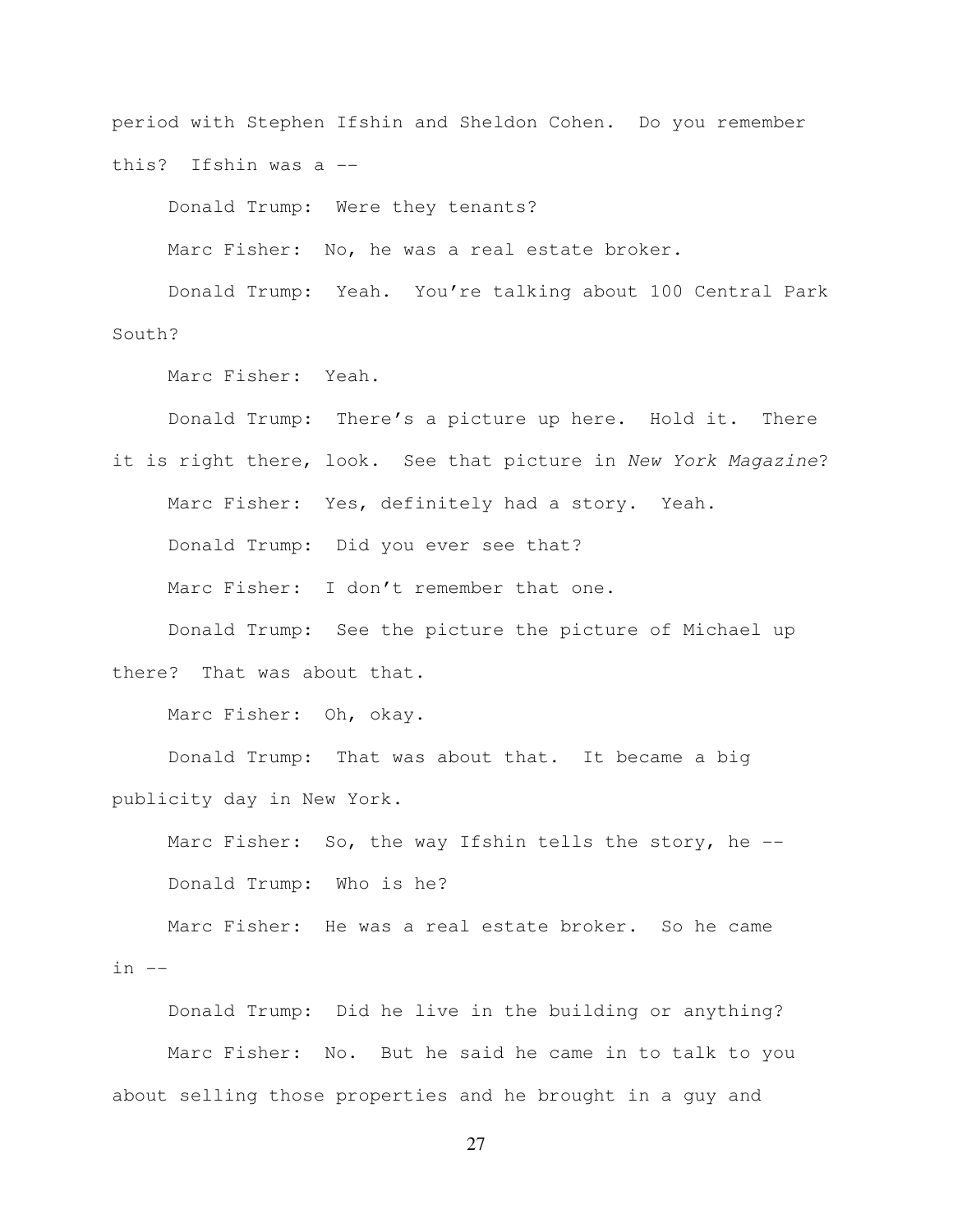period with Stephen Ifshin and Sheldon Cohen. Do you remember this? Ifshin was a --

Donald Trump: Were they tenants?

Marc Fisher: No, he was a real estate broker.

Donald Trump: Yeah. You're talking about 100 Central Park South?

Marc Fisher: Yeah.

Donald Trump: There's a picture up here. Hold it. There it is right there, look. See that picture in *New York Magazine*?

Marc Fisher: Yes, definitely had a story. Yeah.

Donald Trump: Did you ever see that?

Marc Fisher: I don't remember that one.

Donald Trump: See the picture the picture of Michael up there? That was about that.

Marc Fisher: Oh, okay.

Donald Trump: That was about that. It became a big publicity day in New York.

Marc Fisher: So, the way Ifshin tells the story, he --

Donald Trump: Who is he?

Marc Fisher: He was a real estate broker. So he came in --

Donald Trump: Did he live in the building or anything?

Marc Fisher: No. But he said he came in to talk to you about selling those properties and he brought in a guy and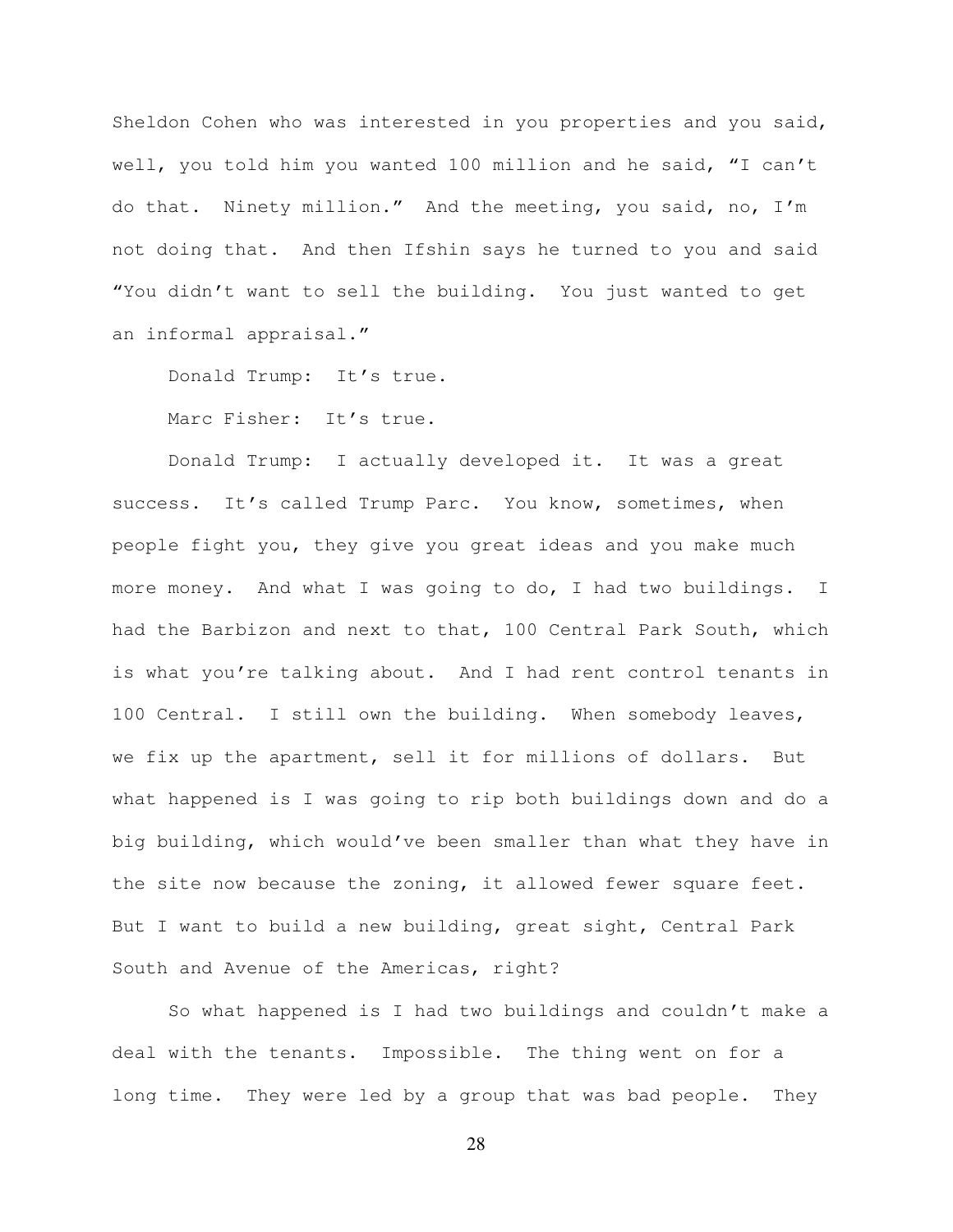Sheldon Cohen who was interested in you properties and you said, well, you told him you wanted 100 million and he said, "I can't do that. Ninety million." And the meeting, you said, no, I'm not doing that. And then Ifshin says he turned to you and said "You didn't want to sell the building. You just wanted to get an informal appraisal."

Donald Trump: It's true.

Marc Fisher: It's true.

Donald Trump: I actually developed it. It was a great success. It's called Trump Parc. You know, sometimes, when people fight you, they give you great ideas and you make much more money. And what I was going to do, I had two buildings. I had the Barbizon and next to that, 100 Central Park South, which is what you're talking about. And I had rent control tenants in 100 Central. I still own the building. When somebody leaves, we fix up the apartment, sell it for millions of dollars. But what happened is I was going to rip both buildings down and do a big building, which would've been smaller than what they have in the site now because the zoning, it allowed fewer square feet. But I want to build a new building, great sight, Central Park South and Avenue of the Americas, right?

So what happened is I had two buildings and couldn't make a deal with the tenants. Impossible. The thing went on for a long time. They were led by a group that was bad people. They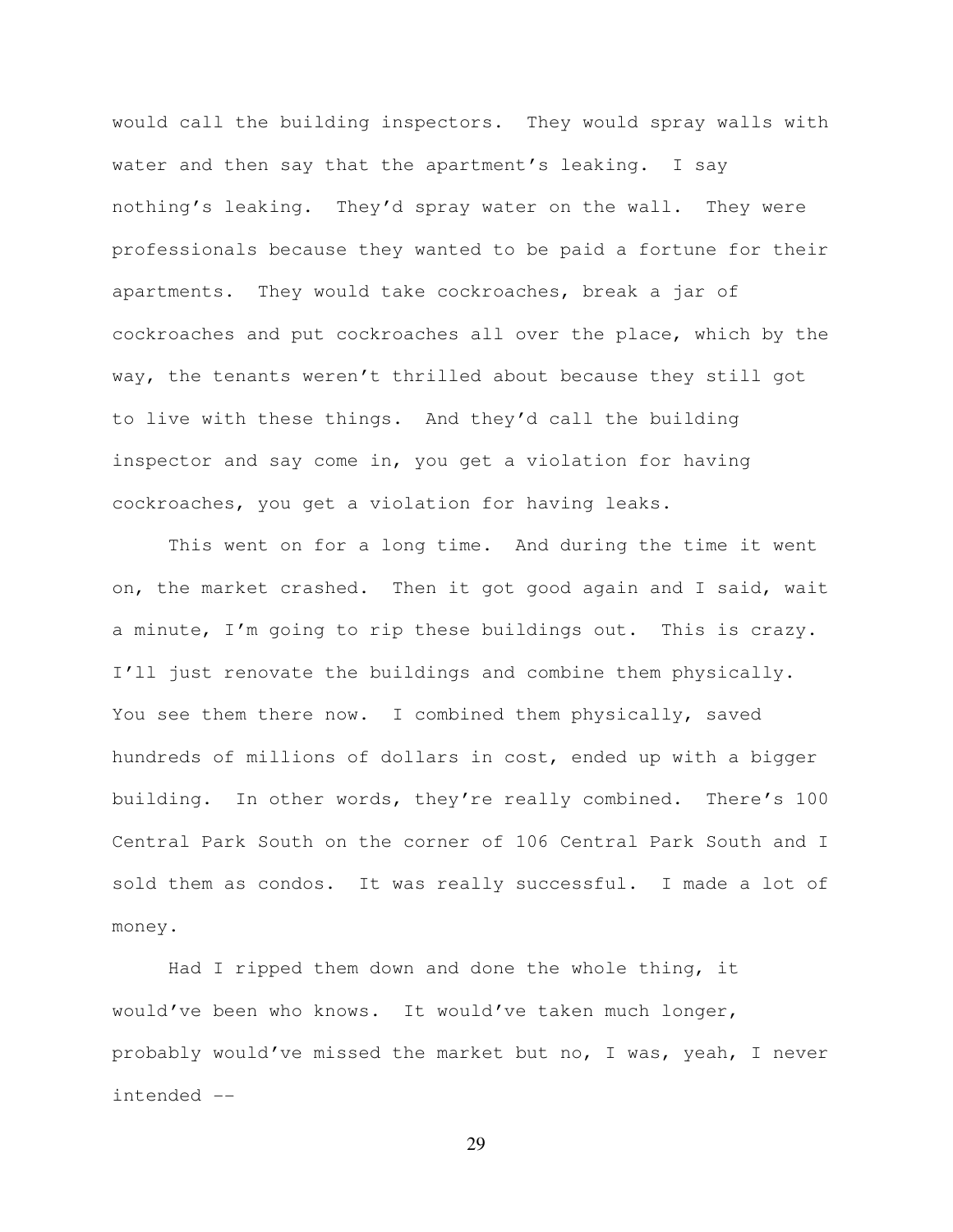would call the building inspectors. They would spray walls with water and then say that the apartment's leaking. I say nothing's leaking. They'd spray water on the wall. They were professionals because they wanted to be paid a fortune for their apartments. They would take cockroaches, break a jar of cockroaches and put cockroaches all over the place, which by the way, the tenants weren't thrilled about because they still got to live with these things. And they'd call the building inspector and say come in, you get a violation for having cockroaches, you get a violation for having leaks.

This went on for a long time. And during the time it went on, the market crashed. Then it got good again and I said, wait a minute, I'm going to rip these buildings out. This is crazy. I'll just renovate the buildings and combine them physically. You see them there now. I combined them physically, saved hundreds of millions of dollars in cost, ended up with a bigger building. In other words, they're really combined. There's 100 Central Park South on the corner of 106 Central Park South and I sold them as condos. It was really successful. I made a lot of money.

Had I ripped them down and done the whole thing, it would've been who knows. It would've taken much longer, probably would've missed the market but no, I was, yeah, I never intended --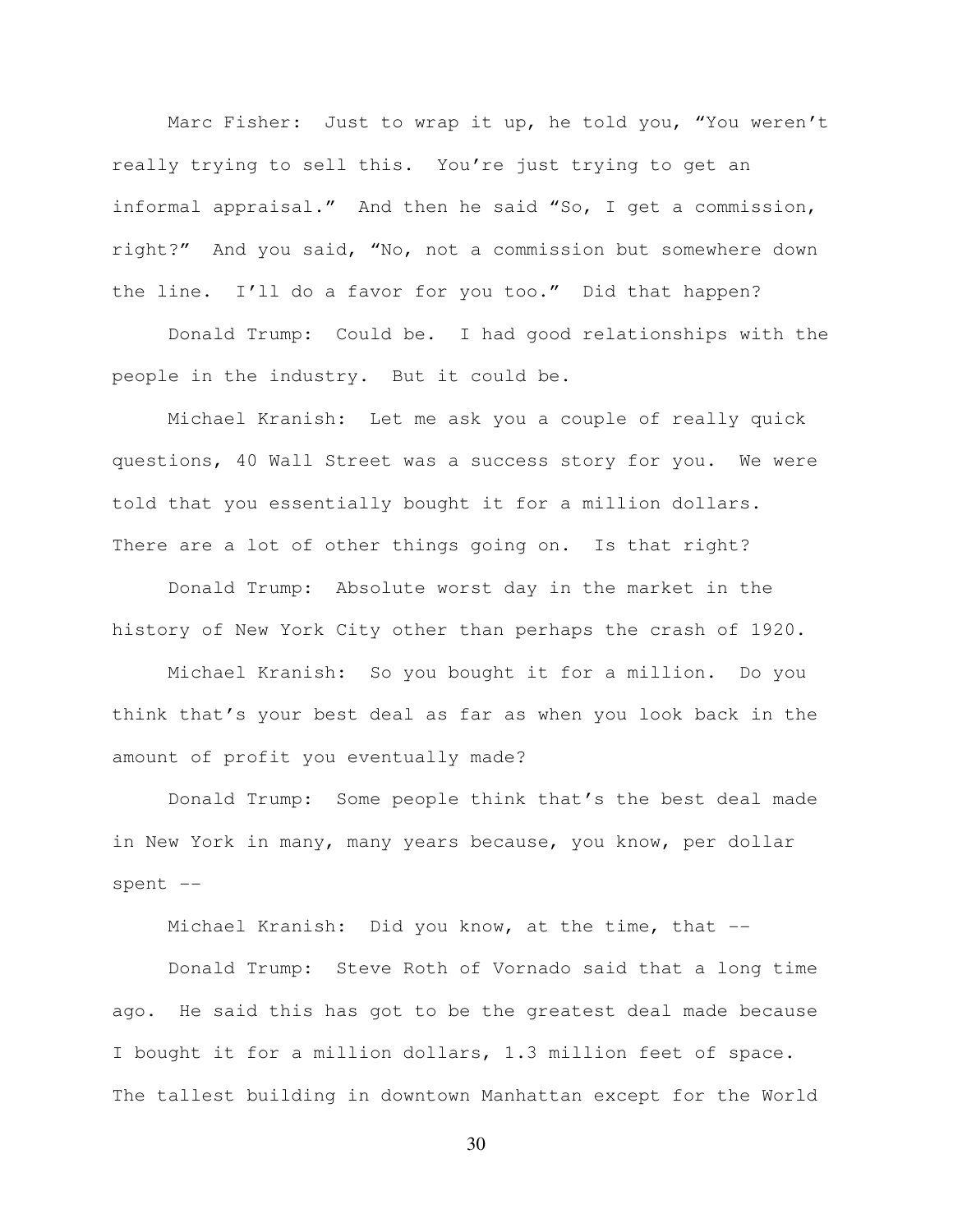Marc Fisher: Just to wrap it up, he told you, "You weren't really trying to sell this. You're just trying to get an informal appraisal." And then he said "So, I get a commission, right?" And you said, "No, not a commission but somewhere down the line. I'll do a favor for you too." Did that happen?

Donald Trump: Could be. I had good relationships with the people in the industry. But it could be.

Michael Kranish: Let me ask you a couple of really quick questions, 40 Wall Street was a success story for you. We were told that you essentially bought it for a million dollars. There are a lot of other things going on. Is that right?

Donald Trump: Absolute worst day in the market in the history of New York City other than perhaps the crash of 1920.

Michael Kranish: So you bought it for a million. Do you think that's your best deal as far as when you look back in the amount of profit you eventually made?

Donald Trump: Some people think that's the best deal made in New York in many, many years because, you know, per dollar spent --

Michael Kranish: Did you know, at the time, that --

Donald Trump: Steve Roth of Vornado said that a long time ago. He said this has got to be the greatest deal made because I bought it for a million dollars, 1.3 million feet of space. The tallest building in downtown Manhattan except for the World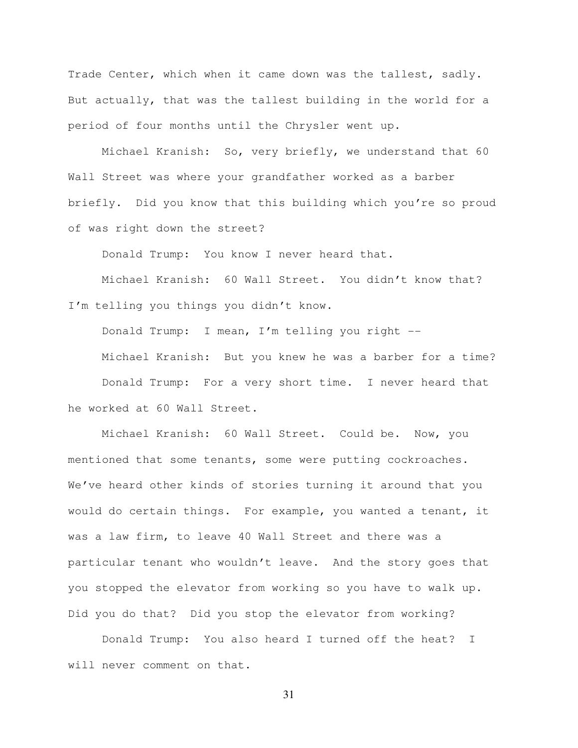Trade Center, which when it came down was the tallest, sadly. But actually, that was the tallest building in the world for a period of four months until the Chrysler went up.

Michael Kranish: So, very briefly, we understand that 60 Wall Street was where your grandfather worked as a barber briefly. Did you know that this building which you're so proud of was right down the street?

Donald Trump: You know I never heard that.

Michael Kranish: 60 Wall Street. You didn't know that? I'm telling you things you didn't know.

Donald Trump: I mean, I'm telling you right --

Michael Kranish: But you knew he was a barber for a time?

Donald Trump: For a very short time. I never heard that he worked at 60 Wall Street.

Michael Kranish: 60 Wall Street. Could be. Now, you mentioned that some tenants, some were putting cockroaches. We've heard other kinds of stories turning it around that you would do certain things. For example, you wanted a tenant, it was a law firm, to leave 40 Wall Street and there was a particular tenant who wouldn't leave. And the story goes that you stopped the elevator from working so you have to walk up. Did you do that? Did you stop the elevator from working?

Donald Trump: You also heard I turned off the heat? I will never comment on that.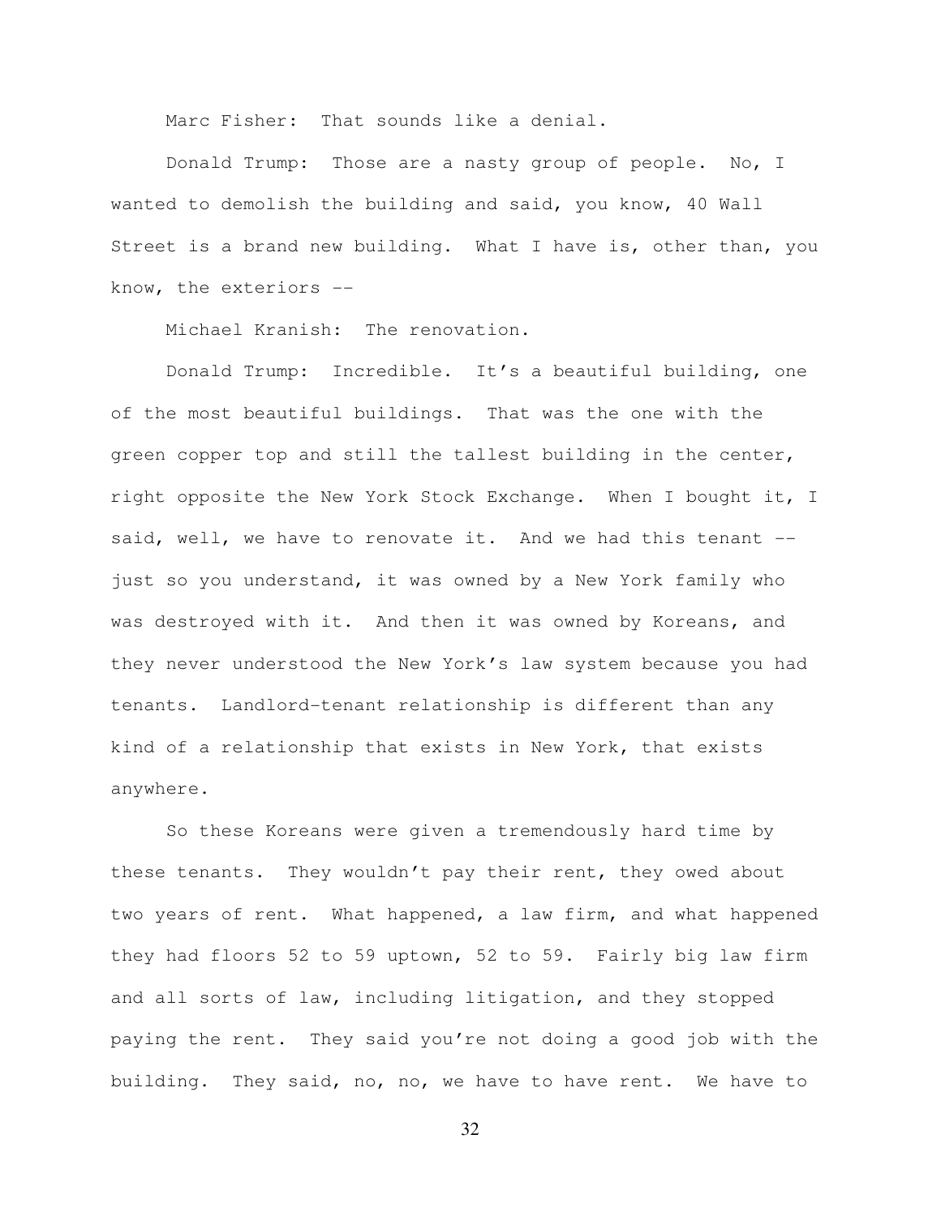Marc Fisher: That sounds like a denial.

Donald Trump: Those are a nasty group of people. No, I wanted to demolish the building and said, you know, 40 Wall Street is a brand new building. What I have is, other than, you know, the exteriors --

Michael Kranish: The renovation.

Donald Trump: Incredible. It's a beautiful building, one of the most beautiful buildings. That was the one with the green copper top and still the tallest building in the center, right opposite the New York Stock Exchange. When I bought it, I said, well, we have to renovate it. And we had this tenant -- just so you understand, it was owned by a New York family who was destroyed with it. And then it was owned by Koreans, and they never understood the New York's law system because you had tenants. Landlord-tenant relationship is different than any kind of a relationship that exists in New York, that exists anywhere.

So these Koreans were given a tremendously hard time by these tenants. They wouldn't pay their rent, they owed about two years of rent. What happened, a law firm, and what happened they had floors 52 to 59 uptown, 52 to 59. Fairly big law firm and all sorts of law, including litigation, and they stopped paying the rent. They said you're not doing a good job with the building. They said, no, no, we have to have rent. We have to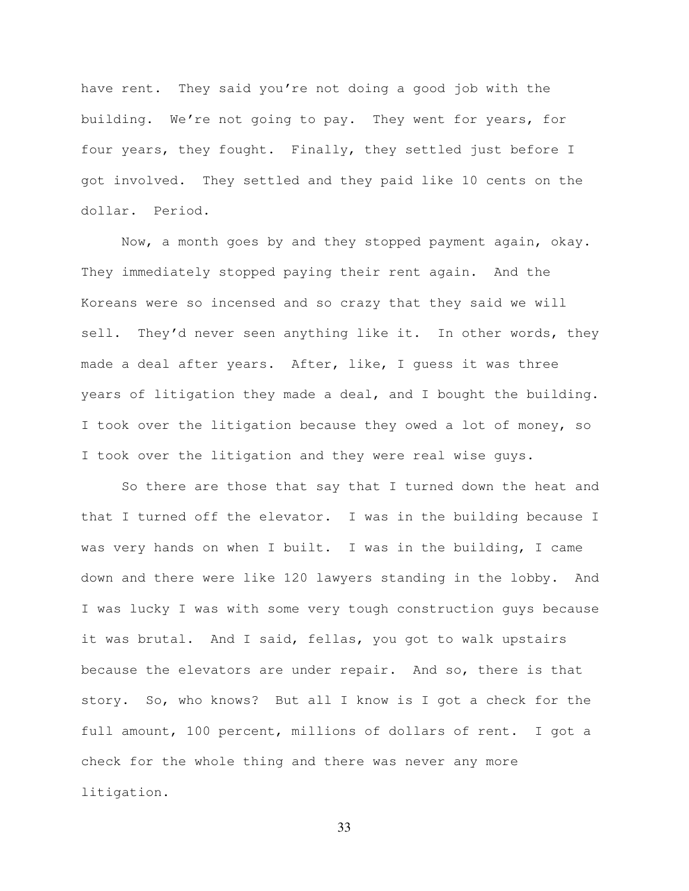have rent. They said you're not doing a good job with the building. We're not going to pay. They went for years, for four years, they fought. Finally, they settled just before I got involved. They settled and they paid like 10 cents on the dollar. Period.

Now, a month goes by and they stopped payment again, okay. They immediately stopped paying their rent again. And the Koreans were so incensed and so crazy that they said we will sell. They'd never seen anything like it. In other words, they made a deal after years. After, like, I guess it was three years of litigation they made a deal, and I bought the building. I took over the litigation because they owed a lot of money, so I took over the litigation and they were real wise guys.

So there are those that say that I turned down the heat and that I turned off the elevator. I was in the building because I was very hands on when I built. I was in the building, I came down and there were like 120 lawyers standing in the lobby. And I was lucky I was with some very tough construction guys because it was brutal. And I said, fellas, you got to walk upstairs because the elevators are under repair. And so, there is that story. So, who knows? But all I know is I got a check for the full amount, 100 percent, millions of dollars of rent. I got a check for the whole thing and there was never any more litigation.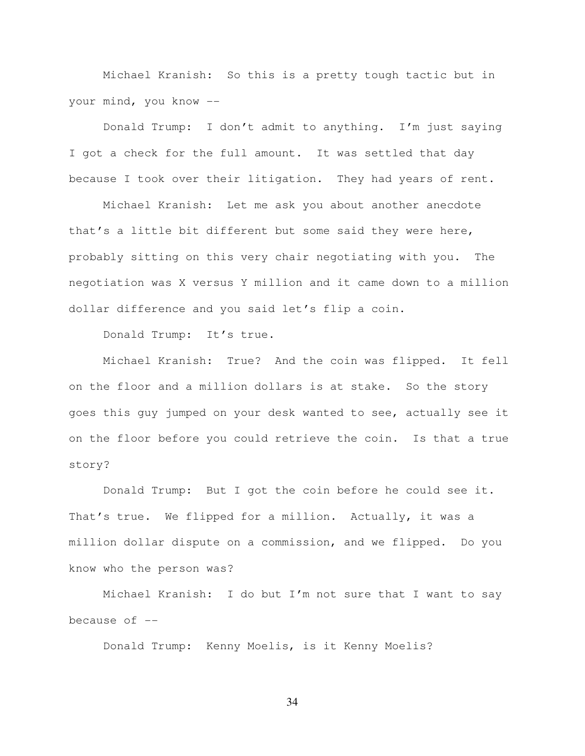Michael Kranish: So this is a pretty tough tactic but in your mind, you know --

Donald Trump: I don't admit to anything. I'm just saying I got a check for the full amount. It was settled that day because I took over their litigation. They had years of rent.

Michael Kranish: Let me ask you about another anecdote that's a little bit different but some said they were here, probably sitting on this very chair negotiating with you. The negotiation was X versus Y million and it came down to a million dollar difference and you said let's flip a coin.

Donald Trump: It's true.

Michael Kranish: True? And the coin was flipped. It fell on the floor and a million dollars is at stake. So the story goes this guy jumped on your desk wanted to see, actually see it on the floor before you could retrieve the coin. Is that a true story?

Donald Trump: But I got the coin before he could see it. That's true. We flipped for a million. Actually, it was a million dollar dispute on a commission, and we flipped. Do you know who the person was?

Michael Kranish: I do but I'm not sure that I want to say because of --

Donald Trump: Kenny Moelis, is it Kenny Moelis?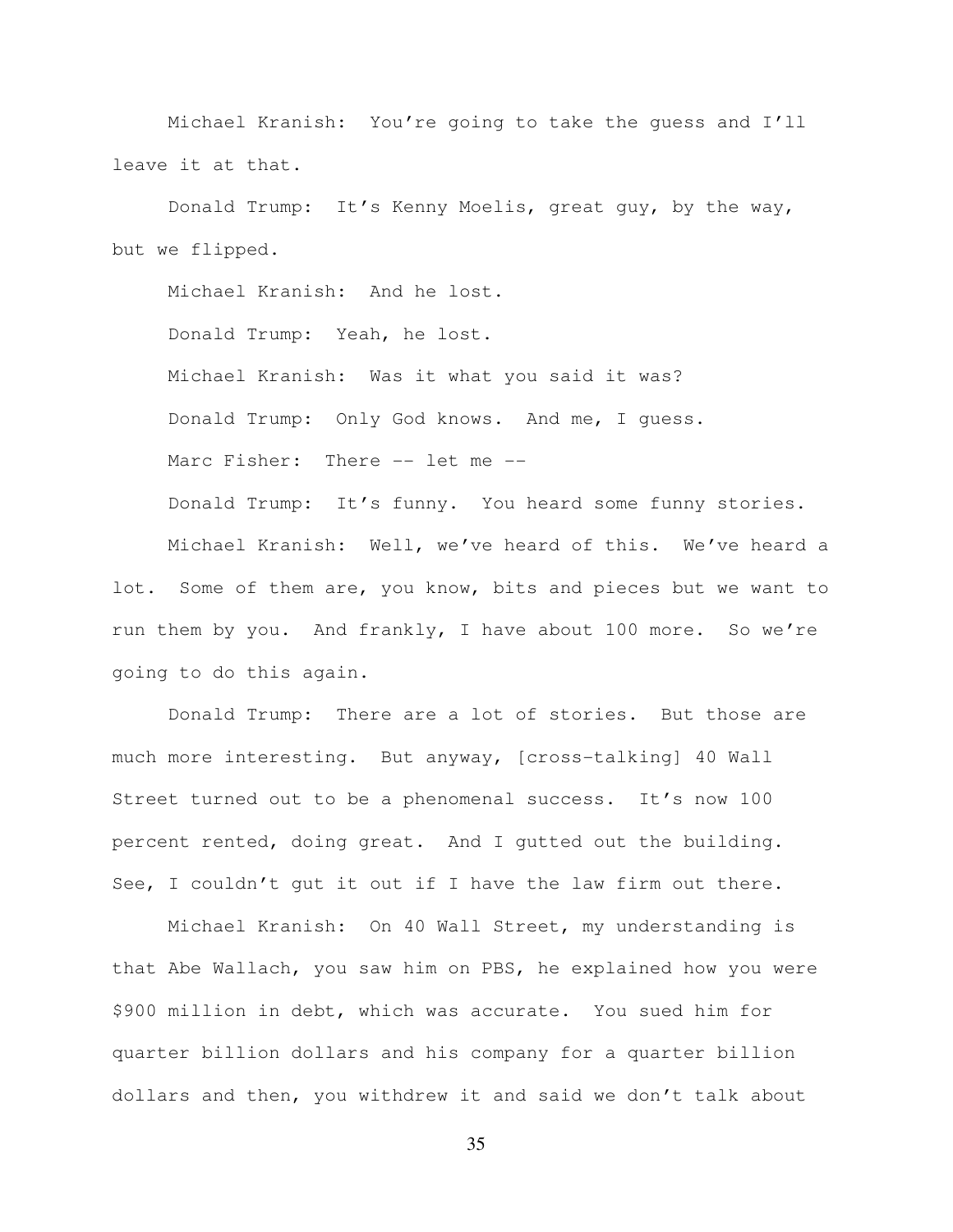Michael Kranish: You're going to take the guess and I'll leave it at that.

Donald Trump: It's Kenny Moelis, great guy, by the way, but we flipped.

Michael Kranish: And he lost.

Donald Trump: Yeah, he lost.

Michael Kranish: Was it what you said it was?

Donald Trump: Only God knows. And me, I guess.

Marc Fisher: There -- let me --

Donald Trump: It's funny. You heard some funny stories.

Michael Kranish: Well, we've heard of this. We've heard a lot. Some of them are, you know, bits and pieces but we want to run them by you. And frankly, I have about 100 more. So we're going to do this again.

Donald Trump: There are a lot of stories. But those are much more interesting. But anyway, [cross-talking] 40 Wall Street turned out to be a phenomenal success. It's now 100 percent rented, doing great. And I gutted out the building. See, I couldn't gut it out if I have the law firm out there.

Michael Kranish: On 40 Wall Street, my understanding is that Abe Wallach, you saw him on PBS, he explained how you were $900 million in debt, which was accurate. You sued him for quarter billion dollars and his company for a quarter billion dollars and then, you withdrew it and said we don't talk about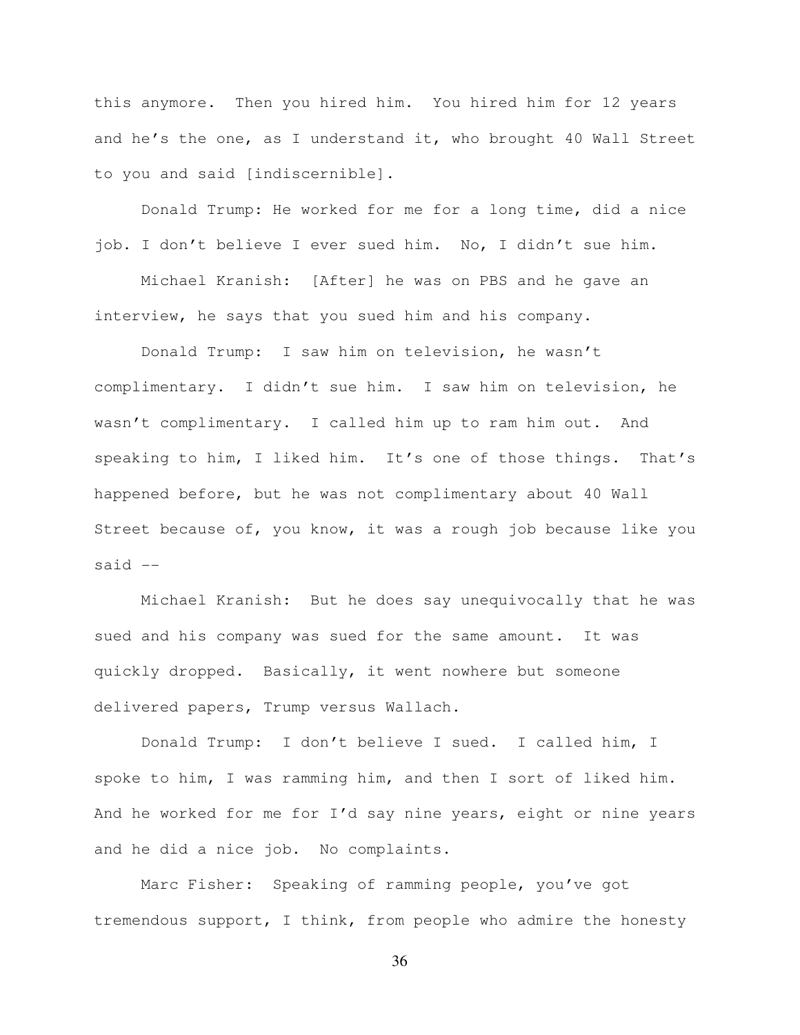this anymore. Then you hired him. You hired him for 12 years and he's the one, as I understand it, who brought 40 Wall Street to you and said [indiscernible].

Donald Trump: He worked for me for a long time, did a nice job. I don't believe I ever sued him. No, I didn't sue him.

Michael Kranish: [After] he was on PBS and he gave an interview, he says that you sued him and his company.

Donald Trump: I saw him on television, he wasn't complimentary. I didn't sue him. I saw him on television, he wasn't complimentary. I called him up to ram him out. And speaking to him, I liked him. It's one of those things. That's happened before, but he was not complimentary about 40 Wall Street because of, you know, it was a rough job because like you said --

Michael Kranish: But he does say unequivocally that he was sued and his company was sued for the same amount. It was quickly dropped. Basically, it went nowhere but someone delivered papers, Trump versus Wallach.

Donald Trump: I don't believe I sued. I called him, I spoke to him, I was ramming him, and then I sort of liked him. And he worked for me for I'd say nine years, eight or nine years and he did a nice job. No complaints.

Marc Fisher: Speaking of ramming people, you've got tremendous support, I think, from people who admire the honesty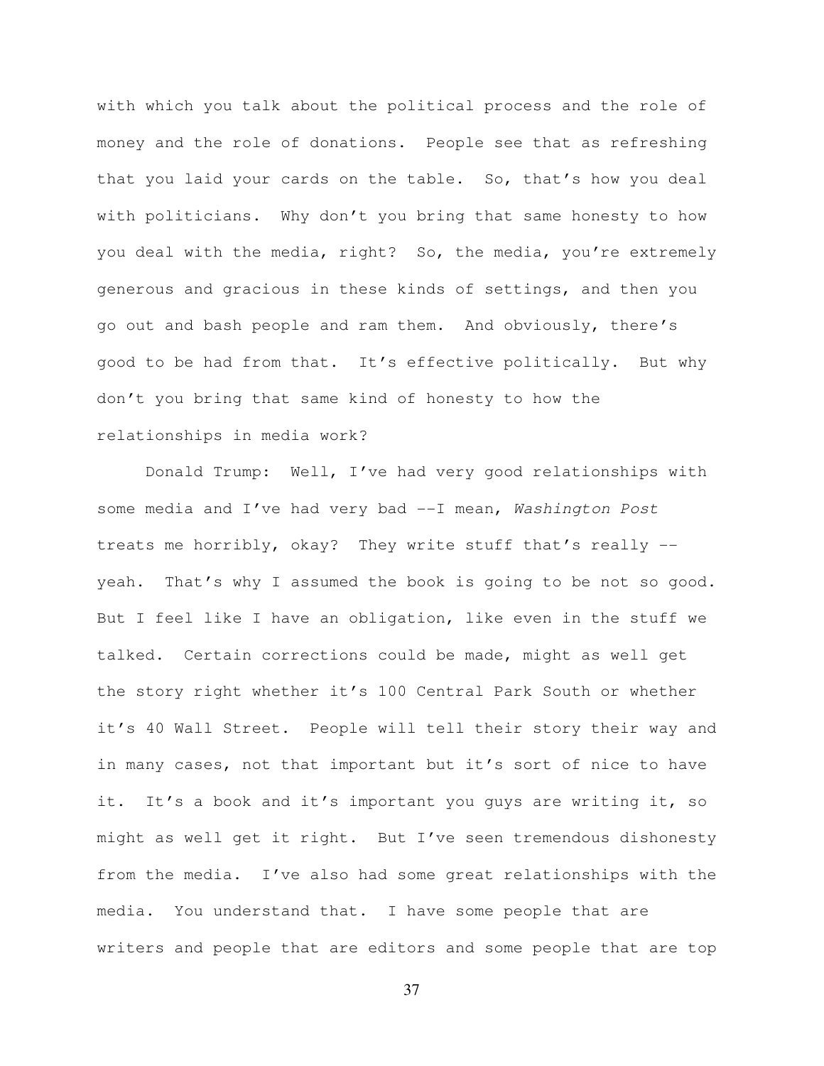with which you talk about the political process and the role of money and the role of donations. People see that as refreshing that you laid your cards on the table. So, that's how you deal with politicians. Why don't you bring that same honesty to how you deal with the media, right? So, the media, you're extremely generous and gracious in these kinds of settings, and then you go out and bash people and ram them. And obviously, there's good to be had from that. It's effective politically. But why don't you bring that same kind of honesty to how the relationships in media work?

Donald Trump: Well, I've had very good relationships with some media and I've had very bad --I mean, *Washington Post* treats me horribly, okay? They write stuff that's really -- yeah. That's why I assumed the book is going to be not so good. But I feel like I have an obligation, like even in the stuff we talked. Certain corrections could be made, might as well get the story right whether it's 100 Central Park South or whether it's 40 Wall Street. People will tell their story their way and in many cases, not that important but it's sort of nice to have it. It's a book and it's important you guys are writing it, so might as well get it right. But I've seen tremendous dishonesty from the media. I've also had some great relationships with the media. You understand that. I have some people that are writers and people that are editors and some people that are top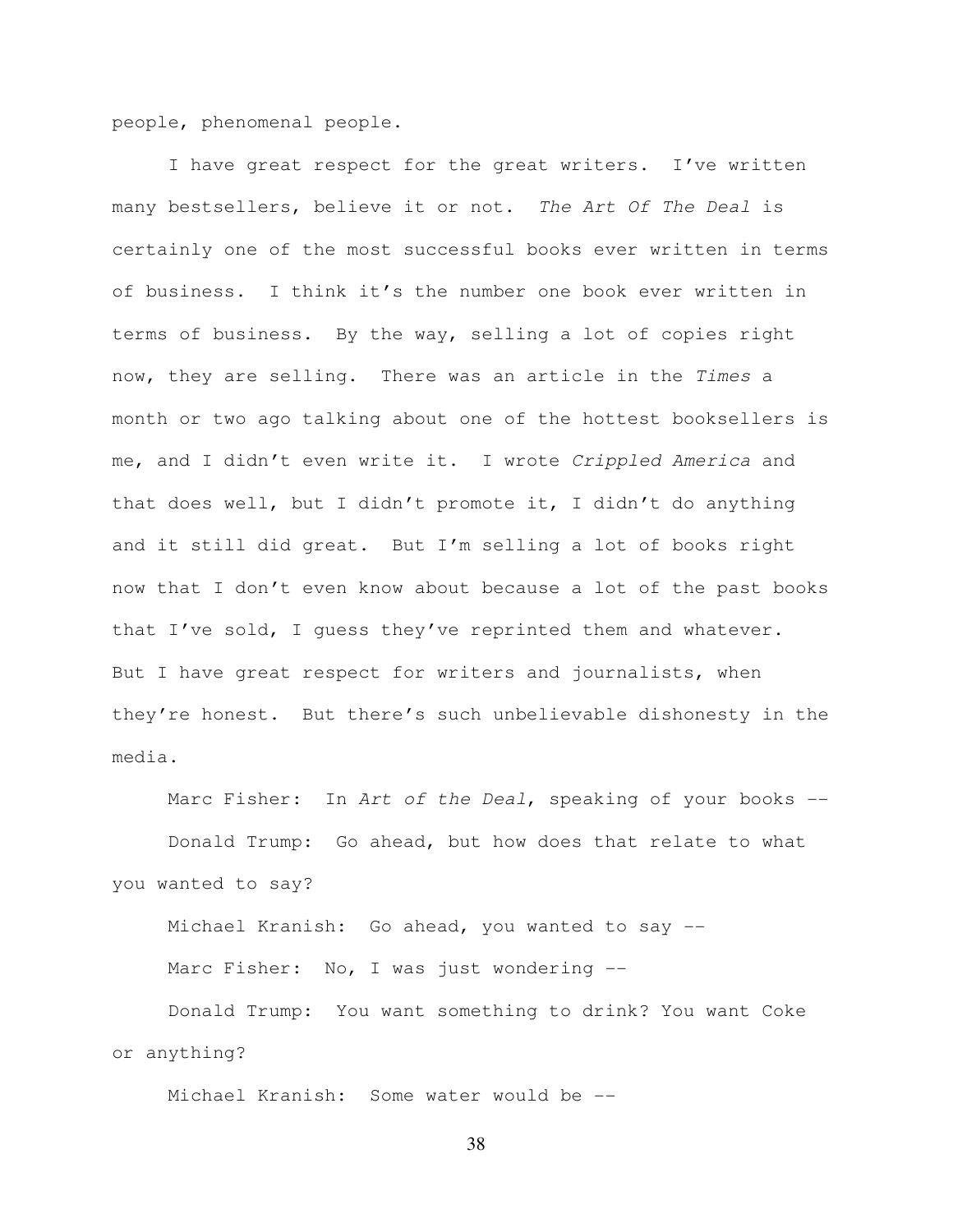people, phenomenal people.

I have great respect for the great writers. I've written many bestsellers, believe it or not. *The Art Of The Deal* is certainly one of the most successful books ever written in terms of business. I think it's the number one book ever written in terms of business. By the way, selling a lot of copies right now, they are selling. There was an article in the *Times* a month or two ago talking about one of the hottest booksellers is me, and I didn't even write it. I wrote *Crippled America* and that does well, but I didn't promote it, I didn't do anything and it still did great. But I'm selling a lot of books right now that I don't even know about because a lot of the past books that I've sold, I guess they've reprinted them and whatever. But I have great respect for writers and journalists, when they're honest. But there's such unbelievable dishonesty in the media.

Marc Fisher: In *Art of the Deal*, speaking of your books --

Donald Trump: Go ahead, but how does that relate to what you wanted to say?

Michael Kranish: Go ahead, you wanted to say --

Marc Fisher: No, I was just wondering --

Donald Trump: You want something to drink? You want Coke or anything?

Michael Kranish: Some water would be --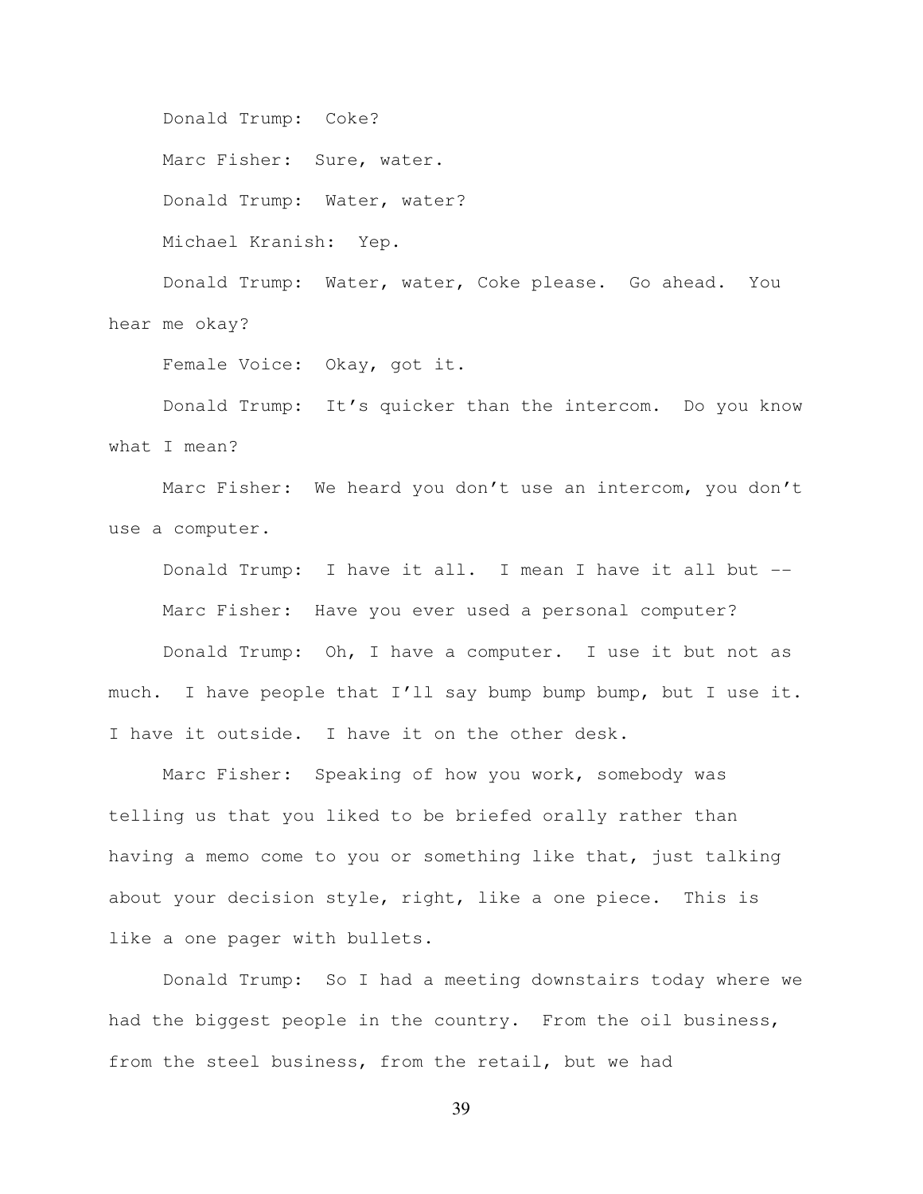Donald Trump: Coke?

Marc Fisher: Sure, water.

Donald Trump: Water, water?

Michael Kranish: Yep.

Donald Trump: Water, water, Coke please. Go ahead. You hear me okay?

Female Voice: Okay, got it.

Donald Trump: It's quicker than the intercom. Do you know what I mean?

Marc Fisher: We heard you don't use an intercom, you don't use a computer.

Donald Trump: I have it all. I mean I have it all but --

Marc Fisher: Have you ever used a personal computer?

Donald Trump: Oh, I have a computer. I use it but not as much. I have people that I'll say bump bump bump, but I use it. I have it outside. I have it on the other desk.

Marc Fisher: Speaking of how you work, somebody was telling us that you liked to be briefed orally rather than having a memo come to you or something like that, just talking about your decision style, right, like a one piece. This is like a one pager with bullets.

Donald Trump: So I had a meeting downstairs today where we had the biggest people in the country. From the oil business, from the steel business, from the retail, but we had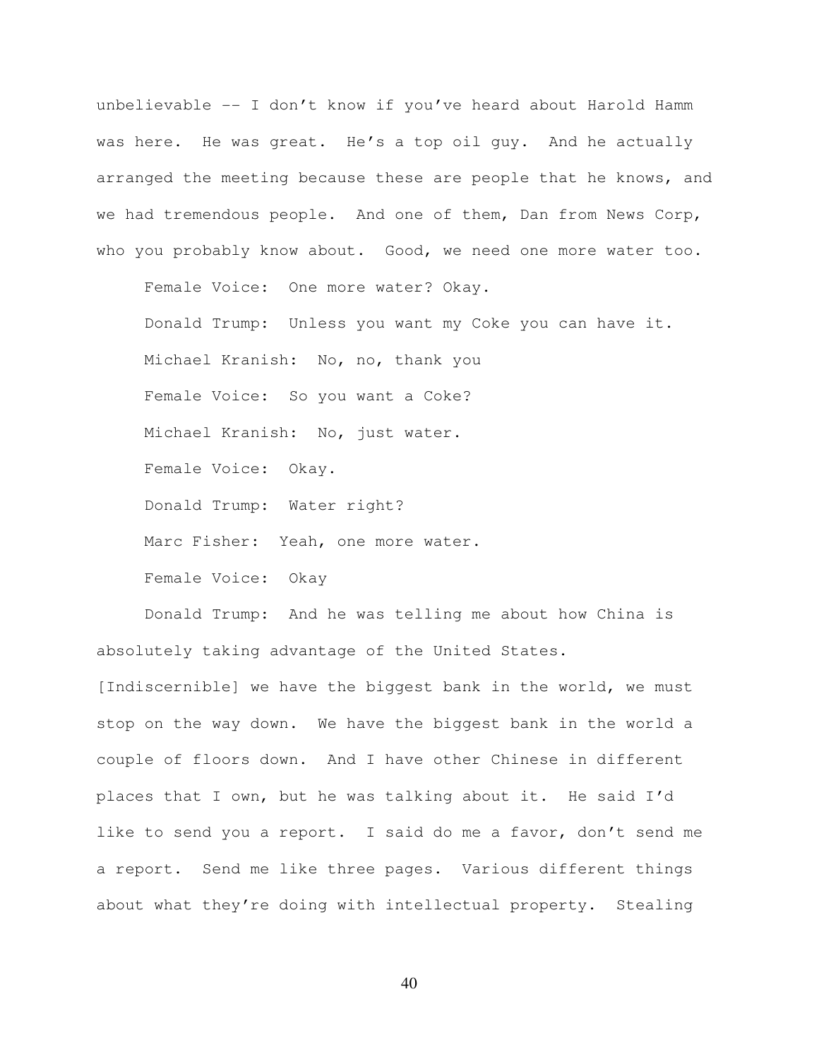unbelievable -- I don't know if you've heard about Harold Hamm was here. He was great. He's a top oil guy. And he actually arranged the meeting because these are people that he knows, and we had tremendous people. And one of them, Dan from News Corp, who you probably know about. Good, we need one more water too.

Female Voice: One more water? Okay.

Donald Trump: Unless you want my Coke you can have it.

Michael Kranish: No, no, thank you

Female Voice: So you want a Coke?

Michael Kranish: No, just water.

Female Voice: Okay.

Donald Trump: Water right?

Marc Fisher: Yeah, one more water.

Female Voice: Okay

Donald Trump: And he was telling me about how China is absolutely taking advantage of the United States. [Indiscernible] we have the biggest bank in the world, we must stop on the way down. We have the biggest bank in the world a couple of floors down. And I have other Chinese in different places that I own, but he was talking about it. He said I'd like to send you a report. I said do me a favor, don't send me a report. Send me like three pages. Various different things about what they're doing with intellectual property. Stealing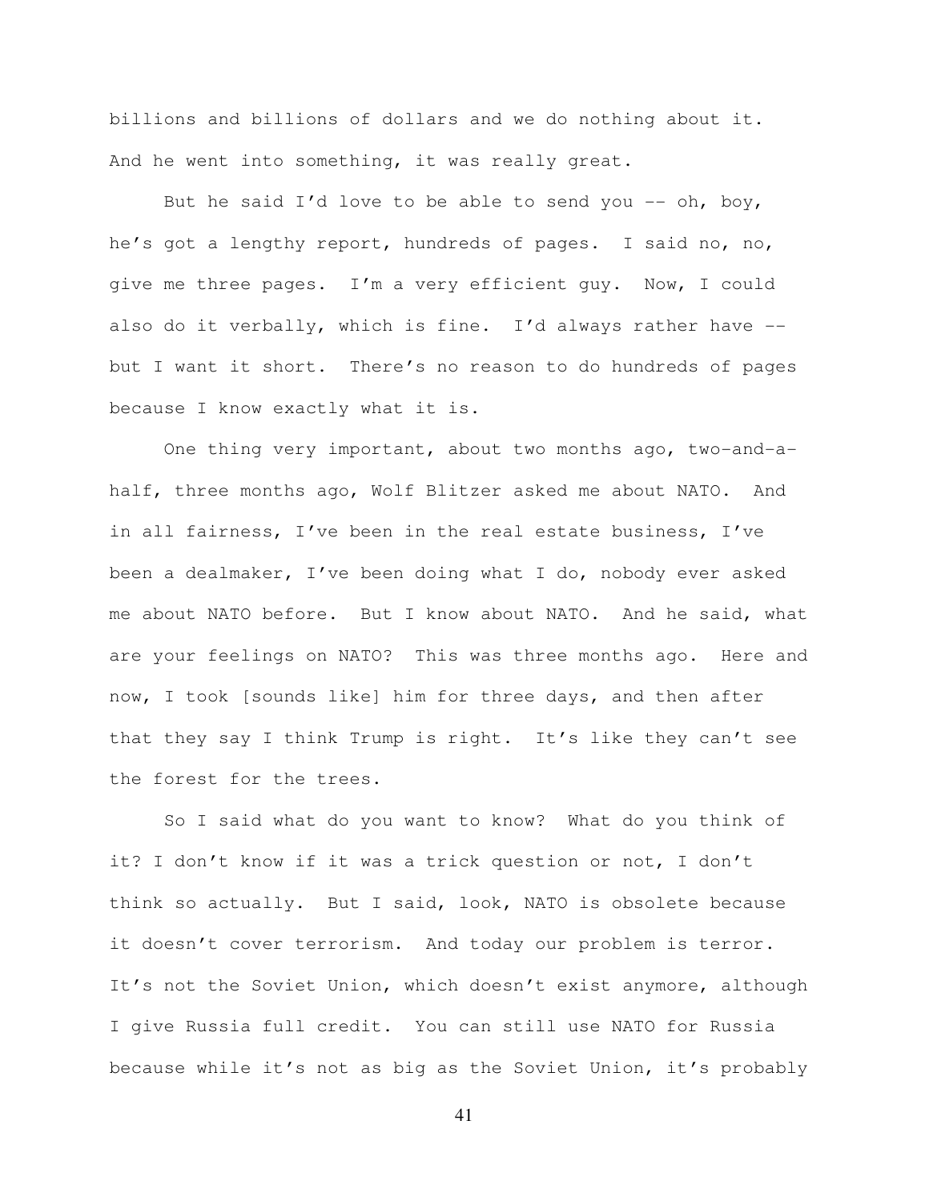billions and billions of dollars and we do nothing about it. And he went into something, it was really great.

But he said I'd love to be able to send you -- oh, boy, he's got a lengthy report, hundreds of pages. I said no, no, give me three pages. I'm a very efficient guy. Now, I could also do it verbally, which is fine. I'd always rather have -- but I want it short. There's no reason to do hundreds of pages because I know exactly what it is.

One thing very important, about two months ago, two-and-a-half, three months ago, Wolf Blitzer asked me about NATO. And in all fairness, I've been in the real estate business, I've been a dealmaker, I've been doing what I do, nobody ever asked me about NATO before. But I know about NATO. And he said, what are your feelings on NATO? This was three months ago. Here and now, I took [sounds like] him for three days, and then after that they say I think Trump is right. It's like they can't see the forest for the trees.

So I said what do you want to know? What do you think of it? I don't know if it was a trick question or not, I don't think so actually. But I said, look, NATO is obsolete because it doesn't cover terrorism. And today our problem is terror. It's not the Soviet Union, which doesn't exist anymore, although I give Russia full credit. You can still use NATO for Russia because while it's not as big as the Soviet Union, it's probably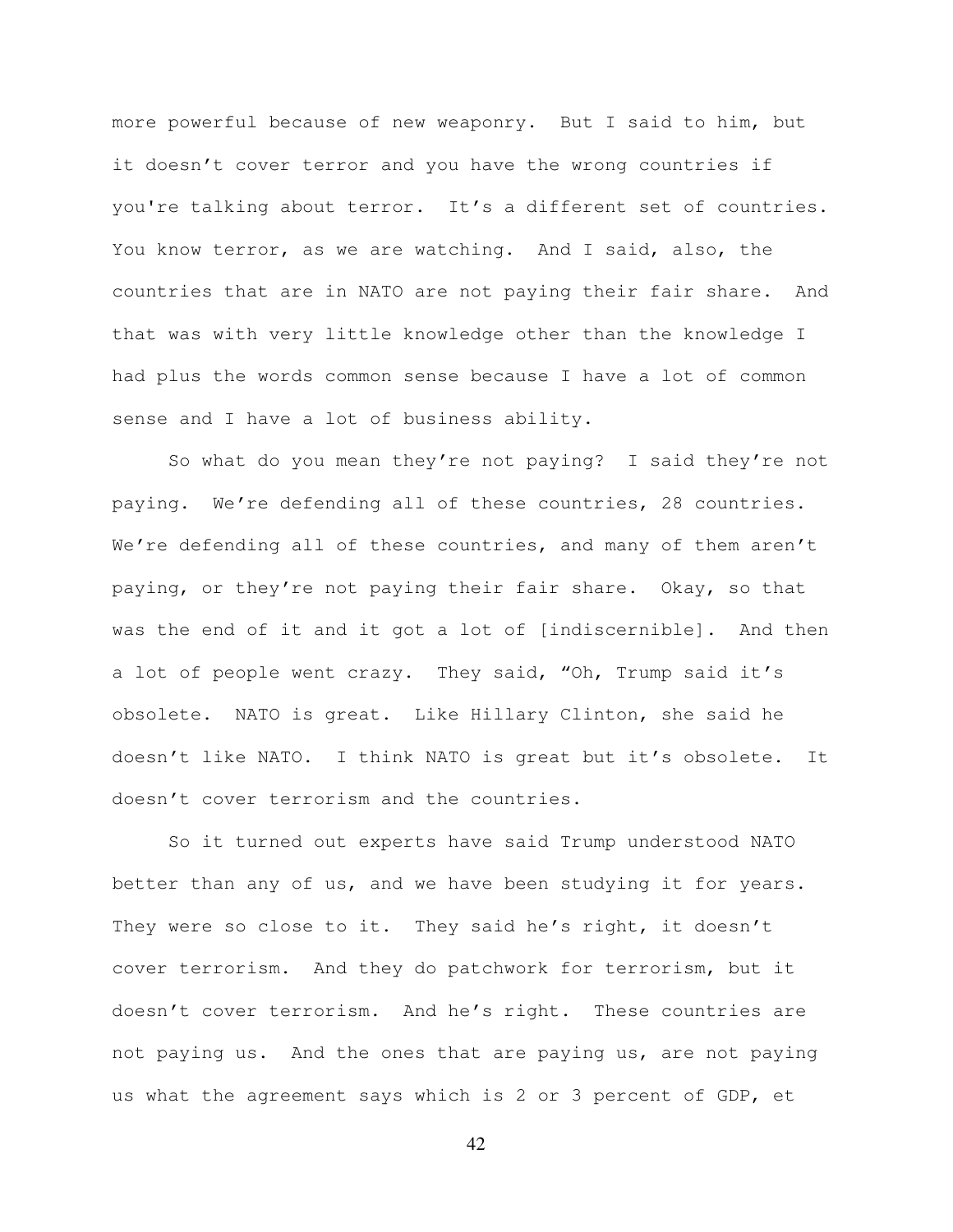more powerful because of new weaponry. But I said to him, but it doesn't cover terror and you have the wrong countries if you're talking about terror. It's a different set of countries. You know terror, as we are watching. And I said, also, the countries that are in NATO are not paying their fair share. And that was with very little knowledge other than the knowledge I had plus the words common sense because I have a lot of common sense and I have a lot of business ability.

So what do you mean they're not paying? I said they're not paying. We're defending all of these countries, 28 countries. We're defending all of these countries, and many of them aren't paying, or they're not paying their fair share. Okay, so that was the end of it and it got a lot of [indiscernible]. And then a lot of people went crazy. They said, "Oh, Trump said it's obsolete. NATO is great. Like Hillary Clinton, she said he doesn't like NATO. I think NATO is great but it's obsolete. It doesn't cover terrorism and the countries.

So it turned out experts have said Trump understood NATO better than any of us, and we have been studying it for years. They were so close to it. They said he's right, it doesn't cover terrorism. And they do patchwork for terrorism, but it doesn't cover terrorism. And he's right. These countries are not paying us. And the ones that are paying us, are not paying us what the agreement says which is 2 or 3 percent of GDP, et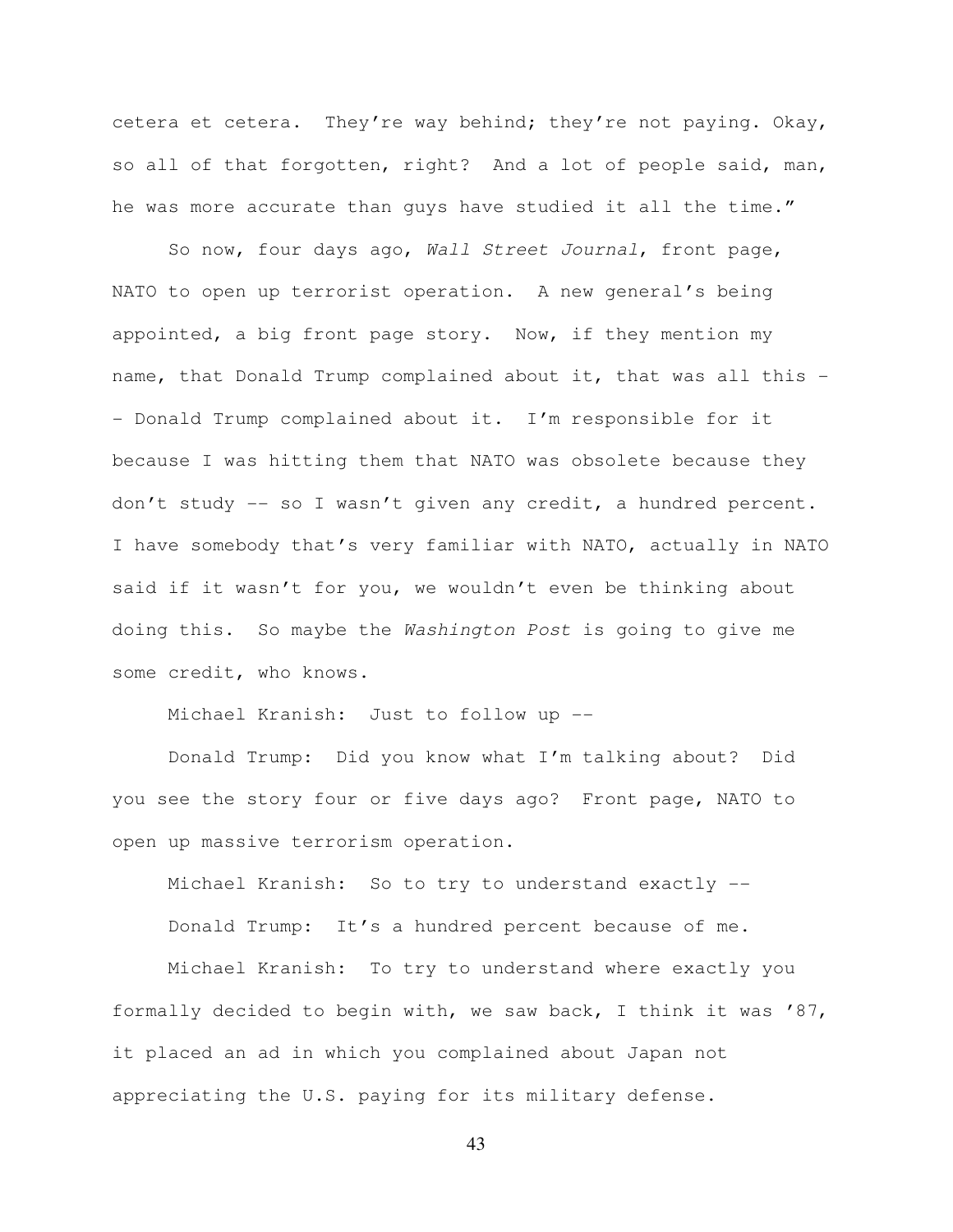cetera et cetera. They're way behind; they're not paying. Okay, so all of that forgotten, right? And a lot of people said, man, he was more accurate than guys have studied it all the time."

So now, four days ago, *Wall Street Journal*, front page, NATO to open up terrorist operation. A new general's being appointed, a big front page story. Now, if they mention my name, that Donald Trump complained about it, that was all this -- Donald Trump complained about it. I'm responsible for it because I was hitting them that NATO was obsolete because they don't study -- so I wasn't given any credit, a hundred percent. I have somebody that's very familiar with NATO, actually in NATO said if it wasn't for you, we wouldn't even be thinking about doing this. So maybe the *Washington Post* is going to give me some credit, who knows.

Michael Kranish: Just to follow up --

Donald Trump: Did you know what I'm talking about? Did you see the story four or five days ago? Front page, NATO to open up massive terrorism operation.

Michael Kranish: So to try to understand exactly --

Donald Trump: It's a hundred percent because of me.

Michael Kranish: To try to understand where exactly you formally decided to begin with, we saw back, I think it was '87, it placed an ad in which you complained about Japan not appreciating the U.S. paying for its military defense.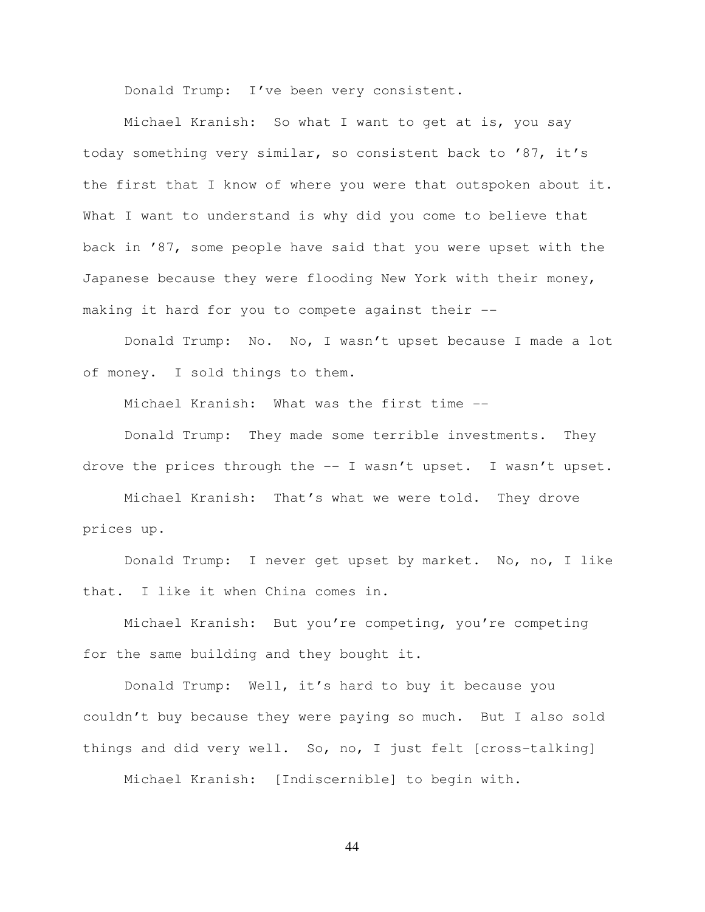Donald Trump: I've been very consistent.

Michael Kranish: So what I want to get at is, you say today something very similar, so consistent back to '87, it's the first that I know of where you were that outspoken about it. What I want to understand is why did you come to believe that back in '87, some people have said that you were upset with the Japanese because they were flooding New York with their money, making it hard for you to compete against their --

Donald Trump: No. No, I wasn't upset because I made a lot of money. I sold things to them.

Michael Kranish: What was the first time --

Donald Trump: They made some terrible investments. They drove the prices through the -- I wasn't upset. I wasn't upset.

Michael Kranish: That's what we were told. They drove prices up.

Donald Trump: I never get upset by market. No, no, I like that. I like it when China comes in.

Michael Kranish: But you're competing, you're competing for the same building and they bought it.

Donald Trump: Well, it's hard to buy it because you couldn't buy because they were paying so much. But I also sold things and did very well. So, no, I just felt [cross-talking]

Michael Kranish: [Indiscernible] to begin with.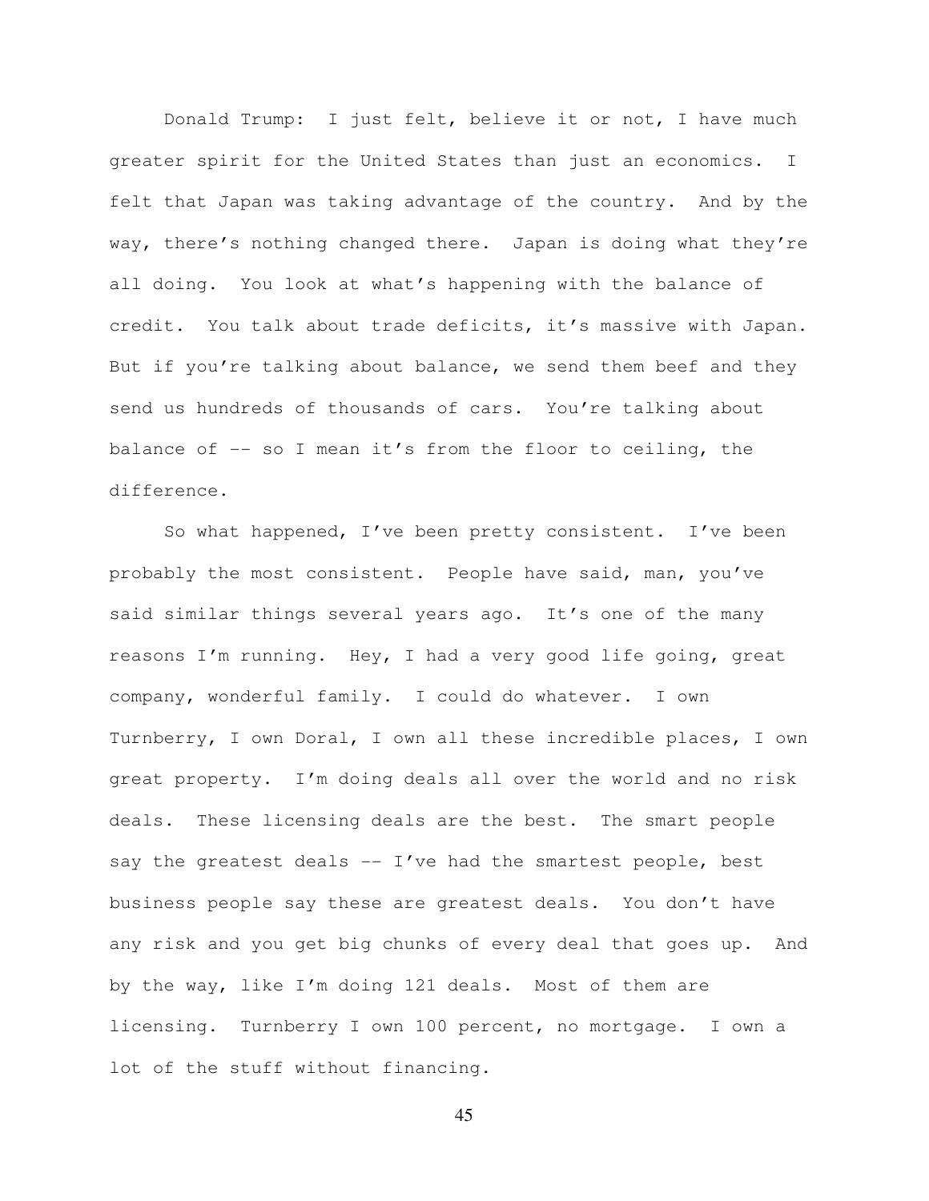Donald Trump: I just felt, believe it or not, I have much greater spirit for the United States than just an economics. I felt that Japan was taking advantage of the country. And by the way, there's nothing changed there. Japan is doing what they're all doing. You look at what's happening with the balance of credit. You talk about trade deficits, it's massive with Japan. But if you're talking about balance, we send them beef and they send us hundreds of thousands of cars. You're talking about balance of -- so I mean it's from the floor to ceiling, the difference.

So what happened, I've been pretty consistent. I've been probably the most consistent. People have said, man, you've said similar things several years ago. It's one of the many reasons I'm running. Hey, I had a very good life going, great company, wonderful family. I could do whatever. I own Turnberry, I own Doral, I own all these incredible places, I own great property. I'm doing deals all over the world and no risk deals. These licensing deals are the best. The smart people say the greatest deals -- I've had the smartest people, best business people say these are greatest deals. You don't have any risk and you get big chunks of every deal that goes up. And by the way, like I'm doing 121 deals. Most of them are licensing. Turnberry I own 100 percent, no mortgage. I own a lot of the stuff without financing.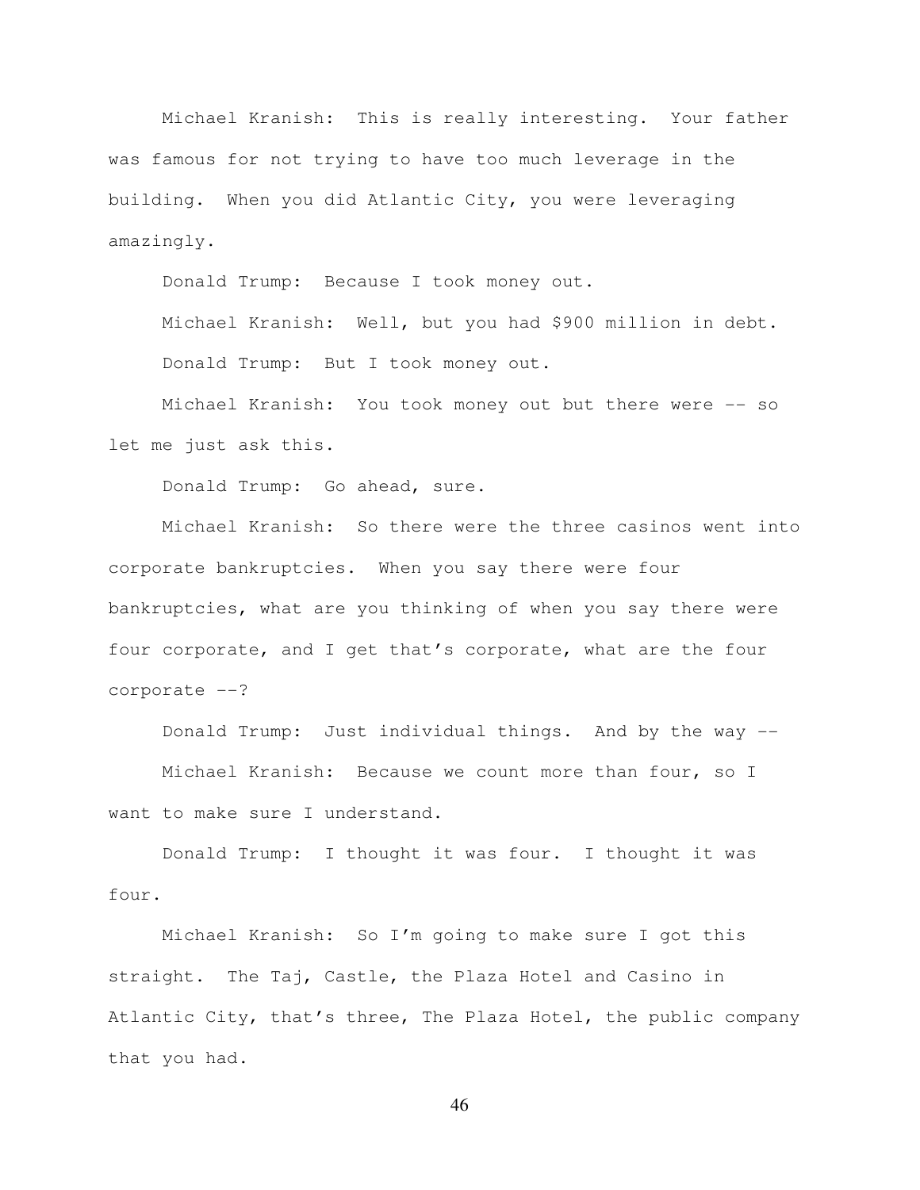Michael Kranish: This is really interesting. Your father was famous for not trying to have too much leverage in the building. When you did Atlantic City, you were leveraging amazingly.

Donald Trump: Because I took money out.

Michael Kranish: Well, but you had $900 million in debt.

Donald Trump: But I took money out.

Michael Kranish: You took money out but there were -- so let me just ask this.

Donald Trump: Go ahead, sure.

Michael Kranish: So there were the three casinos went into corporate bankruptcies. When you say there were four bankruptcies, what are you thinking of when you say there were four corporate, and I get that's corporate, what are the four corporate --?

Donald Trump: Just individual things. And by the way --

Michael Kranish: Because we count more than four, so I want to make sure I understand.

Donald Trump: I thought it was four. I thought it was four.

Michael Kranish: So I'm going to make sure I got this straight. The Taj, Castle, the Plaza Hotel and Casino in Atlantic City, that's three, The Plaza Hotel, the public company that you had.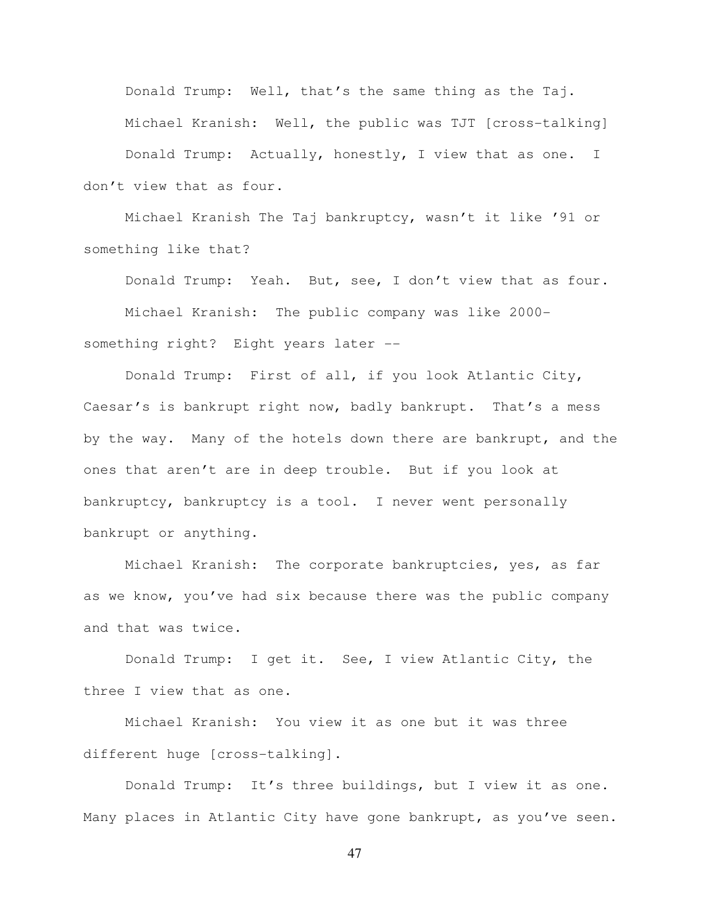Donald Trump: Well, that's the same thing as the Taj.

Michael Kranish: Well, the public was TJT [cross-talking]

Donald Trump: Actually, honestly, I view that as one. I don't view that as four.

Michael Kranish The Taj bankruptcy, wasn't it like '91 or something like that?

Donald Trump: Yeah. But, see, I don't view that as four.

Michael Kranish: The public company was like 2000-something right? Eight years later --

Donald Trump: First of all, if you look Atlantic City, Caesar's is bankrupt right now, badly bankrupt. That's a mess by the way. Many of the hotels down there are bankrupt, and the ones that aren't are in deep trouble. But if you look at bankruptcy, bankruptcy is a tool. I never went personally bankrupt or anything.

Michael Kranish: The corporate bankruptcies, yes, as far as we know, you've had six because there was the public company and that was twice.

Donald Trump: I get it. See, I view Atlantic City, the three I view that as one.

Michael Kranish: You view it as one but it was three different huge [cross-talking].

Donald Trump: It's three buildings, but I view it as one. Many places in Atlantic City have gone bankrupt, as you've seen.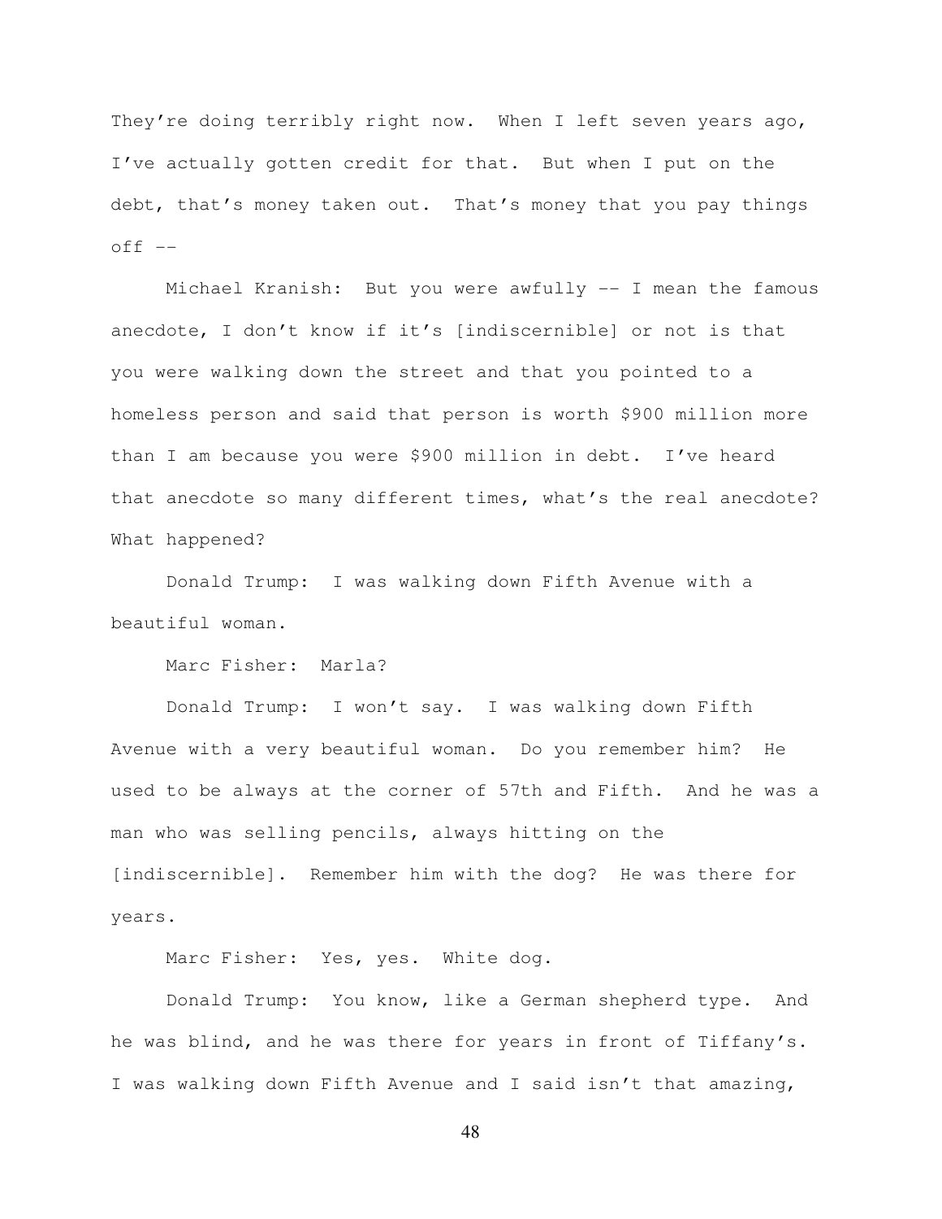They're doing terribly right now. When I left seven years ago, I've actually gotten credit for that. But when I put on the debt, that's money taken out. That's money that you pay things off --

Michael Kranish: But you were awfully -- I mean the famous anecdote, I don't know if it's [indiscernible] or not is that you were walking down the street and that you pointed to a homeless person and said that person is worth $900 million more than I am because you were $900 million in debt. I've heard that anecdote so many different times, what's the real anecdote? What happened?

Donald Trump: I was walking down Fifth Avenue with a beautiful woman.

Marc Fisher: Marla?

Donald Trump: I won't say. I was walking down Fifth Avenue with a very beautiful woman. Do you remember him? He used to be always at the corner of 57th and Fifth. And he was a man who was selling pencils, always hitting on the [indiscernible]. Remember him with the dog? He was there for years.

Marc Fisher: Yes, yes. White dog.

Donald Trump: You know, like a German shepherd type. And he was blind, and he was there for years in front of Tiffany's. I was walking down Fifth Avenue and I said isn't that amazing,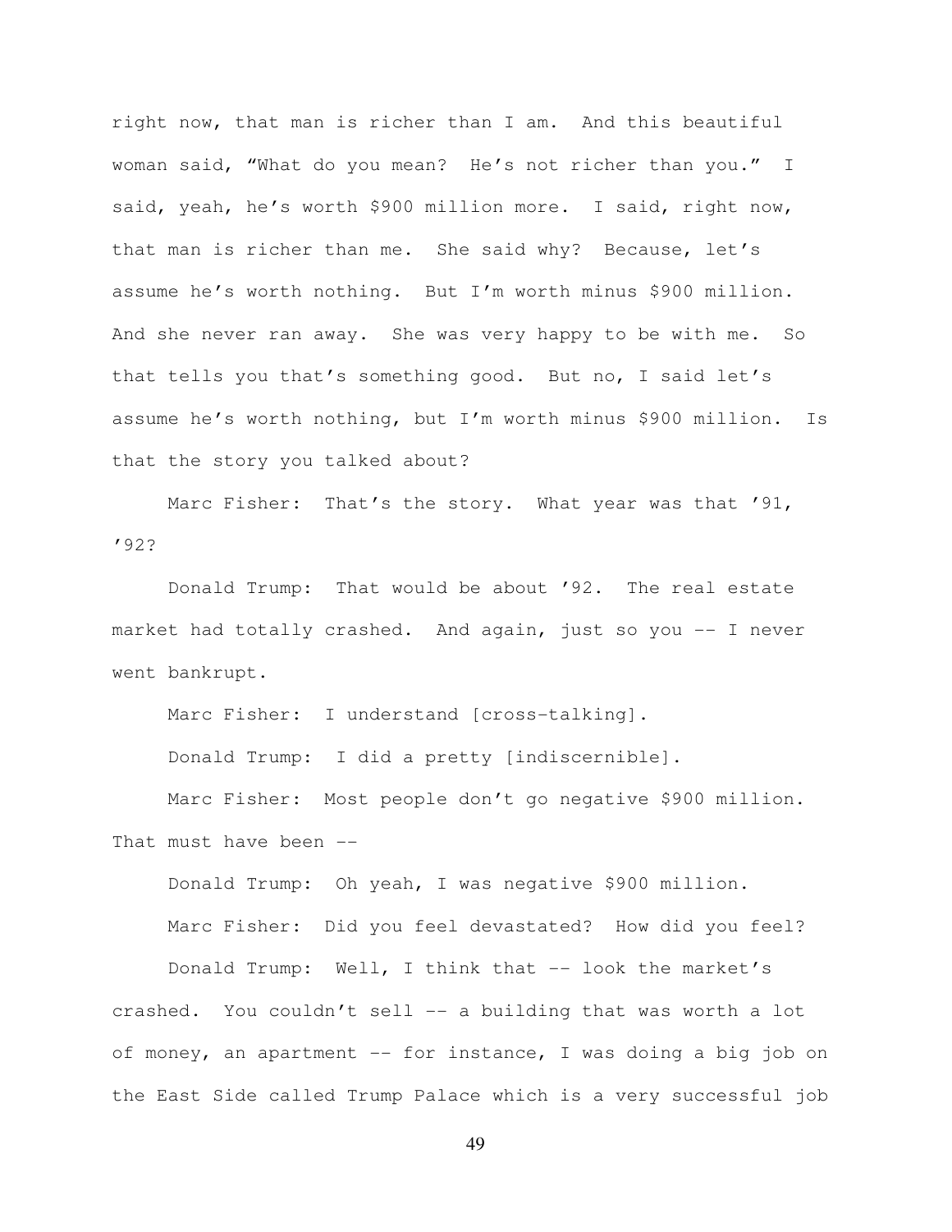right now, that man is richer than I am. And this beautiful woman said, "What do you mean? He's not richer than you." I said, yeah, he's worth $900 million more. I said, right now, that man is richer than me. She said why? Because, let's assume he's worth nothing. But I'm worth minus $900 million. And she never ran away. She was very happy to be with me. So that tells you that's something good. But no, I said let's assume he's worth nothing, but I'm worth minus $900 million. Is that the story you talked about?

Marc Fisher: That's the story. What year was that '91, '92?

Donald Trump: That would be about '92. The real estate market had totally crashed. And again, just so you -- I never went bankrupt.

Marc Fisher: I understand [cross-talking].

Donald Trump: I did a pretty [indiscernible].

Marc Fisher: Most people don't go negative $900 million. That must have been --

Donald Trump: Oh yeah, I was negative $900 million.

Marc Fisher: Did you feel devastated? How did you feel?

Donald Trump: Well, I think that -- look the market's crashed. You couldn't sell -- a building that was worth a lot of money, an apartment -- for instance, I was doing a big job on the East Side called Trump Palace which is a very successful job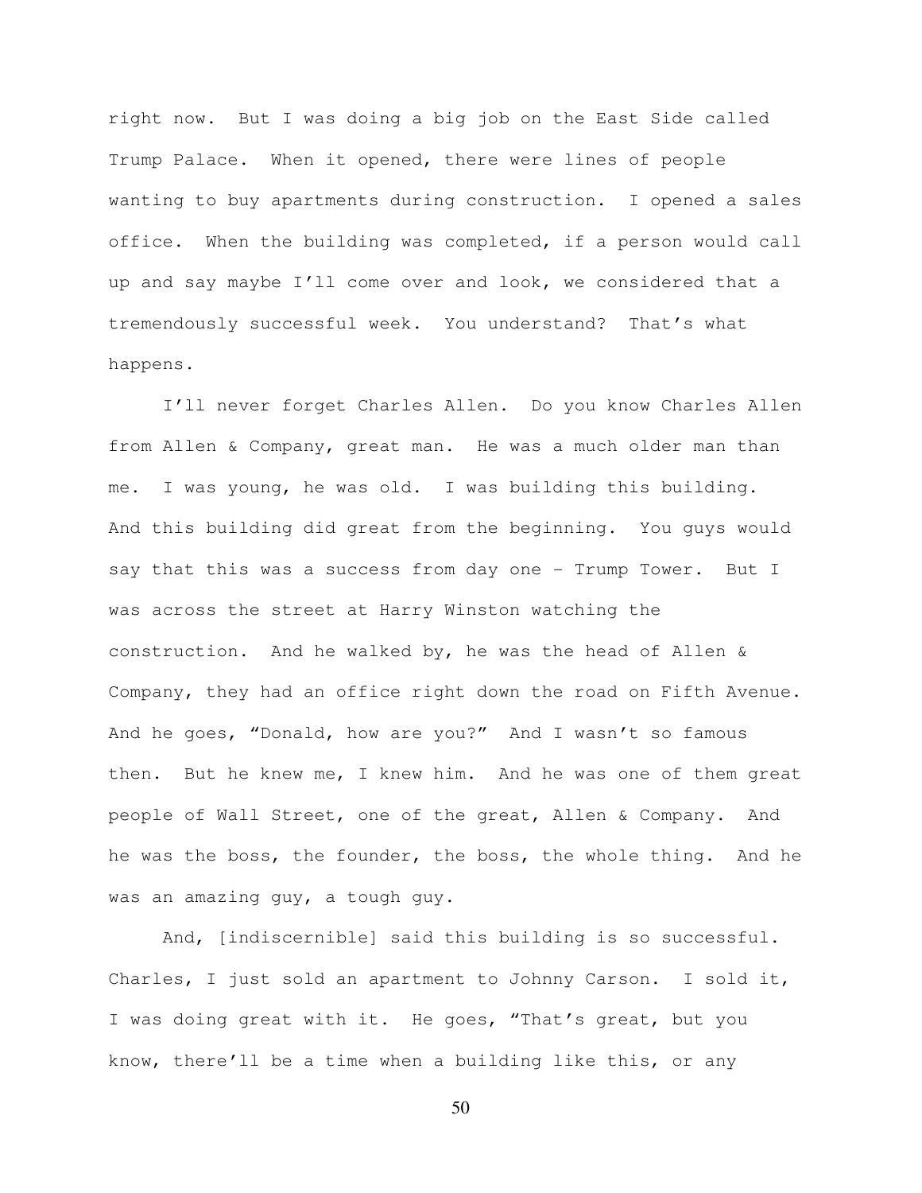right now. But I was doing a big job on the East Side called Trump Palace. When it opened, there were lines of people wanting to buy apartments during construction. I opened a sales office. When the building was completed, if a person would call up and say maybe I'll come over and look, we considered that a tremendously successful week. You understand? That's what happens.

I'll never forget Charles Allen. Do you know Charles Allen from Allen & Company, great man. He was a much older man than me. I was young, he was old. I was building this building. And this building did great from the beginning. You guys would say that this was a success from day one - Trump Tower. But I was across the street at Harry Winston watching the construction. And he walked by, he was the head of Allen & Company, they had an office right down the road on Fifth Avenue. And he goes, "Donald, how are you?" And I wasn't so famous then. But he knew me, I knew him. And he was one of them great people of Wall Street, one of the great, Allen & Company. And he was the boss, the founder, the boss, the whole thing. And he was an amazing guy, a tough guy.

And, [indiscernible] said this building is so successful. Charles, I just sold an apartment to Johnny Carson. I sold it, I was doing great with it. He goes, "That's great, but you know, there'll be a time when a building like this, or any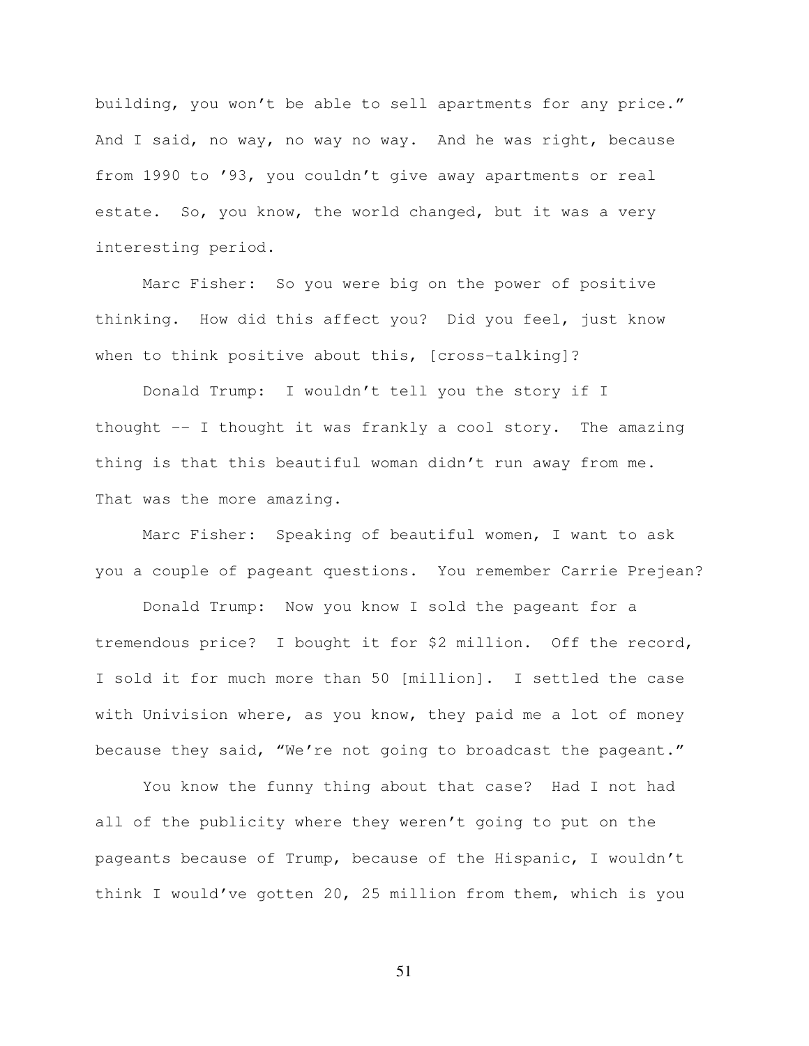building, you won't be able to sell apartments for any price." And I said, no way, no way no way. And he was right, because from 1990 to '93, you couldn't give away apartments or real estate. So, you know, the world changed, but it was a very interesting period.

Marc Fisher: So you were big on the power of positive thinking. How did this affect you? Did you feel, just know when to think positive about this, [cross-talking]?

Donald Trump: I wouldn't tell you the story if I thought -- I thought it was frankly a cool story. The amazing thing is that this beautiful woman didn't run away from me. That was the more amazing.

Marc Fisher: Speaking of beautiful women, I want to ask you a couple of pageant questions. You remember Carrie Prejean?

Donald Trump: Now you know I sold the pageant for a tremendous price? I bought it for $2 million. Off the record, I sold it for much more than 50 [million]. I settled the case with Univision where, as you know, they paid me a lot of money because they said, "We're not going to broadcast the pageant."

You know the funny thing about that case? Had I not had all of the publicity where they weren't going to put on the pageants because of Trump, because of the Hispanic, I wouldn't think I would've gotten 20, 25 million from them, which is you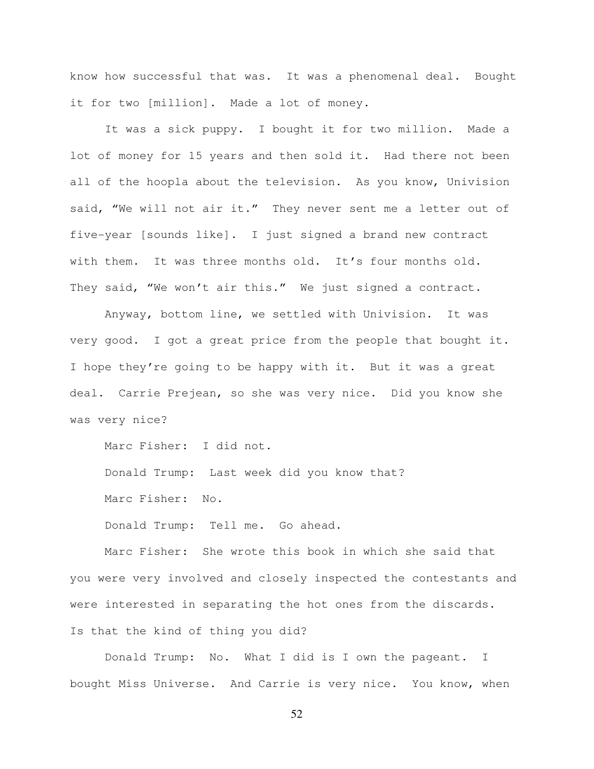know how successful that was. It was a phenomenal deal. Bought it for two [million]. Made a lot of money.

It was a sick puppy. I bought it for two million. Made a lot of money for 15 years and then sold it. Had there not been all of the hoopla about the television. As you know, Univision said, "We will not air it." They never sent me a letter out of five-year [sounds like]. I just signed a brand new contract with them. It was three months old. It's four months old. They said, "We won't air this." We just signed a contract.

Anyway, bottom line, we settled with Univision. It was very good. I got a great price from the people that bought it. I hope they're going to be happy with it. But it was a great deal. Carrie Prejean, so she was very nice. Did you know she was very nice?

Marc Fisher: I did not.

Donald Trump: Last week did you know that?

Marc Fisher: No.

Donald Trump: Tell me. Go ahead.

Marc Fisher: She wrote this book in which she said that you were very involved and closely inspected the contestants and were interested in separating the hot ones from the discards. Is that the kind of thing you did?

Donald Trump: No. What I did is I own the pageant. I bought Miss Universe. And Carrie is very nice. You know, when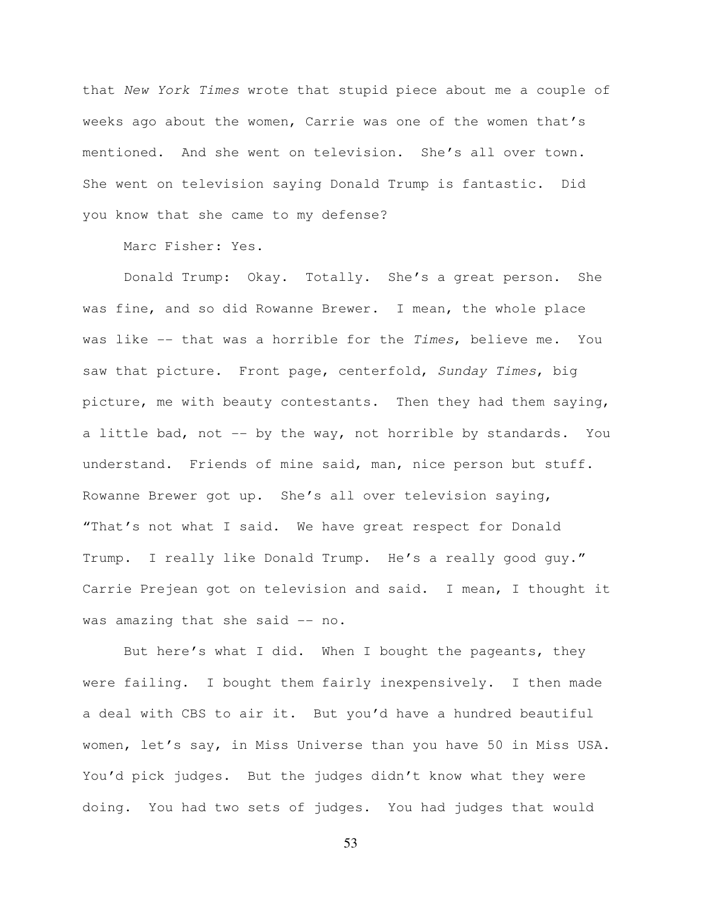that *New York Times* wrote that stupid piece about me a couple of weeks ago about the women, Carrie was one of the women that's mentioned. And she went on television. She's all over town. She went on television saying Donald Trump is fantastic. Did you know that she came to my defense?

Marc Fisher: Yes.

Donald Trump: Okay. Totally. She's a great person. She was fine, and so did Rowanne Brewer. I mean, the whole place was like -- that was a horrible for the *Times*, believe me. You saw that picture. Front page, centerfold, *Sunday Times*, big picture, me with beauty contestants. Then they had them saying, a little bad, not -- by the way, not horrible by standards. You understand. Friends of mine said, man, nice person but stuff. Rowanne Brewer got up. She's all over television saying, "That's not what I said. We have great respect for Donald Trump. I really like Donald Trump. He's a really good guy." Carrie Prejean got on television and said. I mean, I thought it was amazing that she said -- no.

But here's what I did. When I bought the pageants, they were failing. I bought them fairly inexpensively. I then made a deal with CBS to air it. But you'd have a hundred beautiful women, let's say, in Miss Universe than you have 50 in Miss USA. You'd pick judges. But the judges didn't know what they were doing. You had two sets of judges. You had judges that would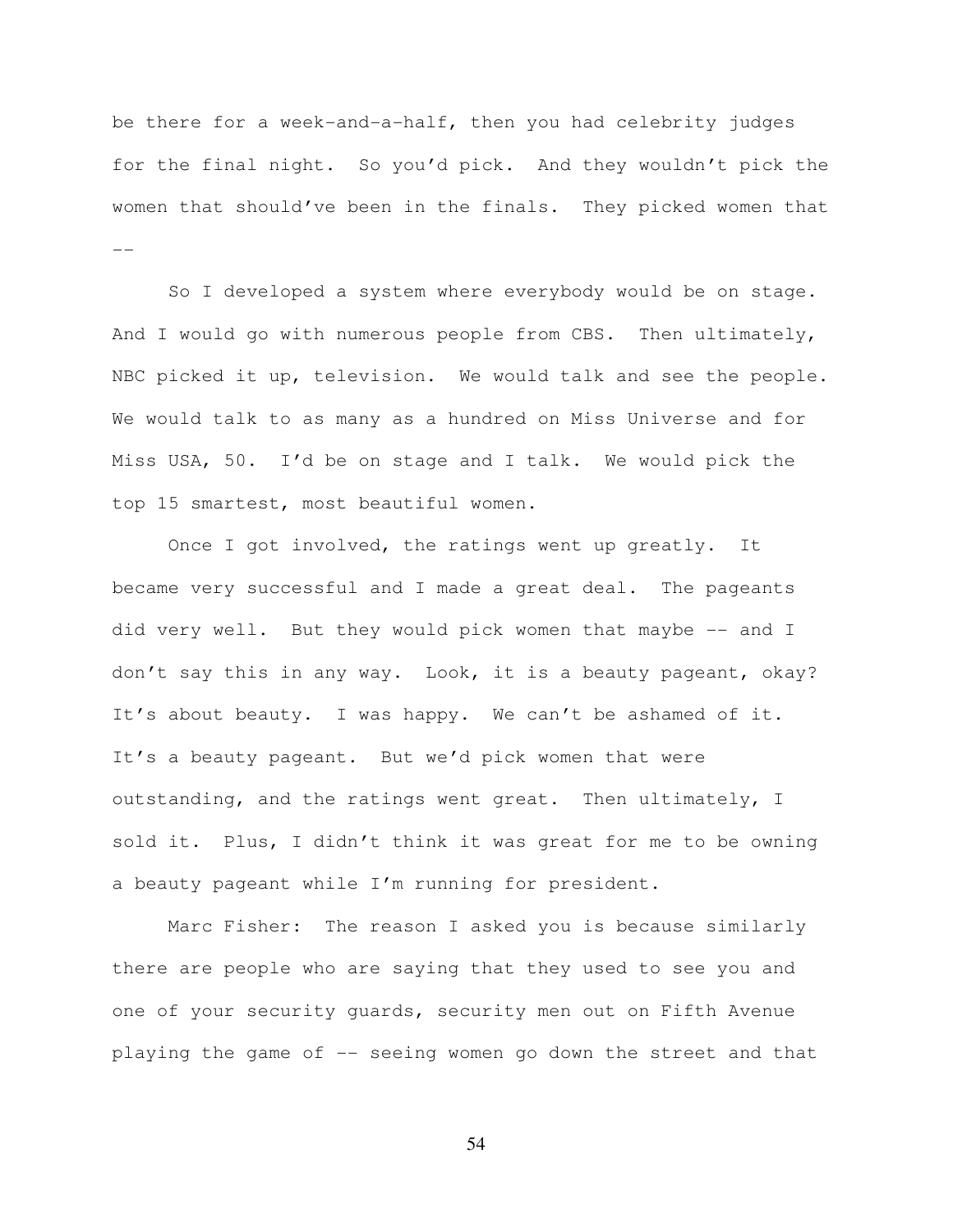be there for a week-and-a-half, then you had celebrity judges for the final night. So you'd pick. And they wouldn't pick the women that should've been in the finals. They picked women that --

So I developed a system where everybody would be on stage. And I would go with numerous people from CBS. Then ultimately, NBC picked it up, television. We would talk and see the people. We would talk to as many as a hundred on Miss Universe and for Miss USA, 50. I'd be on stage and I talk. We would pick the top 15 smartest, most beautiful women.

Once I got involved, the ratings went up greatly. It became very successful and I made a great deal. The pageants did very well. But they would pick women that maybe -- and I don't say this in any way. Look, it is a beauty pageant, okay? It's about beauty. I was happy. We can't be ashamed of it. It's a beauty pageant. But we'd pick women that were outstanding, and the ratings went great. Then ultimately, I sold it. Plus, I didn't think it was great for me to be owning a beauty pageant while I'm running for president.

Marc Fisher: The reason I asked you is because similarly there are people who are saying that they used to see you and one of your security guards, security men out on Fifth Avenue playing the game of -- seeing women go down the street and that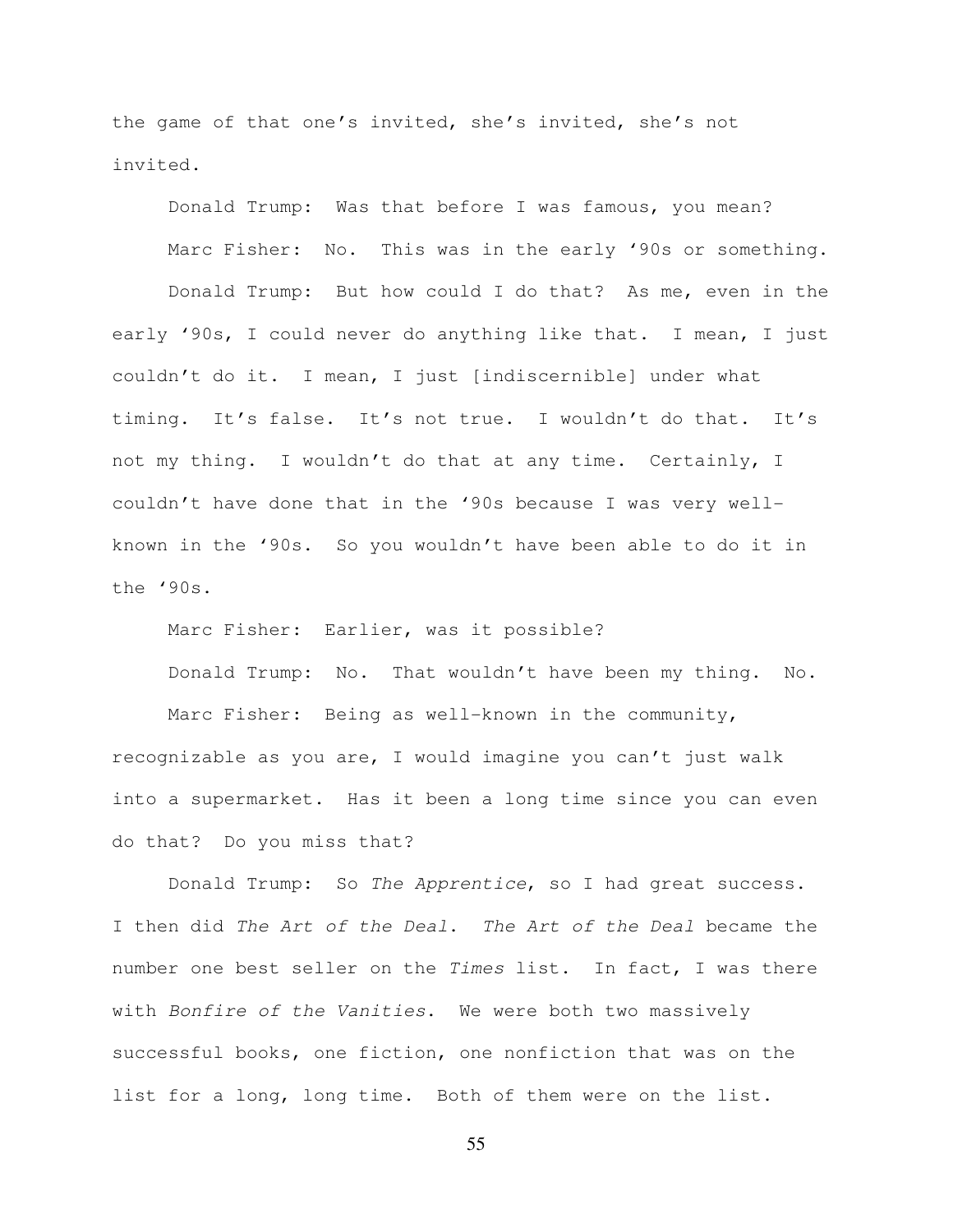the game of that one's invited, she's invited, she's not invited.

Donald Trump: Was that before I was famous, you mean?

Marc Fisher: No. This was in the early '90s or something.

Donald Trump: But how could I do that? As me, even in the early '90s, I could never do anything like that. I mean, I just couldn't do it. I mean, I just [indiscernible] under what timing. It's false. It's not true. I wouldn't do that. It's not my thing. I wouldn't do that at any time. Certainly, I couldn't have done that in the '90s because I was very well-known in the '90s. So you wouldn't have been able to do it in the '90s.

Marc Fisher: Earlier, was it possible?

Donald Trump: No. That wouldn't have been my thing. No.

Marc Fisher: Being as well-known in the community, recognizable as you are, I would imagine you can't just walk into a supermarket. Has it been a long time since you can even do that? Do you miss that?

Donald Trump: So *The Apprentice*, so I had great success. I then did *The Art of the Deal*. *The Art of the Deal* became the number one best seller on the *Times* list. In fact, I was there with *Bonfire of the Vanities*. We were both two massively successful books, one fiction, one nonfiction that was on the list for a long, long time. Both of them were on the list.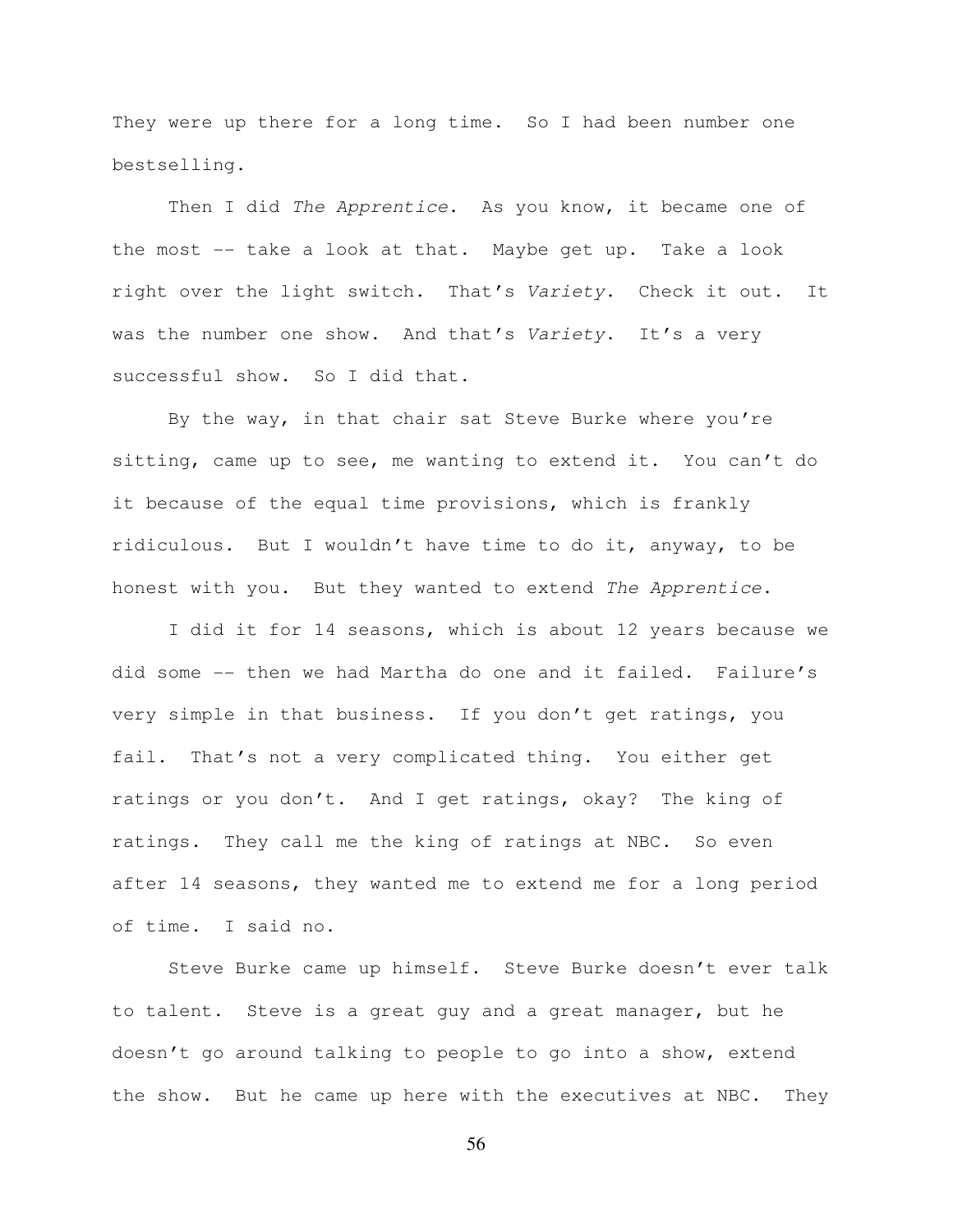They were up there for a long time. So I had been number one bestselling.

Then I did *The Apprentice*. As you know, it became one of the most -- take a look at that. Maybe get up. Take a look right over the light switch. That's *Variety*. Check it out. It was the number one show. And that's *Variety*. It's a very successful show. So I did that.

By the way, in that chair sat Steve Burke where you're sitting, came up to see, me wanting to extend it. You can't do it because of the equal time provisions, which is frankly ridiculous. But I wouldn't have time to do it, anyway, to be honest with you. But they wanted to extend *The Apprentice*.

I did it for 14 seasons, which is about 12 years because we did some -- then we had Martha do one and it failed. Failure's very simple in that business. If you don't get ratings, you fail. That's not a very complicated thing. You either get ratings or you don't. And I get ratings, okay? The king of ratings. They call me the king of ratings at NBC. So even after 14 seasons, they wanted me to extend me for a long period of time. I said no.

Steve Burke came up himself. Steve Burke doesn't ever talk to talent. Steve is a great guy and a great manager, but he doesn't go around talking to people to go into a show, extend the show. But he came up here with the executives at NBC. They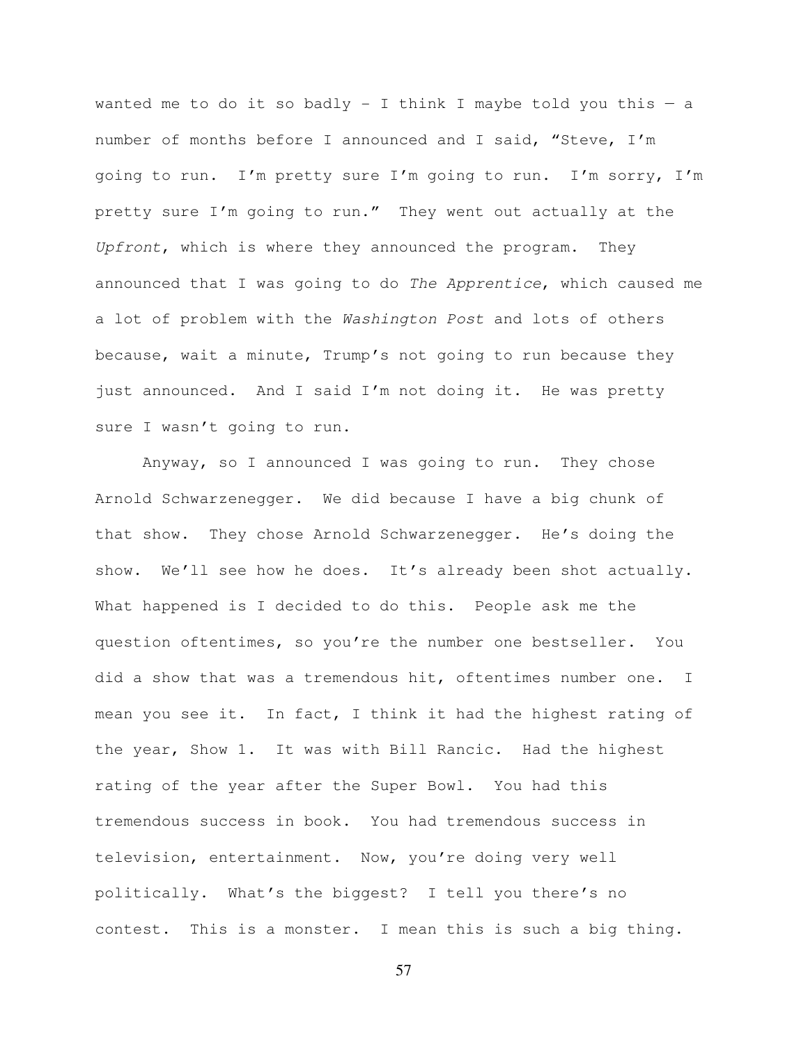wanted me to do it so badly - I think I maybe told you this — a number of months before I announced and I said, "Steve, I'm going to run. I'm pretty sure I'm going to run. I'm sorry, I'm pretty sure I'm going to run." They went out actually at the *Upfront*, which is where they announced the program. They announced that I was going to do *The Apprentice*, which caused me a lot of problem with the *Washington Post* and lots of others because, wait a minute, Trump's not going to run because they just announced. And I said I'm not doing it. He was pretty sure I wasn't going to run.

Anyway, so I announced I was going to run. They chose Arnold Schwarzenegger. We did because I have a big chunk of that show. They chose Arnold Schwarzenegger. He's doing the show. We'll see how he does. It's already been shot actually. What happened is I decided to do this. People ask me the question oftentimes, so you're the number one bestseller. You did a show that was a tremendous hit, oftentimes number one. I mean you see it. In fact, I think it had the highest rating of the year, Show 1. It was with Bill Rancic. Had the highest rating of the year after the Super Bowl. You had this tremendous success in book. You had tremendous success in television, entertainment. Now, you're doing very well politically. What's the biggest? I tell you there's no contest. This is a monster. I mean this is such a big thing.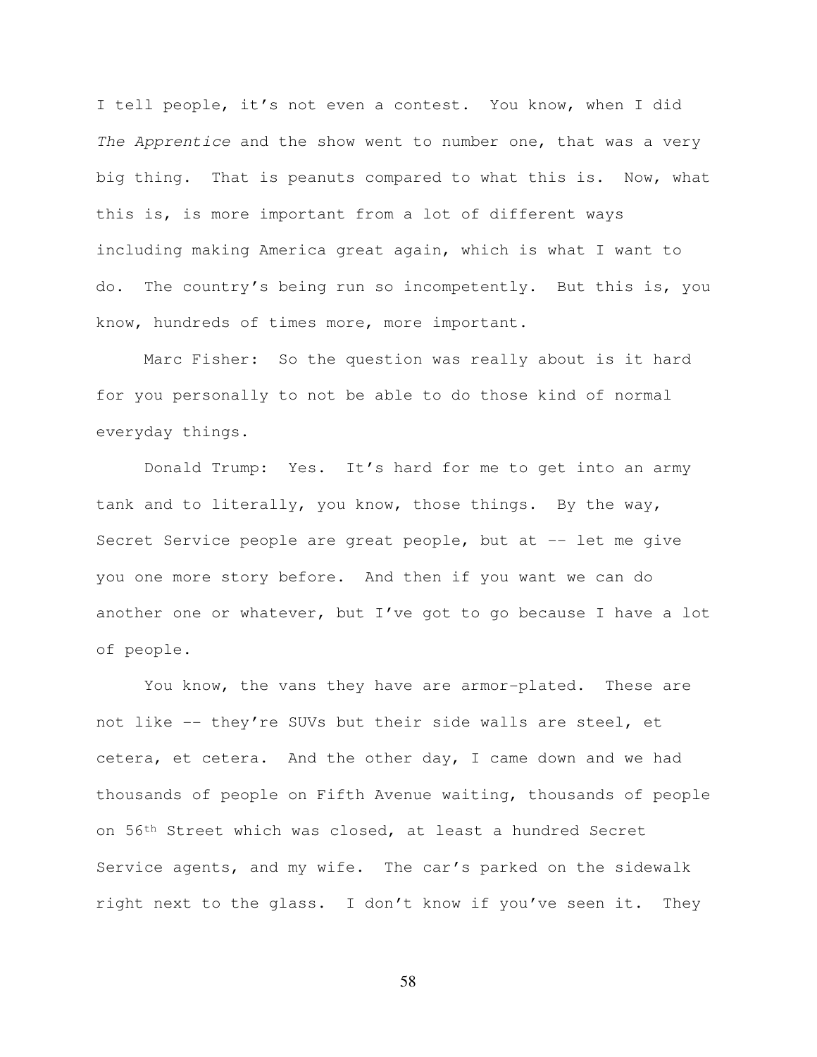I tell people, it's not even a contest. You know, when I did *The Apprentice* and the show went to number one, that was a very big thing. That is peanuts compared to what this is. Now, what this is, is more important from a lot of different ways including making America great again, which is what I want to do. The country's being run so incompetently. But this is, you know, hundreds of times more, more important.

Marc Fisher: So the question was really about is it hard for you personally to not be able to do those kind of normal everyday things.

Donald Trump: Yes. It's hard for me to get into an army tank and to literally, you know, those things. By the way, Secret Service people are great people, but at -- let me give you one more story before. And then if you want we can do another one or whatever, but I've got to go because I have a lot of people.

You know, the vans they have are armor-plated. These are not like -- they're SUVs but their side walls are steel, et cetera, et cetera. And the other day, I came down and we had thousands of people on Fifth Avenue waiting, thousands of people on 56th Street which was closed, at least a hundred Secret Service agents, and my wife. The car's parked on the sidewalk right next to the glass. I don't know if you've seen it. They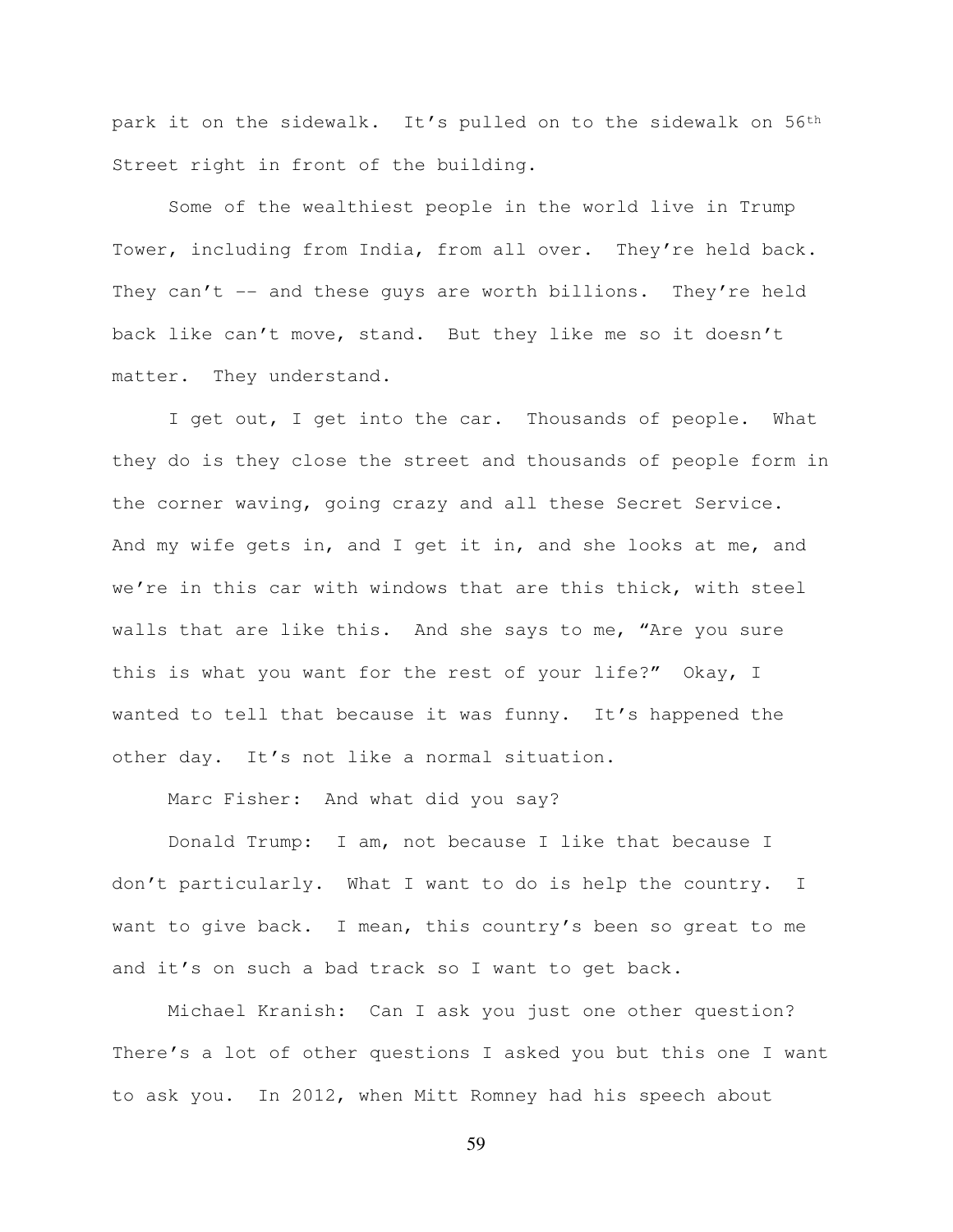park it on the sidewalk. It's pulled on to the sidewalk on 56th Street right in front of the building.

Some of the wealthiest people in the world live in Trump Tower, including from India, from all over. They're held back. They can't -- and these guys are worth billions. They're held back like can't move, stand. But they like me so it doesn't matter. They understand.

I get out, I get into the car. Thousands of people. What they do is they close the street and thousands of people form in the corner waving, going crazy and all these Secret Service. And my wife gets in, and I get it in, and she looks at me, and we're in this car with windows that are this thick, with steel walls that are like this. And she says to me, "Are you sure this is what you want for the rest of your life?" Okay, I wanted to tell that because it was funny. It's happened the other day. It's not like a normal situation.

Marc Fisher: And what did you say?

Donald Trump: I am, not because I like that because I don't particularly. What I want to do is help the country. I want to give back. I mean, this country's been so great to me and it's on such a bad track so I want to get back.

Michael Kranish: Can I ask you just one other question? There's a lot of other questions I asked you but this one I want to ask you. In 2012, when Mitt Romney had his speech about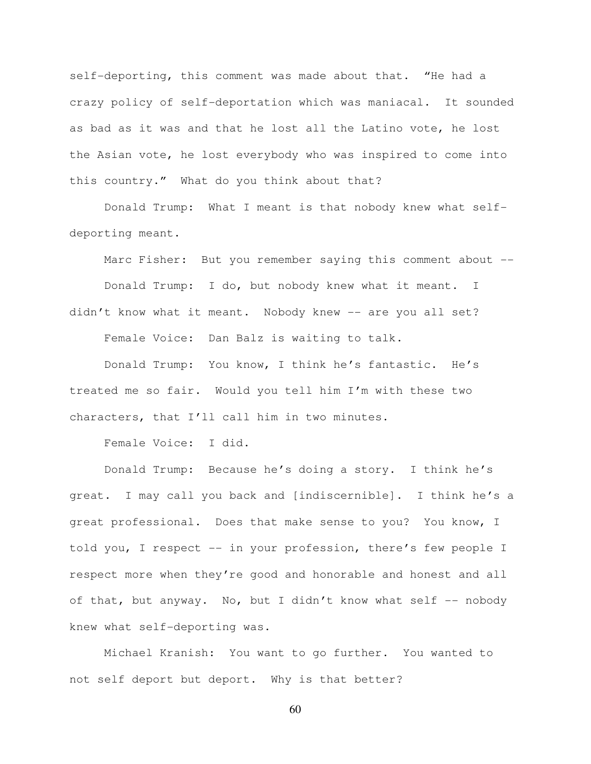self-deporting, this comment was made about that. "He had a crazy policy of self-deportation which was maniacal. It sounded as bad as it was and that he lost all the Latino vote, he lost the Asian vote, he lost everybody who was inspired to come into this country." What do you think about that?

Donald Trump: What I meant is that nobody knew what self-deporting meant.

Marc Fisher: But you remember saying this comment about --

Donald Trump: I do, but nobody knew what it meant. I didn't know what it meant. Nobody knew -- are you all set?

Female Voice: Dan Balz is waiting to talk.

Donald Trump: You know, I think he's fantastic. He's treated me so fair. Would you tell him I'm with these two characters, that I'll call him in two minutes.

Female Voice: I did.

Donald Trump: Because he's doing a story. I think he's great. I may call you back and [indiscernible]. I think he's a great professional. Does that make sense to you? You know, I told you, I respect -- in your profession, there's few people I respect more when they're good and honorable and honest and all of that, but anyway. No, but I didn't know what self -- nobody knew what self-deporting was.

Michael Kranish: You want to go further. You wanted to not self deport but deport. Why is that better?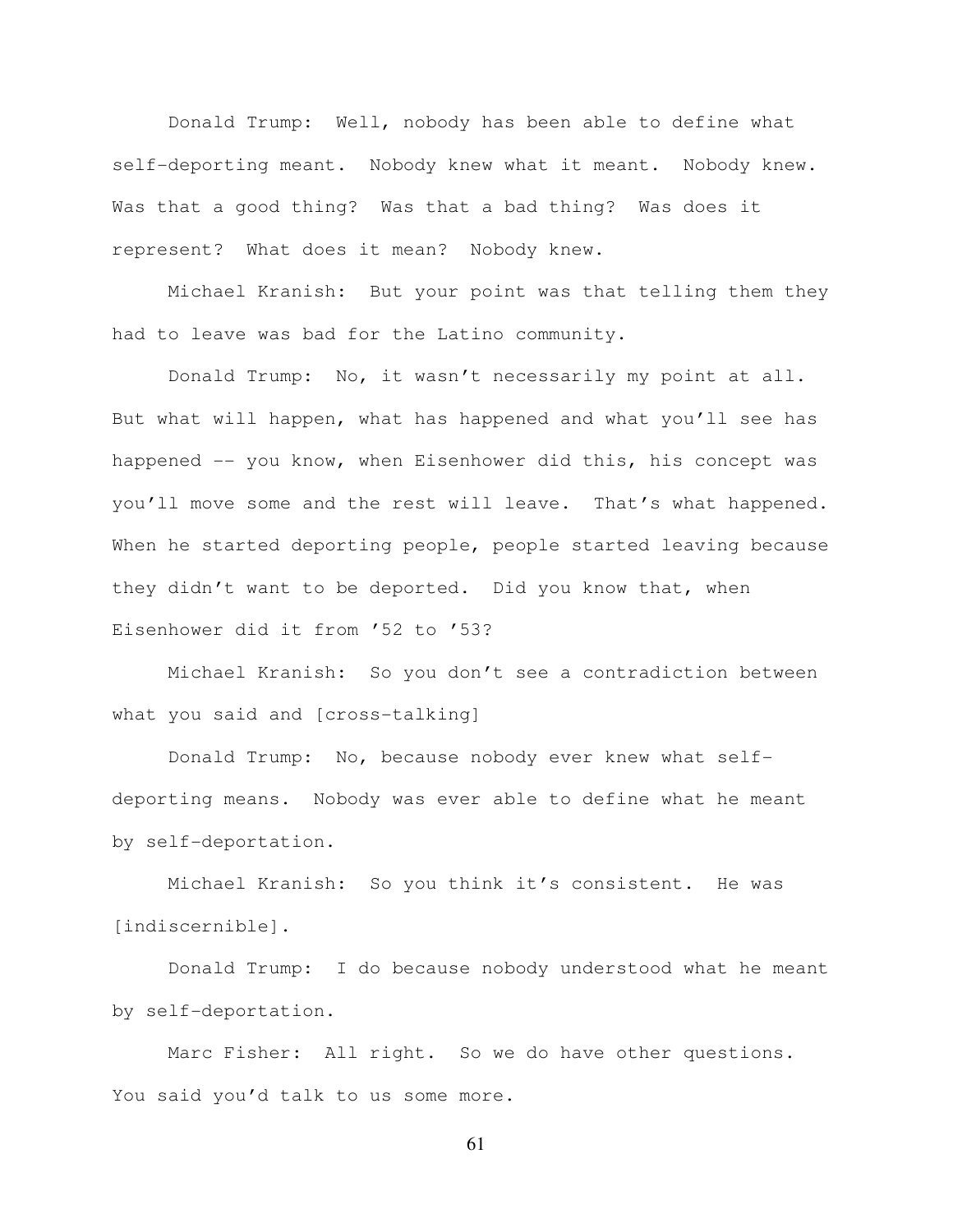Donald Trump: Well, nobody has been able to define what self-deporting meant. Nobody knew what it meant. Nobody knew. Was that a good thing? Was that a bad thing? Was does it represent? What does it mean? Nobody knew.

Michael Kranish: But your point was that telling them they had to leave was bad for the Latino community.

Donald Trump: No, it wasn't necessarily my point at all. But what will happen, what has happened and what you'll see has happened -- you know, when Eisenhower did this, his concept was you'll move some and the rest will leave. That's what happened. When he started deporting people, people started leaving because they didn't want to be deported. Did you know that, when Eisenhower did it from '52 to '53?

Michael Kranish: So you don't see a contradiction between what you said and [cross-talking]

Donald Trump: No, because nobody ever knew what self-deporting means. Nobody was ever able to define what he meant by self-deportation.

Michael Kranish: So you think it's consistent. He was [indiscernible].

Donald Trump: I do because nobody understood what he meant by self-deportation.

Marc Fisher: All right. So we do have other questions. You said you'd talk to us some more.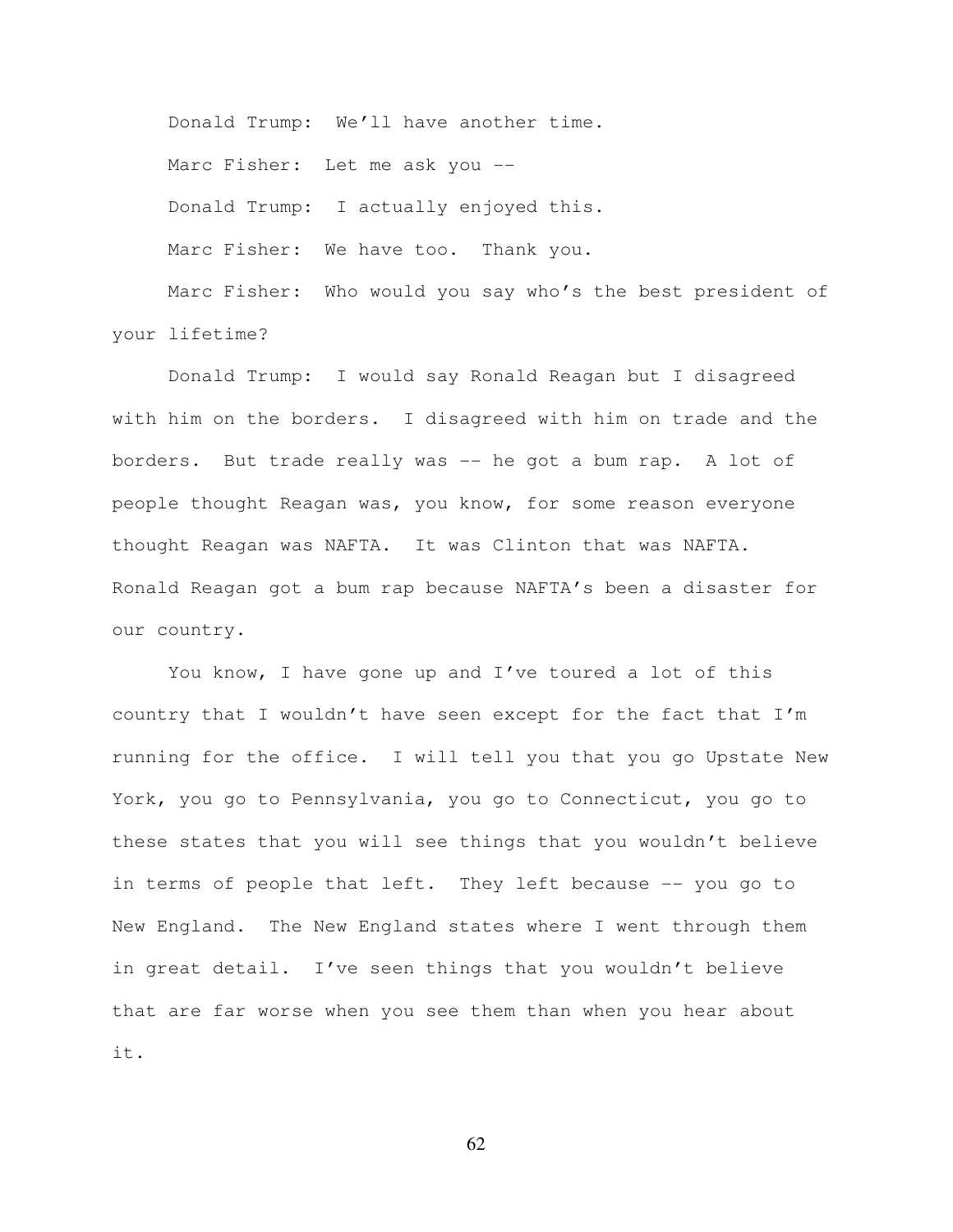Donald Trump: We'll have another time.

Marc Fisher: Let me ask you --

Donald Trump: I actually enjoyed this.

Marc Fisher: We have too. Thank you.

Marc Fisher: Who would you say who's the best president of your lifetime?

Donald Trump: I would say Ronald Reagan but I disagreed with him on the borders. I disagreed with him on trade and the borders. But trade really was -- he got a bum rap. A lot of people thought Reagan was, you know, for some reason everyone thought Reagan was NAFTA. It was Clinton that was NAFTA. Ronald Reagan got a bum rap because NAFTA's been a disaster for our country.

You know, I have gone up and I've toured a lot of this country that I wouldn't have seen except for the fact that I'm running for the office. I will tell you that you go Upstate New York, you go to Pennsylvania, you go to Connecticut, you go to these states that you will see things that you wouldn't believe in terms of people that left. They left because -- you go to New England. The New England states where I went through them in great detail. I've seen things that you wouldn't believe that are far worse when you see them than when you hear about it.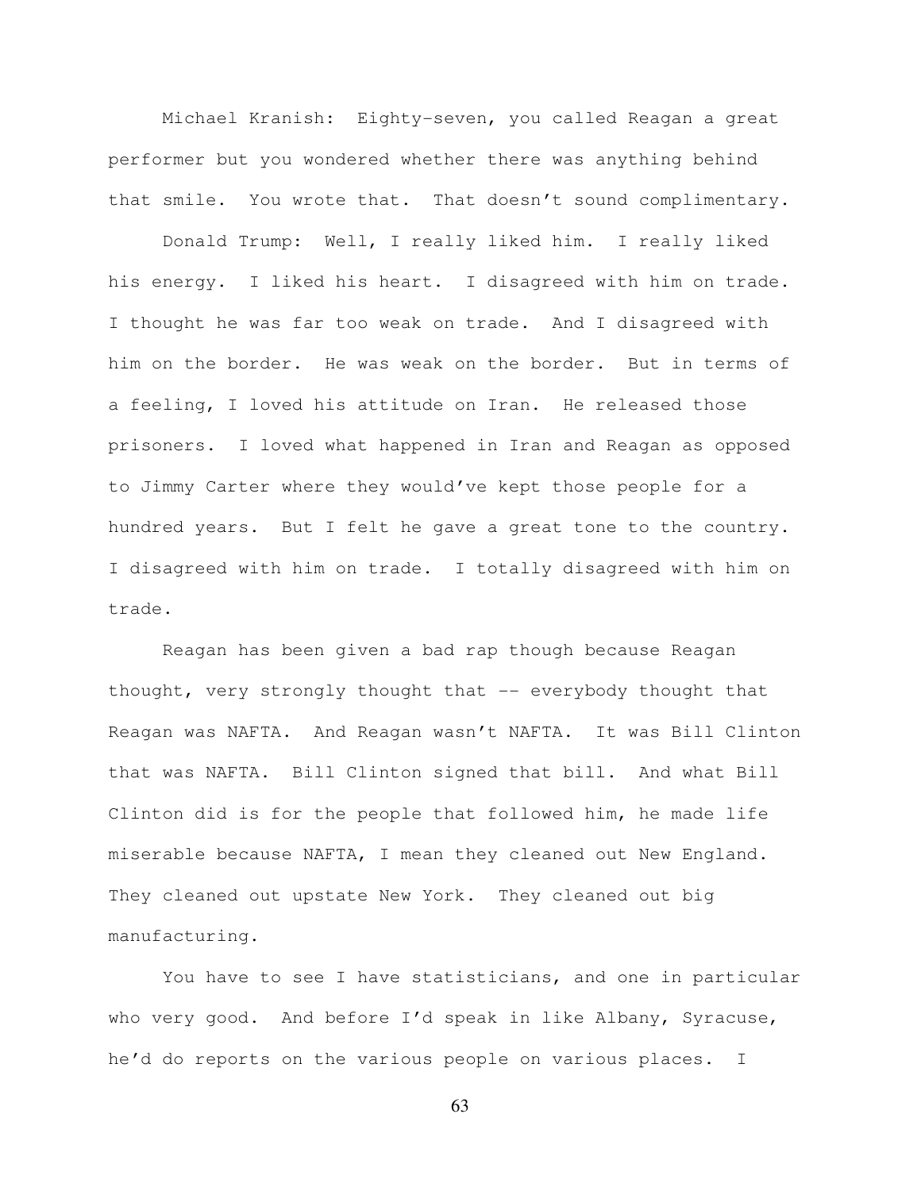Michael Kranish: Eighty-seven, you called Reagan a great performer but you wondered whether there was anything behind that smile. You wrote that. That doesn't sound complimentary.

Donald Trump: Well, I really liked him. I really liked his energy. I liked his heart. I disagreed with him on trade. I thought he was far too weak on trade. And I disagreed with him on the border. He was weak on the border. But in terms of a feeling, I loved his attitude on Iran. He released those prisoners. I loved what happened in Iran and Reagan as opposed to Jimmy Carter where they would've kept those people for a hundred years. But I felt he gave a great tone to the country. I disagreed with him on trade. I totally disagreed with him on trade.

Reagan has been given a bad rap though because Reagan thought, very strongly thought that -- everybody thought that Reagan was NAFTA. And Reagan wasn't NAFTA. It was Bill Clinton that was NAFTA. Bill Clinton signed that bill. And what Bill Clinton did is for the people that followed him, he made life miserable because NAFTA, I mean they cleaned out New England. They cleaned out upstate New York. They cleaned out big manufacturing.

You have to see I have statisticians, and one in particular who very good. And before I'd speak in like Albany, Syracuse, he'd do reports on the various people on various places. I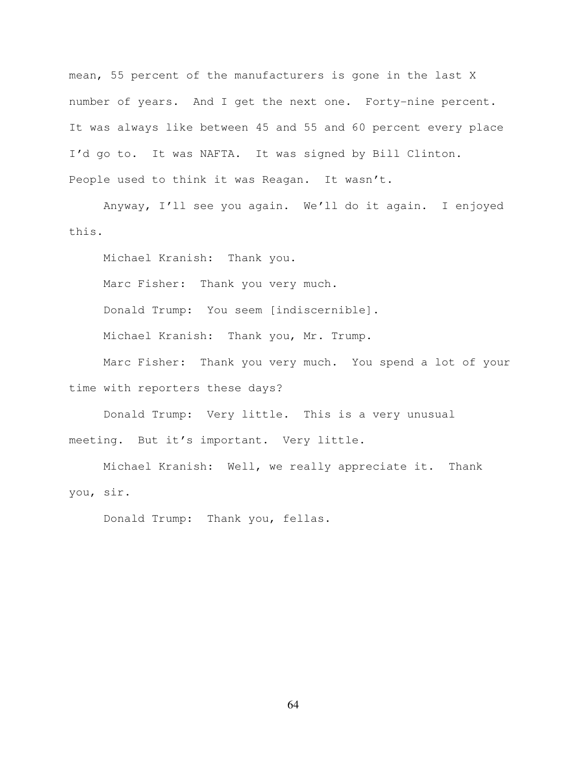mean, 55 percent of the manufacturers is gone in the last X number of years. And I get the next one. Forty-nine percent. It was always like between 45 and 55 and 60 percent every place I'd go to. It was NAFTA. It was signed by Bill Clinton. People used to think it was Reagan. It wasn't.

Anyway, I'll see you again. We'll do it again. I enjoyed this.

Michael Kranish: Thank you.

Marc Fisher: Thank you very much.

Donald Trump: You seem [indiscernible].

Michael Kranish: Thank you, Mr. Trump.

Marc Fisher: Thank you very much. You spend a lot of your time with reporters these days?

Donald Trump: Very little. This is a very unusual meeting. But it's important. Very little.

Michael Kranish: Well, we really appreciate it. Thank you, sir.

Donald Trump: Thank you, fellas.